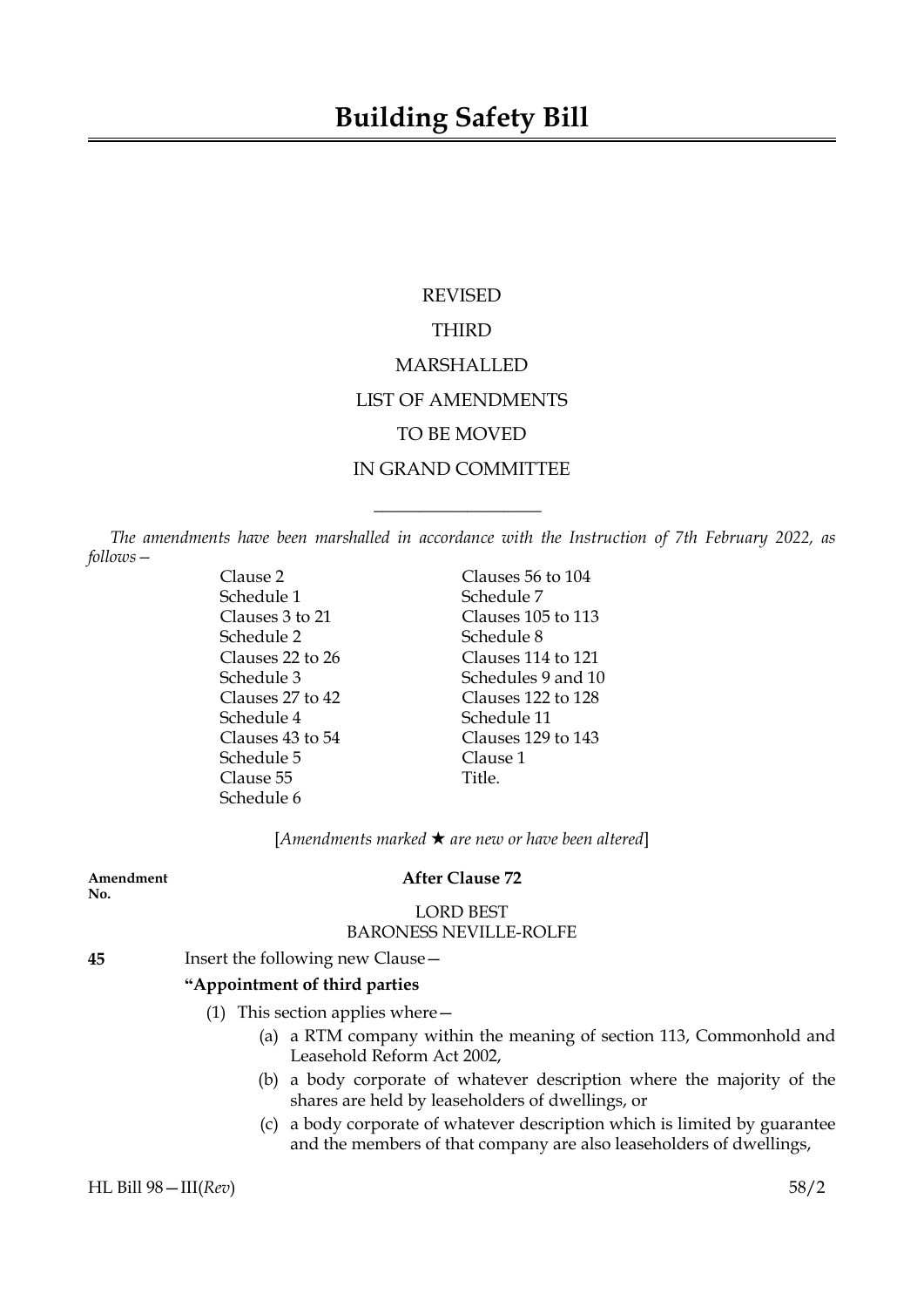# Building Safety Bill

REVISED

THIRD

MARSHALLED

LIST OF AMENDMENTS

TO BE MOVED

IN GRAND COMMITTEE

---

*The amendments have been marshalled in accordance with the Instruction of 7th February 2022, as follows—*

Clause 2
Schedule 1
Clauses 3 to 21
Schedule 2
Clauses 22 to 26
Schedule 3
Clauses 27 to 42
Schedule 4
Clauses 43 to 54
Schedule 5
Clause 55
Schedule 6
Clauses 56 to 104
Schedule 7
Clauses 105 to 113
Schedule 8
Clauses 114 to 121
Schedules 9 and 10
Clauses 122 to 128
Schedule 11
Clauses 129 to 143
Clause 1
Title.

[*Amendments marked ★ are new or have been altered*]

**Amendment No.**

**After Clause 72**

LORD BEST
BARONESS NEVILLE-ROLFE

**45** Insert the following new Clause—

**"Appointment of third parties**

(1) This section applies where—

(a) a RTM company within the meaning of section 113, Commonhold and Leasehold Reform Act 2002,

(b) a body corporate of whatever description where the majority of the shares are held by leaseholders of dwellings, or

(c) a body corporate of whatever description which is limited by guarantee and the members of that company are also leaseholders of dwellings,

HL Bill 98—III(*Rev*) 58/2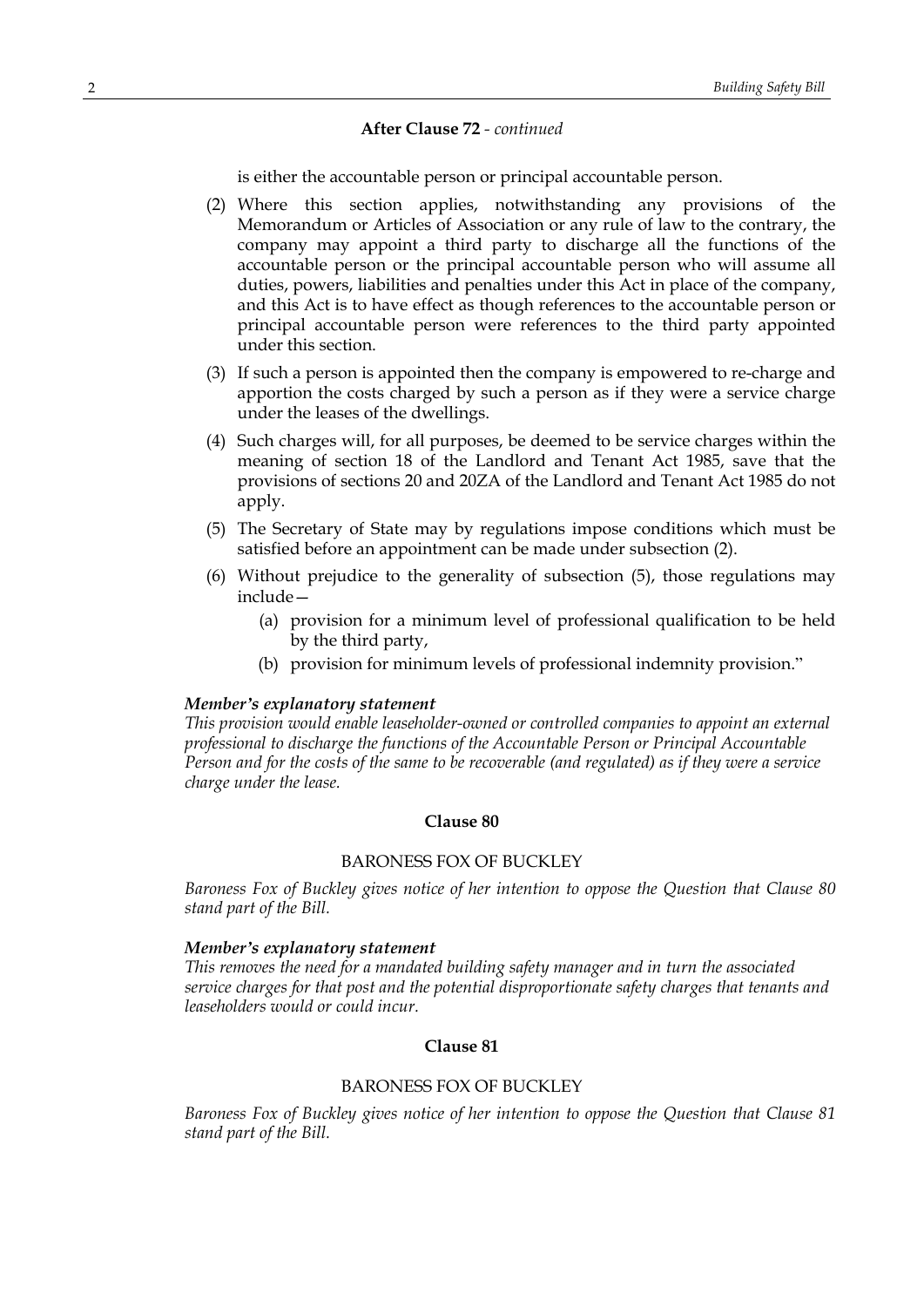**After Clause 72** - *continued*

is either the accountable person or principal accountable person.

(2) Where this section applies, notwithstanding any provisions of the Memorandum or Articles of Association or any rule of law to the contrary, the company may appoint a third party to discharge all the functions of the accountable person or the principal accountable person who will assume all duties, powers, liabilities and penalties under this Act in place of the company, and this Act is to have effect as though references to the accountable person or principal accountable person were references to the third party appointed under this section.

(3) If such a person is appointed then the company is empowered to re-charge and apportion the costs charged by such a person as if they were a service charge under the leases of the dwellings.

(4) Such charges will, for all purposes, be deemed to be service charges within the meaning of section 18 of the Landlord and Tenant Act 1985, save that the provisions of sections 20 and 20ZA of the Landlord and Tenant Act 1985 do not apply.

(5) The Secretary of State may by regulations impose conditions which must be satisfied before an appointment can be made under subsection (2).

(6) Without prejudice to the generality of subsection (5), those regulations may include—

(a) provision for a minimum level of professional qualification to be held by the third party,

(b) provision for minimum levels of professional indemnity provision."

***Member's explanatory statement***

*This provision would enable leaseholder-owned or controlled companies to appoint an external professional to discharge the functions of the Accountable Person or Principal Accountable Person and for the costs of the same to be recoverable (and regulated) as if they were a service charge under the lease.*

**Clause 80**

BARONESS FOX OF BUCKLEY

*Baroness Fox of Buckley gives notice of her intention to oppose the Question that Clause 80 stand part of the Bill.*

***Member's explanatory statement***

*This removes the need for a mandated building safety manager and in turn the associated service charges for that post and the potential disproportionate safety charges that tenants and leaseholders would or could incur.*

**Clause 81**

BARONESS FOX OF BUCKLEY

*Baroness Fox of Buckley gives notice of her intention to oppose the Question that Clause 81 stand part of the Bill.*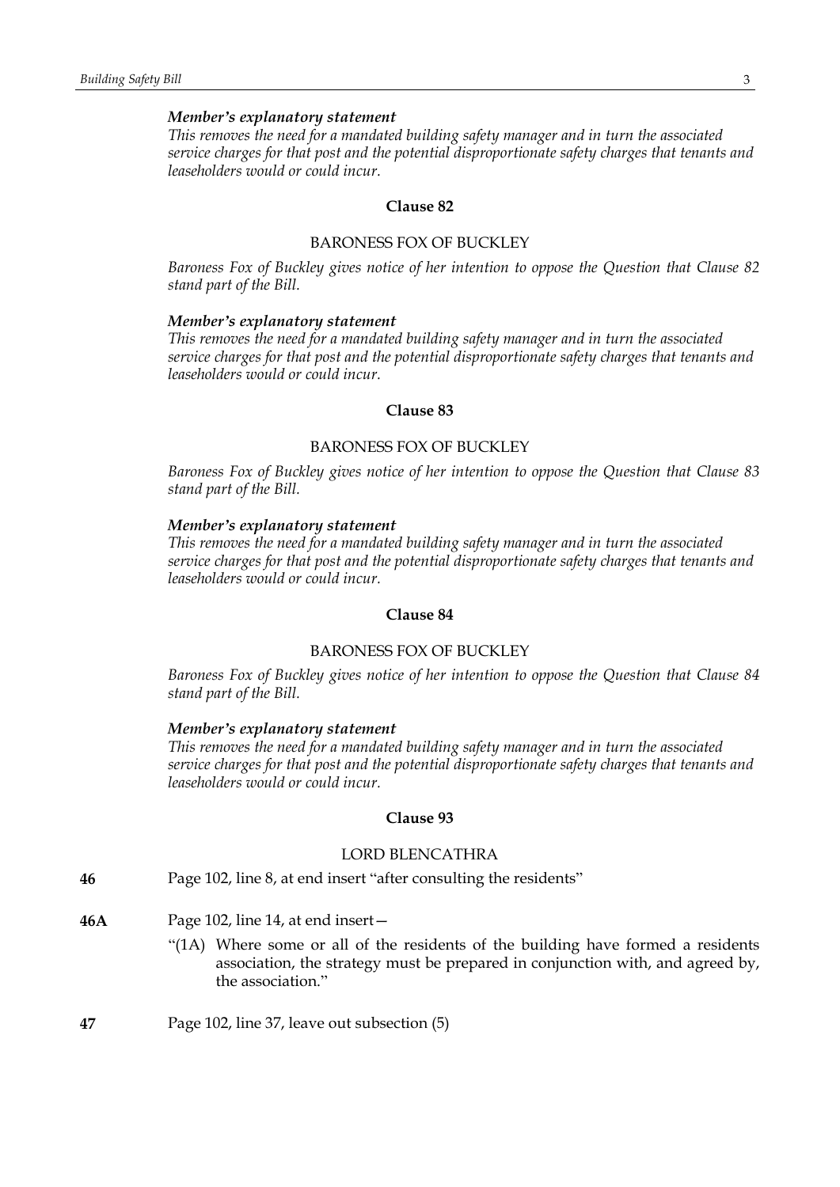*Member's explanatory statement*

*This removes the need for a mandated building safety manager and in turn the associated service charges for that post and the potential disproportionate safety charges that tenants and leaseholders would or could incur.*

**Clause 82**

BARONESS FOX OF BUCKLEY

*Baroness Fox of Buckley gives notice of her intention to oppose the Question that Clause 82 stand part of the Bill.*

*Member's explanatory statement*

*This removes the need for a mandated building safety manager and in turn the associated service charges for that post and the potential disproportionate safety charges that tenants and leaseholders would or could incur.*

**Clause 83**

BARONESS FOX OF BUCKLEY

*Baroness Fox of Buckley gives notice of her intention to oppose the Question that Clause 83 stand part of the Bill.*

*Member's explanatory statement*

*This removes the need for a mandated building safety manager and in turn the associated service charges for that post and the potential disproportionate safety charges that tenants and leaseholders would or could incur.*

**Clause 84**

BARONESS FOX OF BUCKLEY

*Baroness Fox of Buckley gives notice of her intention to oppose the Question that Clause 84 stand part of the Bill.*

*Member's explanatory statement*

*This removes the need for a mandated building safety manager and in turn the associated service charges for that post and the potential disproportionate safety charges that tenants and leaseholders would or could incur.*

**Clause 93**

LORD BLENCATHRA

**46** Page 102, line 8, at end insert "after consulting the residents"

**46A** Page 102, line 14, at end insert—

"(1A) Where some or all of the residents of the building have formed a residents association, the strategy must be prepared in conjunction with, and agreed by, the association."

**47** Page 102, line 37, leave out subsection (5)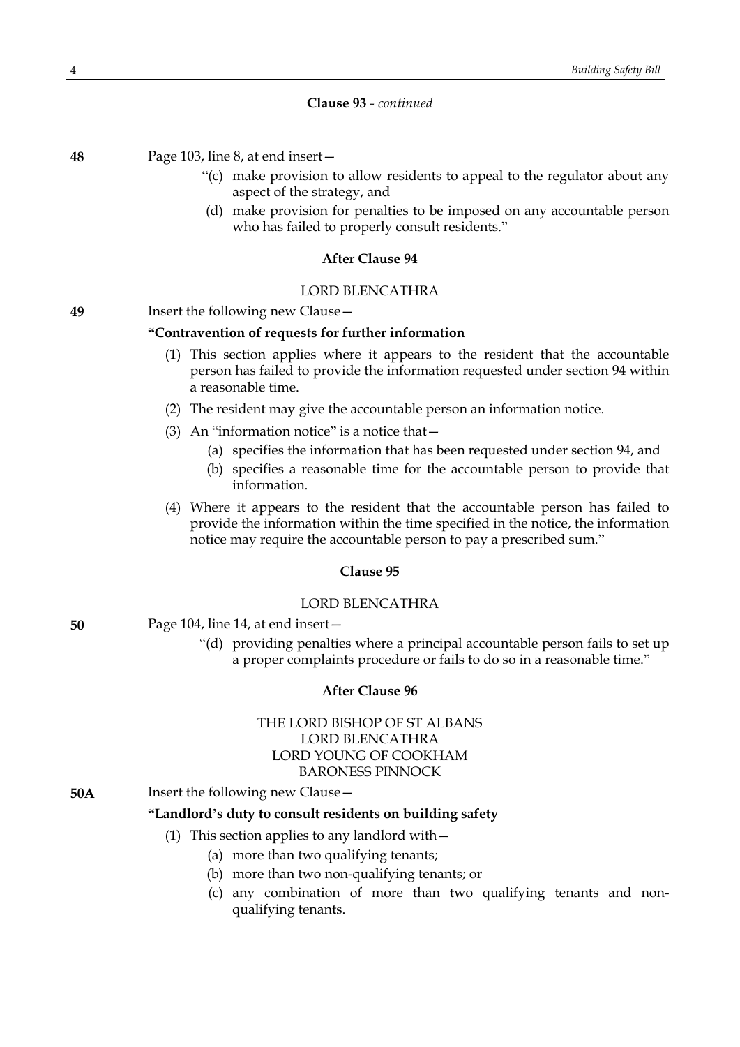**Clause 93** - *continued*

**48** Page 103, line 8, at end insert—

"(c) make provision to allow residents to appeal to the regulator about any aspect of the strategy, and

(d) make provision for penalties to be imposed on any accountable person who has failed to properly consult residents."

**After Clause 94**

LORD BLENCATHRA

**49** Insert the following new Clause—

**"Contravention of requests for further information**

(1) This section applies where it appears to the resident that the accountable person has failed to provide the information requested under section 94 within a reasonable time.

(2) The resident may give the accountable person an information notice.

(3) An "information notice" is a notice that—

(a) specifies the information that has been requested under section 94, and

(b) specifies a reasonable time for the accountable person to provide that information.

(4) Where it appears to the resident that the accountable person has failed to provide the information within the time specified in the notice, the information notice may require the accountable person to pay a prescribed sum."

**Clause 95**

LORD BLENCATHRA

**50** Page 104, line 14, at end insert—

"(d) providing penalties where a principal accountable person fails to set up a proper complaints procedure or fails to do so in a reasonable time."

**After Clause 96**

THE LORD BISHOP OF ST ALBANS
LORD BLENCATHRA
LORD YOUNG OF COOKHAM
BARONESS PINNOCK

**50A** Insert the following new Clause—

**"Landlord's duty to consult residents on building safety**

(1) This section applies to any landlord with—

(a) more than two qualifying tenants;

(b) more than two non-qualifying tenants; or

(c) any combination of more than two qualifying tenants and non-qualifying tenants.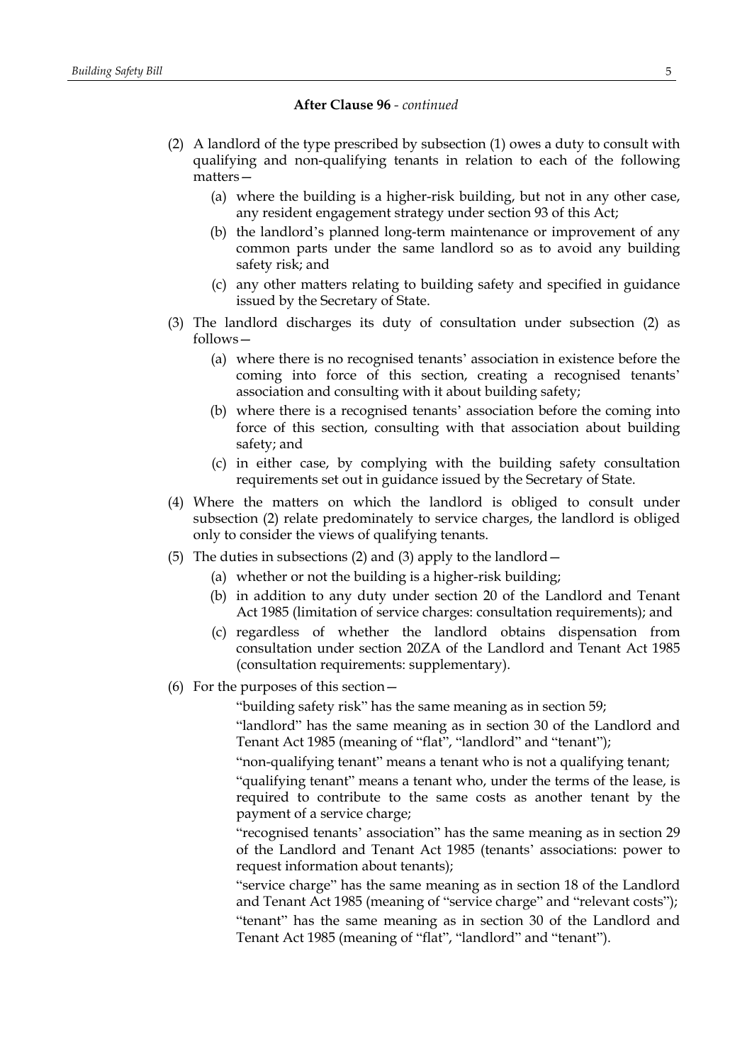**After Clause 96** - *continued*

(2) A landlord of the type prescribed by subsection (1) owes a duty to consult with qualifying and non-qualifying tenants in relation to each of the following matters—

   (a) where the building is a higher-risk building, but not in any other case, any resident engagement strategy under section 93 of this Act;

   (b) the landlord's planned long-term maintenance or improvement of any common parts under the same landlord so as to avoid any building safety risk; and

   (c) any other matters relating to building safety and specified in guidance issued by the Secretary of State.

(3) The landlord discharges its duty of consultation under subsection (2) as follows—

   (a) where there is no recognised tenants' association in existence before the coming into force of this section, creating a recognised tenants' association and consulting with it about building safety;

   (b) where there is a recognised tenants' association before the coming into force of this section, consulting with that association about building safety; and

   (c) in either case, by complying with the building safety consultation requirements set out in guidance issued by the Secretary of State.

(4) Where the matters on which the landlord is obliged to consult under subsection (2) relate predominately to service charges, the landlord is obliged only to consider the views of qualifying tenants.

(5) The duties in subsections (2) and (3) apply to the landlord—

   (a) whether or not the building is a higher-risk building;

   (b) in addition to any duty under section 20 of the Landlord and Tenant Act 1985 (limitation of service charges: consultation requirements); and

   (c) regardless of whether the landlord obtains dispensation from consultation under section 20ZA of the Landlord and Tenant Act 1985 (consultation requirements: supplementary).

(6) For the purposes of this section—

   "building safety risk" has the same meaning as in section 59;

   "landlord" has the same meaning as in section 30 of the Landlord and Tenant Act 1985 (meaning of "flat", "landlord" and "tenant");

   "non-qualifying tenant" means a tenant who is not a qualifying tenant;

   "qualifying tenant" means a tenant who, under the terms of the lease, is required to contribute to the same costs as another tenant by the payment of a service charge;

   "recognised tenants' association" has the same meaning as in section 29 of the Landlord and Tenant Act 1985 (tenants' associations: power to request information about tenants);

   "service charge" has the same meaning as in section 18 of the Landlord and Tenant Act 1985 (meaning of "service charge" and "relevant costs");

   "tenant" has the same meaning as in section 30 of the Landlord and Tenant Act 1985 (meaning of "flat", "landlord" and "tenant").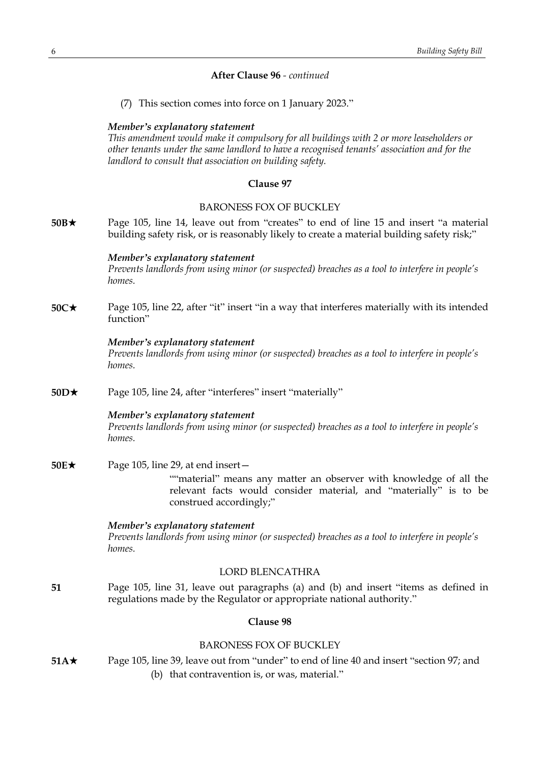**After Clause 96** - *continued*

(7) This section comes into force on 1 January 2023."

***Member's explanatory statement***
*This amendment would make it compulsory for all buildings with 2 or more leaseholders or other tenants under the same landlord to have a recognised tenants' association and for the landlord to consult that association on building safety.*

**Clause 97**

BARONESS FOX OF BUCKLEY

**50B★** Page 105, line 14, leave out from "creates" to end of line 15 and insert "a material building safety risk, or is reasonably likely to create a material building safety risk;"

***Member's explanatory statement***
*Prevents landlords from using minor (or suspected) breaches as a tool to interfere in people's homes.*

**50C★** Page 105, line 22, after "it" insert "in a way that interferes materially with its intended function"

***Member's explanatory statement***
*Prevents landlords from using minor (or suspected) breaches as a tool to interfere in people's homes.*

**50D★** Page 105, line 24, after "interferes" insert "materially"

***Member's explanatory statement***
*Prevents landlords from using minor (or suspected) breaches as a tool to interfere in people's homes.*

**50E★** Page 105, line 29, at end insert—

""material" means any matter an observer with knowledge of all the relevant facts would consider material, and "materially" is to be construed accordingly;"

***Member's explanatory statement***
*Prevents landlords from using minor (or suspected) breaches as a tool to interfere in people's homes.*

LORD BLENCATHRA

**51** Page 105, line 31, leave out paragraphs (a) and (b) and insert "items as defined in regulations made by the Regulator or appropriate national authority."

**Clause 98**

BARONESS FOX OF BUCKLEY

**51A★** Page 105, line 39, leave out from "under" to end of line 40 and insert "section 97; and

(b) that contravention is, or was, material."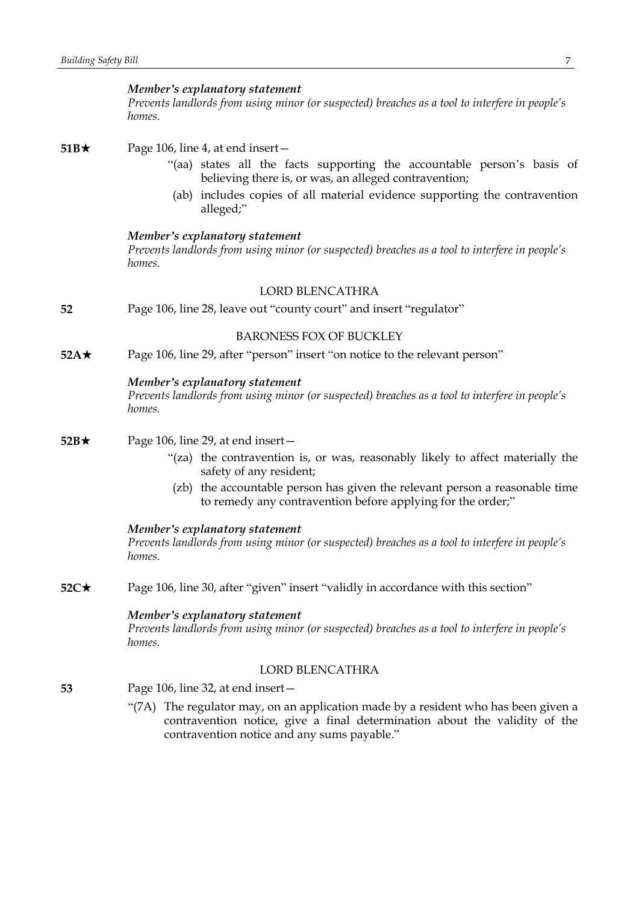*Member's explanatory statement*
*Prevents landlords from using minor (or suspected) breaches as a tool to interfere in people's homes.*

**51B★** Page 106, line 4, at end insert—

"(aa) states all the facts supporting the accountable person's basis of believing there is, or was, an alleged contravention;

(ab) includes copies of all material evidence supporting the contravention alleged;"

*Member's explanatory statement*
*Prevents landlords from using minor (or suspected) breaches as a tool to interfere in people's homes.*

LORD BLENCATHRA

**52** Page 106, line 28, leave out "county court" and insert "regulator"

BARONESS FOX OF BUCKLEY

**52A★** Page 106, line 29, after "person" insert "on notice to the relevant person"

*Member's explanatory statement*
*Prevents landlords from using minor (or suspected) breaches as a tool to interfere in people's homes.*

**52B★** Page 106, line 29, at end insert—

"(za) the contravention is, or was, reasonably likely to affect materially the safety of any resident;

(zb) the accountable person has given the relevant person a reasonable time to remedy any contravention before applying for the order;"

*Member's explanatory statement*
*Prevents landlords from using minor (or suspected) breaches as a tool to interfere in people's homes.*

**52C★** Page 106, line 30, after "given" insert "validly in accordance with this section"

*Member's explanatory statement*
*Prevents landlords from using minor (or suspected) breaches as a tool to interfere in people's homes.*

LORD BLENCATHRA

**53** Page 106, line 32, at end insert—

"(7A) The regulator may, on an application made by a resident who has been given a contravention notice, give a final determination about the validity of the contravention notice and any sums payable."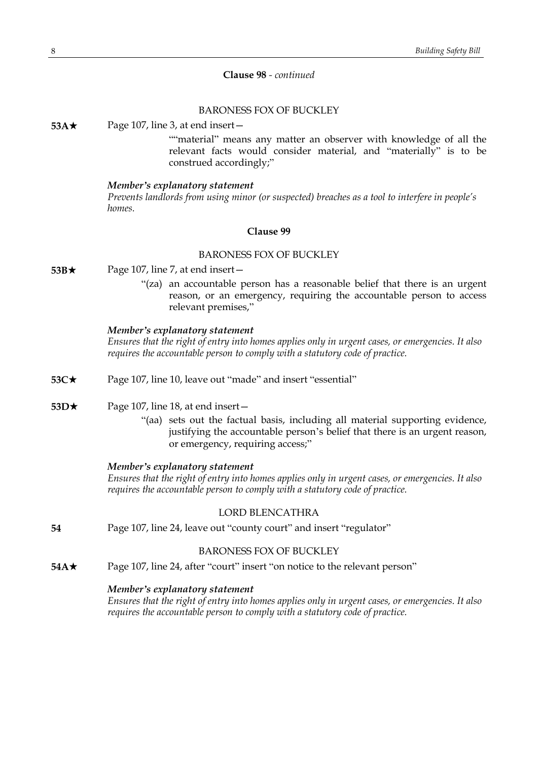**Clause 98** - *continued*

BARONESS FOX OF BUCKLEY

**53A★** Page 107, line 3, at end insert—

> ""material" means any matter an observer with knowledge of all the relevant facts would consider material, and "materially" is to be construed accordingly;"

***Member's explanatory statement***

*Prevents landlords from using minor (or suspected) breaches as a tool to interfere in people's homes.*

**Clause 99**

BARONESS FOX OF BUCKLEY

**53B★** Page 107, line 7, at end insert—

> "(za) an accountable person has a reasonable belief that there is an urgent reason, or an emergency, requiring the accountable person to access relevant premises,"

***Member's explanatory statement***

*Ensures that the right of entry into homes applies only in urgent cases, or emergencies. It also requires the accountable person to comply with a statutory code of practice.*

**53C★** Page 107, line 10, leave out "made" and insert "essential"

**53D★** Page 107, line 18, at end insert—

> "(aa) sets out the factual basis, including all material supporting evidence, justifying the accountable person's belief that there is an urgent reason, or emergency, requiring access;"

***Member's explanatory statement***

*Ensures that the right of entry into homes applies only in urgent cases, or emergencies. It also requires the accountable person to comply with a statutory code of practice.*

LORD BLENCATHRA

**54** Page 107, line 24, leave out "county court" and insert "regulator"

BARONESS FOX OF BUCKLEY

**54A★** Page 107, line 24, after "court" insert "on notice to the relevant person"

***Member's explanatory statement***

*Ensures that the right of entry into homes applies only in urgent cases, or emergencies. It also requires the accountable person to comply with a statutory code of practice.*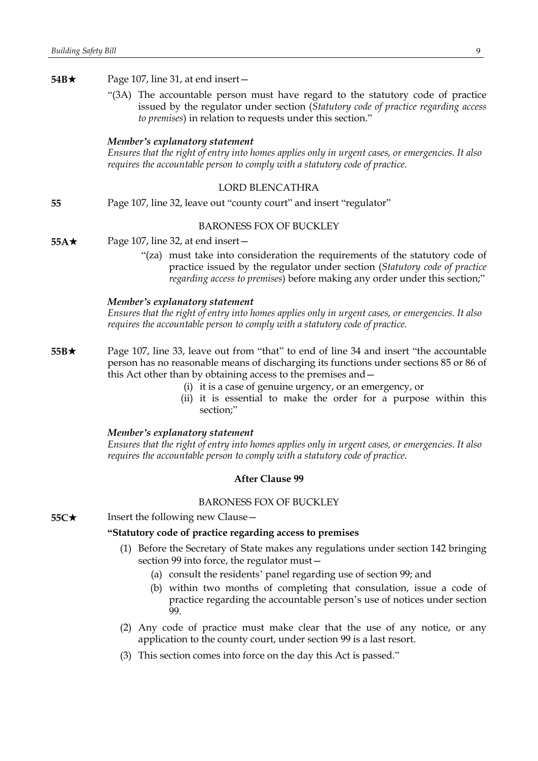**54B★** Page 107, line 31, at end insert—

"(3A) The accountable person must have regard to the statutory code of practice issued by the regulator under section (*Statutory code of practice regarding access to premises*) in relation to requests under this section."

***Member's explanatory statement***

*Ensures that the right of entry into homes applies only in urgent cases, or emergencies. It also requires the accountable person to comply with a statutory code of practice.*

LORD BLENCATHRA

**55** Page 107, line 32, leave out "county court" and insert "regulator"

BARONESS FOX OF BUCKLEY

**55A★** Page 107, line 32, at end insert—

"(za) must take into consideration the requirements of the statutory code of practice issued by the regulator under section (*Statutory code of practice regarding access to premises*) before making any order under this section;"

***Member's explanatory statement***

*Ensures that the right of entry into homes applies only in urgent cases, or emergencies. It also requires the accountable person to comply with a statutory code of practice.*

**55B★** Page 107, line 33, leave out from "that" to end of line 34 and insert "the accountable person has no reasonable means of discharging its functions under sections 85 or 86 of this Act other than by obtaining access to the premises and—

(i) it is a case of genuine urgency, or an emergency, or

(ii) it is essential to make the order for a purpose within this section;"

***Member's explanatory statement***

*Ensures that the right of entry into homes applies only in urgent cases, or emergencies. It also requires the accountable person to comply with a statutory code of practice.*

**After Clause 99**

BARONESS FOX OF BUCKLEY

**55C★** Insert the following new Clause—

**"Statutory code of practice regarding access to premises**

(1) Before the Secretary of State makes any regulations under section 142 bringing section 99 into force, the regulator must—

(a) consult the residents' panel regarding use of section 99; and

(b) within two months of completing that consulation, issue a code of practice regarding the accountable person's use of notices under section 99.

(2) Any code of practice must make clear that the use of any notice, or any application to the county court, under section 99 is a last resort.

(3) This section comes into force on the day this Act is passed."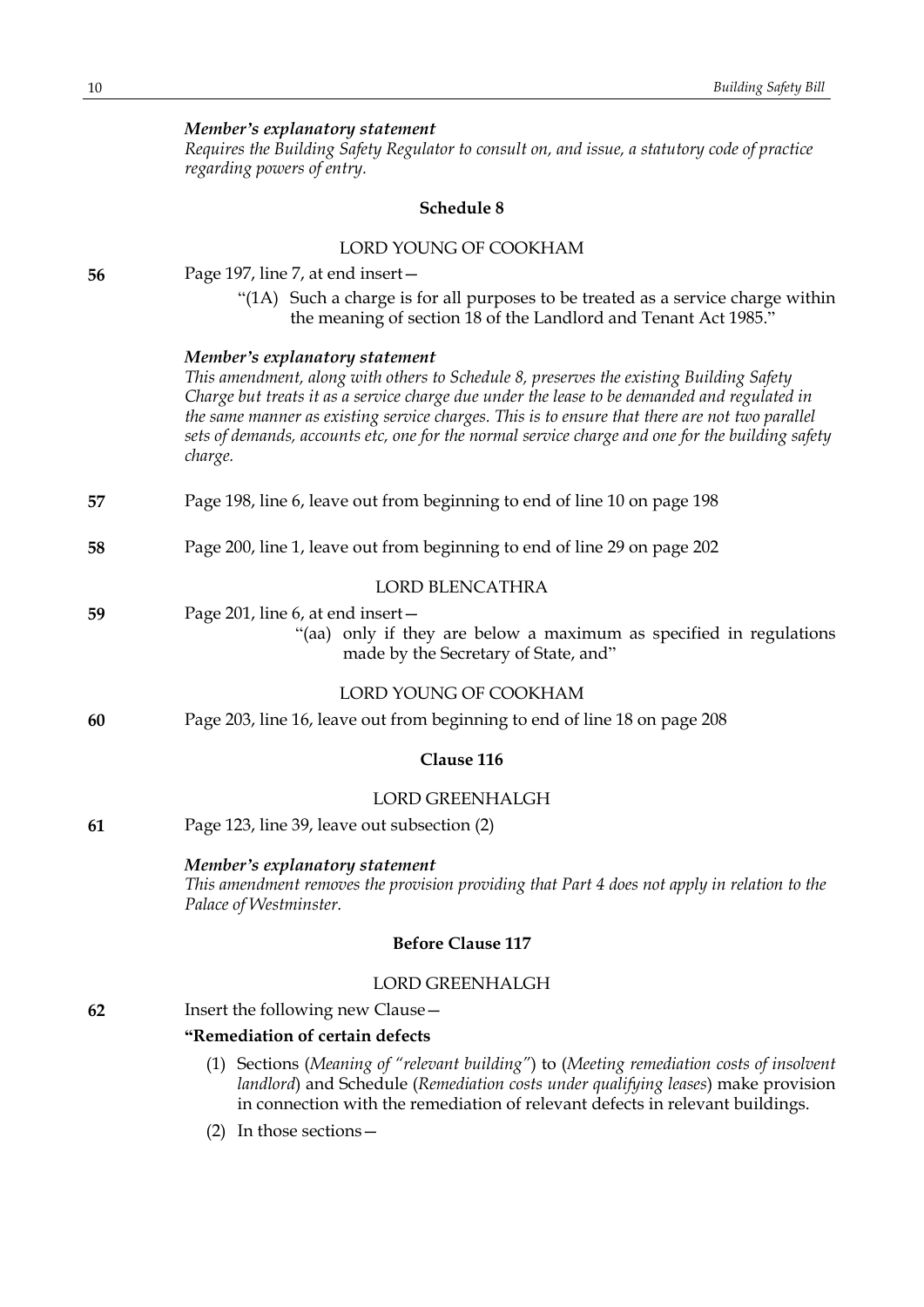*Member's explanatory statement*

*Requires the Building Safety Regulator to consult on, and issue, a statutory code of practice regarding powers of entry.*

### Schedule 8

LORD YOUNG OF COOKHAM

**56** Page 197, line 7, at end insert—

"(1A) Such a charge is for all purposes to be treated as a service charge within the meaning of section 18 of the Landlord and Tenant Act 1985."

*Member's explanatory statement*

*This amendment, along with others to Schedule 8, preserves the existing Building Safety Charge but treats it as a service charge due under the lease to be demanded and regulated in the same manner as existing service charges. This is to ensure that there are not two parallel sets of demands, accounts etc, one for the normal service charge and one for the building safety charge.*

**57** Page 198, line 6, leave out from beginning to end of line 10 on page 198

**58** Page 200, line 1, leave out from beginning to end of line 29 on page 202

LORD BLENCATHRA

**59** Page 201, line 6, at end insert—

"(aa) only if they are below a maximum as specified in regulations made by the Secretary of State, and"

LORD YOUNG OF COOKHAM

**60** Page 203, line 16, leave out from beginning to end of line 18 on page 208

### Clause 116

LORD GREENHALGH

**61** Page 123, line 39, leave out subsection (2)

*Member's explanatory statement*

*This amendment removes the provision providing that Part 4 does not apply in relation to the Palace of Westminster.*

### Before Clause 117

LORD GREENHALGH

**62** Insert the following new Clause—

**"Remediation of certain defects**

(1) Sections (*Meaning of "relevant building"*) to (*Meeting remediation costs of insolvent landlord*) and Schedule (*Remediation costs under qualifying leases*) make provision in connection with the remediation of relevant defects in relevant buildings.

(2) In those sections—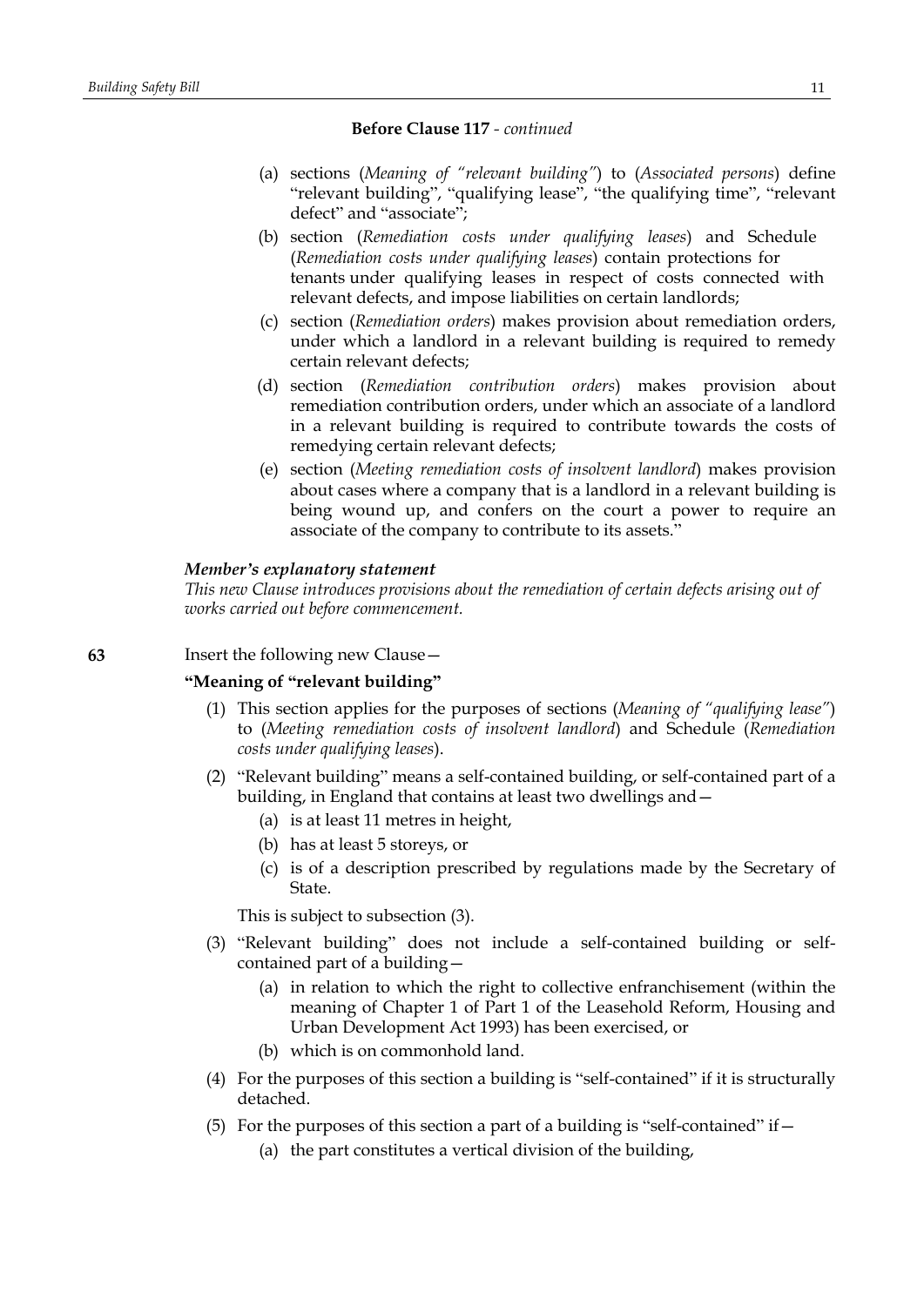**Before Clause 117** - *continued*

(a) sections (*Meaning of "relevant building"*) to (*Associated persons*) define "relevant building", "qualifying lease", "the qualifying time", "relevant defect" and "associate";

(b) section (*Remediation costs under qualifying leases*) and Schedule (*Remediation costs under qualifying leases*) contain protections for tenants under qualifying leases in respect of costs connected with relevant defects, and impose liabilities on certain landlords;

(c) section (*Remediation orders*) makes provision about remediation orders, under which a landlord in a relevant building is required to remedy certain relevant defects;

(d) section (*Remediation contribution orders*) makes provision about remediation contribution orders, under which an associate of a landlord in a relevant building is required to contribute towards the costs of remedying certain relevant defects;

(e) section (*Meeting remediation costs of insolvent landlord*) makes provision about cases where a company that is a landlord in a relevant building is being wound up, and confers on the court a power to require an associate of the company to contribute to its assets."

***Member's explanatory statement***

*This new Clause introduces provisions about the remediation of certain defects arising out of works carried out before commencement.*

**63** Insert the following new Clause—

**"Meaning of "relevant building"**

(1) This section applies for the purposes of sections (*Meaning of "qualifying lease"*) to (*Meeting remediation costs of insolvent landlord*) and Schedule (*Remediation costs under qualifying leases*).

(2) "Relevant building" means a self-contained building, or self-contained part of a building, in England that contains at least two dwellings and—

(a) is at least 11 metres in height,

(b) has at least 5 storeys, or

(c) is of a description prescribed by regulations made by the Secretary of State.

This is subject to subsection (3).

(3) "Relevant building" does not include a self-contained building or self-contained part of a building—

(a) in relation to which the right to collective enfranchisement (within the meaning of Chapter 1 of Part 1 of the Leasehold Reform, Housing and Urban Development Act 1993) has been exercised, or

(b) which is on commonhold land.

(4) For the purposes of this section a building is "self-contained" if it is structurally detached.

(5) For the purposes of this section a part of a building is "self-contained" if—

(a) the part constitutes a vertical division of the building,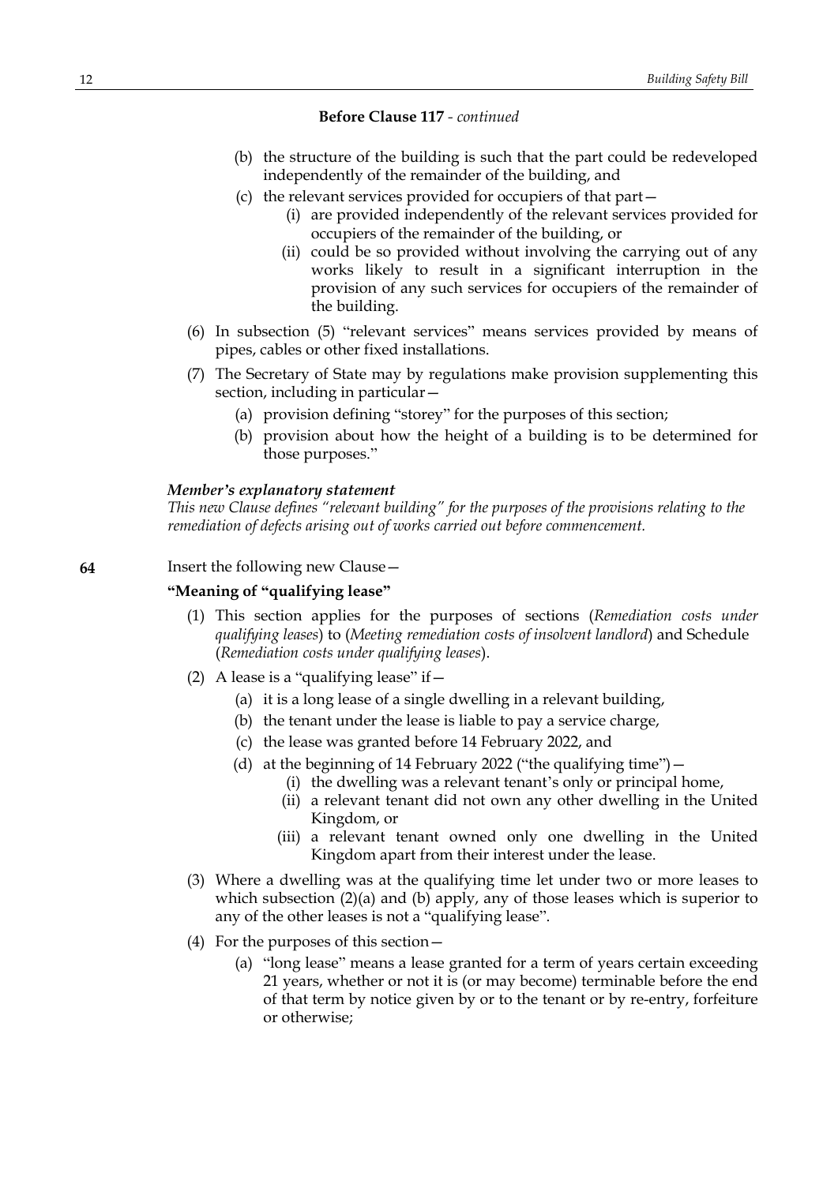**Before Clause 117** - *continued*

(b) the structure of the building is such that the part could be redeveloped independently of the remainder of the building, and

(c) the relevant services provided for occupiers of that part—

(i) are provided independently of the relevant services provided for occupiers of the remainder of the building, or

(ii) could be so provided without involving the carrying out of any works likely to result in a significant interruption in the provision of any such services for occupiers of the remainder of the building.

(6) In subsection (5) "relevant services" means services provided by means of pipes, cables or other fixed installations.

(7) The Secretary of State may by regulations make provision supplementing this section, including in particular—

(a) provision defining "storey" for the purposes of this section;

(b) provision about how the height of a building is to be determined for those purposes."

***Member's explanatory statement***

*This new Clause defines "relevant building" for the purposes of the provisions relating to the remediation of defects arising out of works carried out before commencement.*

**64** Insert the following new Clause—

**"Meaning of "qualifying lease"**

(1) This section applies for the purposes of sections (*Remediation costs under qualifying leases*) to (*Meeting remediation costs of insolvent landlord*) and Schedule (*Remediation costs under qualifying leases*).

(2) A lease is a "qualifying lease" if—

(a) it is a long lease of a single dwelling in a relevant building,

(b) the tenant under the lease is liable to pay a service charge,

(c) the lease was granted before 14 February 2022, and

(d) at the beginning of 14 February 2022 ("the qualifying time")—

(i) the dwelling was a relevant tenant's only or principal home,

(ii) a relevant tenant did not own any other dwelling in the United Kingdom, or

(iii) a relevant tenant owned only one dwelling in the United Kingdom apart from their interest under the lease.

(3) Where a dwelling was at the qualifying time let under two or more leases to which subsection (2)(a) and (b) apply, any of those leases which is superior to any of the other leases is not a "qualifying lease".

(4) For the purposes of this section—

(a) "long lease" means a lease granted for a term of years certain exceeding 21 years, whether or not it is (or may become) terminable before the end of that term by notice given by or to the tenant or by re-entry, forfeiture or otherwise;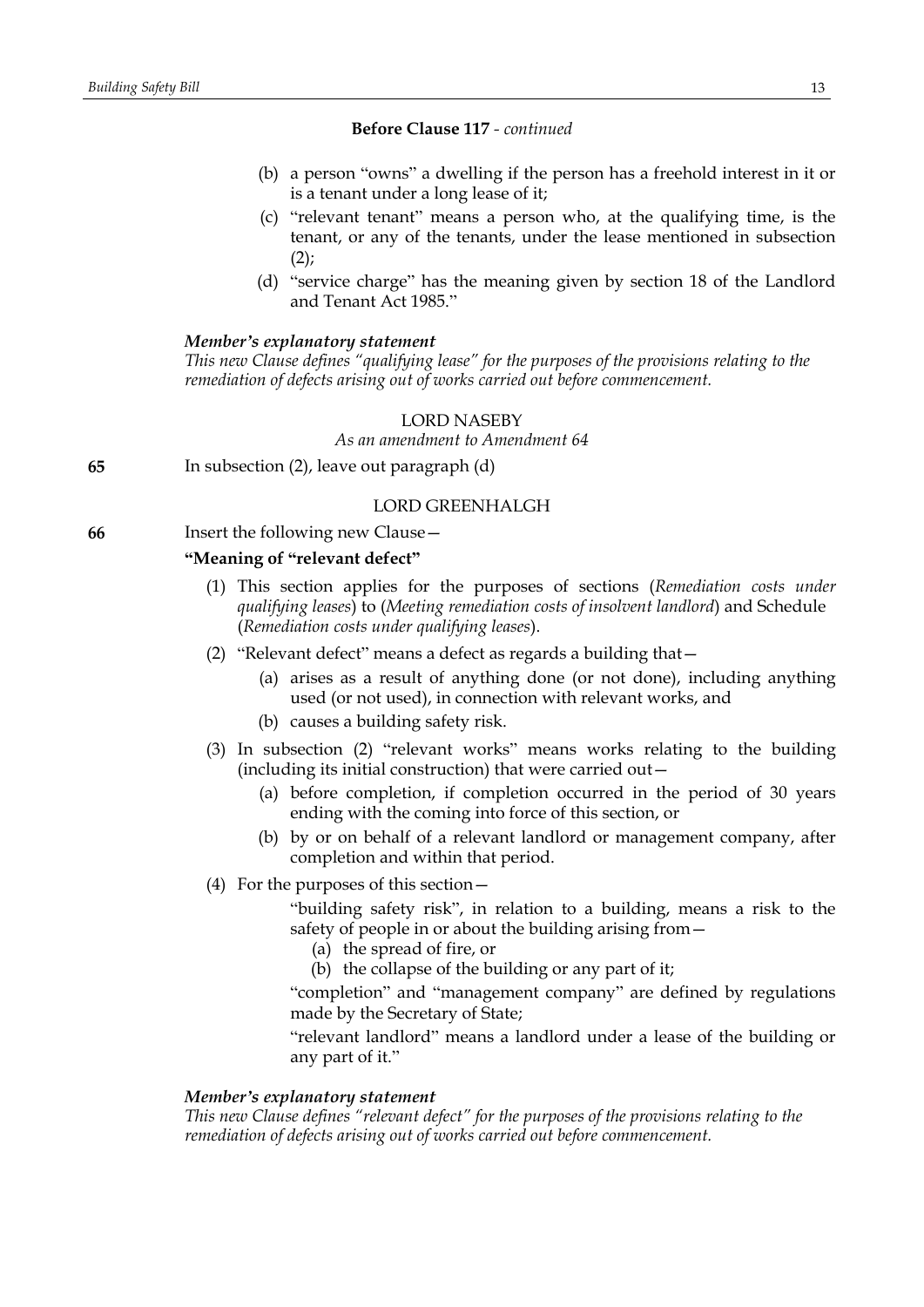**Before Clause 117** - *continued*

(b) a person "owns" a dwelling if the person has a freehold interest in it or is a tenant under a long lease of it;

(c) "relevant tenant" means a person who, at the qualifying time, is the tenant, or any of the tenants, under the lease mentioned in subsection (2);

(d) "service charge" has the meaning given by section 18 of the Landlord and Tenant Act 1985."

***Member's explanatory statement***

*This new Clause defines "qualifying lease" for the purposes of the provisions relating to the remediation of defects arising out of works carried out before commencement.*

LORD NASEBY

*As an amendment to Amendment 64*

**65** In subsection (2), leave out paragraph (d)

LORD GREENHALGH

**66** Insert the following new Clause—

**"Meaning of "relevant defect"**

(1) This section applies for the purposes of sections (*Remediation costs under qualifying leases*) to (*Meeting remediation costs of insolvent landlord*) and Schedule (*Remediation costs under qualifying leases*).

(2) "Relevant defect" means a defect as regards a building that—

(a) arises as a result of anything done (or not done), including anything used (or not used), in connection with relevant works, and

(b) causes a building safety risk.

(3) In subsection (2) "relevant works" means works relating to the building (including its initial construction) that were carried out—

(a) before completion, if completion occurred in the period of 30 years ending with the coming into force of this section, or

(b) by or on behalf of a relevant landlord or management company, after completion and within that period.

(4) For the purposes of this section—

"building safety risk", in relation to a building, means a risk to the safety of people in or about the building arising from—

(a) the spread of fire, or

(b) the collapse of the building or any part of it;

"completion" and "management company" are defined by regulations made by the Secretary of State;

"relevant landlord" means a landlord under a lease of the building or any part of it."

***Member's explanatory statement***

*This new Clause defines "relevant defect" for the purposes of the provisions relating to the remediation of defects arising out of works carried out before commencement.*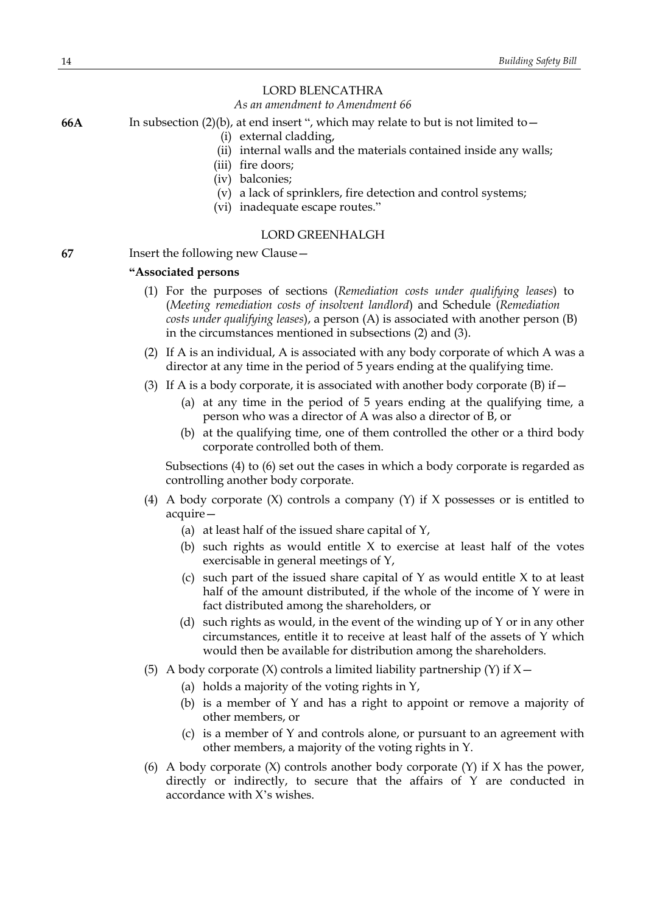LORD BLENCATHRA

*As an amendment to Amendment 66*

**66A** In subsection (2)(b), at end insert ", which may relate to but is not limited to—

(i) external cladding,

(ii) internal walls and the materials contained inside any walls;

(iii) fire doors;

(iv) balconies;

(v) a lack of sprinklers, fire detection and control systems;

(vi) inadequate escape routes."

LORD GREENHALGH

**67** Insert the following new Clause—

**"Associated persons**

(1) For the purposes of sections (*Remediation costs under qualifying leases*) to (*Meeting remediation costs of insolvent landlord*) and Schedule (*Remediation costs under qualifying leases*), a person (A) is associated with another person (B) in the circumstances mentioned in subsections (2) and (3).

(2) If A is an individual, A is associated with any body corporate of which A was a director at any time in the period of 5 years ending at the qualifying time.

(3) If A is a body corporate, it is associated with another body corporate (B) if—

(a) at any time in the period of 5 years ending at the qualifying time, a person who was a director of A was also a director of B, or

(b) at the qualifying time, one of them controlled the other or a third body corporate controlled both of them.

Subsections (4) to (6) set out the cases in which a body corporate is regarded as controlling another body corporate.

(4) A body corporate (X) controls a company (Y) if X possesses or is entitled to acquire—

(a) at least half of the issued share capital of Y,

(b) such rights as would entitle X to exercise at least half of the votes exercisable in general meetings of Y,

(c) such part of the issued share capital of Y as would entitle X to at least half of the amount distributed, if the whole of the income of Y were in fact distributed among the shareholders, or

(d) such rights as would, in the event of the winding up of Y or in any other circumstances, entitle it to receive at least half of the assets of Y which would then be available for distribution among the shareholders.

(5) A body corporate (X) controls a limited liability partnership (Y) if X—

(a) holds a majority of the voting rights in Y,

(b) is a member of Y and has a right to appoint or remove a majority of other members, or

(c) is a member of Y and controls alone, or pursuant to an agreement with other members, a majority of the voting rights in Y.

(6) A body corporate (X) controls another body corporate (Y) if X has the power, directly or indirectly, to secure that the affairs of Y are conducted in accordance with X's wishes.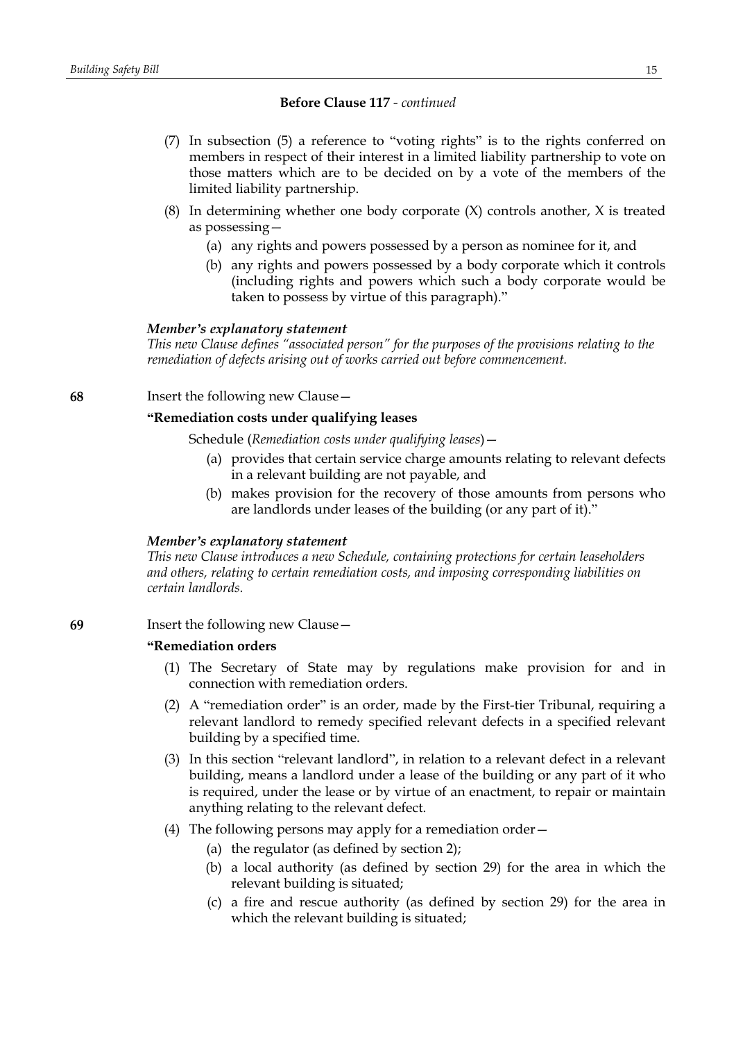**Before Clause 117** *- continued*

(7) In subsection (5) a reference to "voting rights" is to the rights conferred on members in respect of their interest in a limited liability partnership to vote on those matters which are to be decided on by a vote of the members of the limited liability partnership.

(8) In determining whether one body corporate (X) controls another, X is treated as possessing—

(a) any rights and powers possessed by a person as nominee for it, and

(b) any rights and powers possessed by a body corporate which it controls (including rights and powers which such a body corporate would be taken to possess by virtue of this paragraph)."

***Member's explanatory statement***

*This new Clause defines "associated person" for the purposes of the provisions relating to the remediation of defects arising out of works carried out before commencement.*

**68** Insert the following new Clause—

**"Remediation costs under qualifying leases**

Schedule (*Remediation costs under qualifying leases*)—

(a) provides that certain service charge amounts relating to relevant defects in a relevant building are not payable, and

(b) makes provision for the recovery of those amounts from persons who are landlords under leases of the building (or any part of it)."

***Member's explanatory statement***

*This new Clause introduces a new Schedule, containing protections for certain leaseholders and others, relating to certain remediation costs, and imposing corresponding liabilities on certain landlords.*

**69** Insert the following new Clause—

**"Remediation orders**

(1) The Secretary of State may by regulations make provision for and in connection with remediation orders.

(2) A "remediation order" is an order, made by the First-tier Tribunal, requiring a relevant landlord to remedy specified relevant defects in a specified relevant building by a specified time.

(3) In this section "relevant landlord", in relation to a relevant defect in a relevant building, means a landlord under a lease of the building or any part of it who is required, under the lease or by virtue of an enactment, to repair or maintain anything relating to the relevant defect.

(4) The following persons may apply for a remediation order—

(a) the regulator (as defined by section 2);

(b) a local authority (as defined by section 29) for the area in which the relevant building is situated;

(c) a fire and rescue authority (as defined by section 29) for the area in which the relevant building is situated;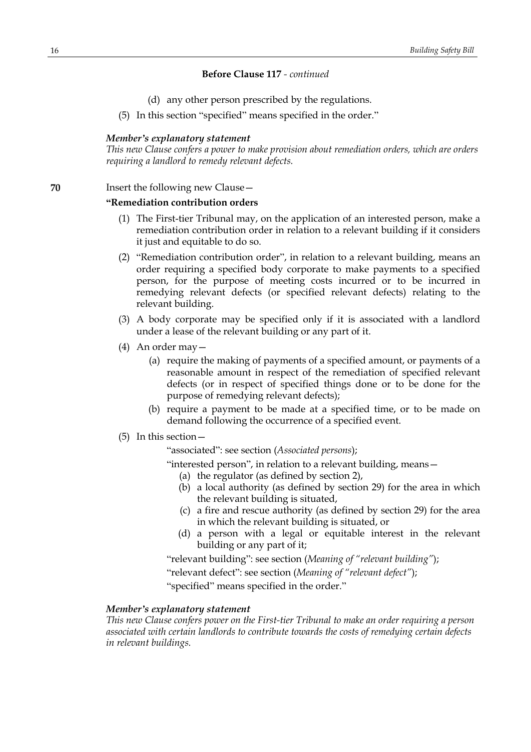**Before Clause 117** - *continued*

(d) any other person prescribed by the regulations.

(5) In this section "specified" means specified in the order."

***Member's explanatory statement***

*This new Clause confers a power to make provision about remediation orders, which are orders requiring a landlord to remedy relevant defects.*

**70** Insert the following new Clause—

**"Remediation contribution orders**

(1) The First-tier Tribunal may, on the application of an interested person, make a remediation contribution order in relation to a relevant building if it considers it just and equitable to do so.

(2) "Remediation contribution order", in relation to a relevant building, means an order requiring a specified body corporate to make payments to a specified person, for the purpose of meeting costs incurred or to be incurred in remedying relevant defects (or specified relevant defects) relating to the relevant building.

(3) A body corporate may be specified only if it is associated with a landlord under a lease of the relevant building or any part of it.

(4) An order may—

(a) require the making of payments of a specified amount, or payments of a reasonable amount in respect of the remediation of specified relevant defects (or in respect of specified things done or to be done for the purpose of remedying relevant defects);

(b) require a payment to be made at a specified time, or to be made on demand following the occurrence of a specified event.

(5) In this section—

"associated": see section (*Associated persons*);

"interested person", in relation to a relevant building, means—

(a) the regulator (as defined by section 2),

(b) a local authority (as defined by section 29) for the area in which the relevant building is situated,

(c) a fire and rescue authority (as defined by section 29) for the area in which the relevant building is situated, or

(d) a person with a legal or equitable interest in the relevant building or any part of it;

"relevant building": see section (*Meaning of "relevant building"*);

"relevant defect": see section (*Meaning of "relevant defect"*);

"specified" means specified in the order."

***Member's explanatory statement***

*This new Clause confers power on the First-tier Tribunal to make an order requiring a person associated with certain landlords to contribute towards the costs of remedying certain defects in relevant buildings.*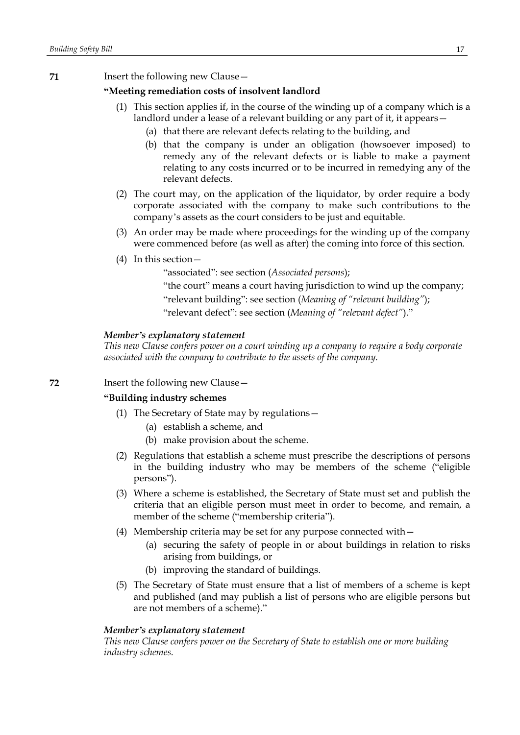**71** Insert the following new Clause—

**"Meeting remediation costs of insolvent landlord**

(1) This section applies if, in the course of the winding up of a company which is a landlord under a lease of a relevant building or any part of it, it appears—

(a) that there are relevant defects relating to the building, and

(b) that the company is under an obligation (howsoever imposed) to remedy any of the relevant defects or is liable to make a payment relating to any costs incurred or to be incurred in remedying any of the relevant defects.

(2) The court may, on the application of the liquidator, by order require a body corporate associated with the company to make such contributions to the company's assets as the court considers to be just and equitable.

(3) An order may be made where proceedings for the winding up of the company were commenced before (as well as after) the coming into force of this section.

(4) In this section—

"associated": see section (*Associated persons*);

"the court" means a court having jurisdiction to wind up the company;

"relevant building": see section (*Meaning of "relevant building"*);

"relevant defect": see section (*Meaning of "relevant defect"*)."

***Member's explanatory statement***

*This new Clause confers power on a court winding up a company to require a body corporate associated with the company to contribute to the assets of the company.*

**72** Insert the following new Clause—

**"Building industry schemes**

(1) The Secretary of State may by regulations—

(a) establish a scheme, and

(b) make provision about the scheme.

(2) Regulations that establish a scheme must prescribe the descriptions of persons in the building industry who may be members of the scheme ("eligible persons").

(3) Where a scheme is established, the Secretary of State must set and publish the criteria that an eligible person must meet in order to become, and remain, a member of the scheme ("membership criteria").

(4) Membership criteria may be set for any purpose connected with—

(a) securing the safety of people in or about buildings in relation to risks arising from buildings, or

(b) improving the standard of buildings.

(5) The Secretary of State must ensure that a list of members of a scheme is kept and published (and may publish a list of persons who are eligible persons but are not members of a scheme)."

***Member's explanatory statement***

*This new Clause confers power on the Secretary of State to establish one or more building industry schemes.*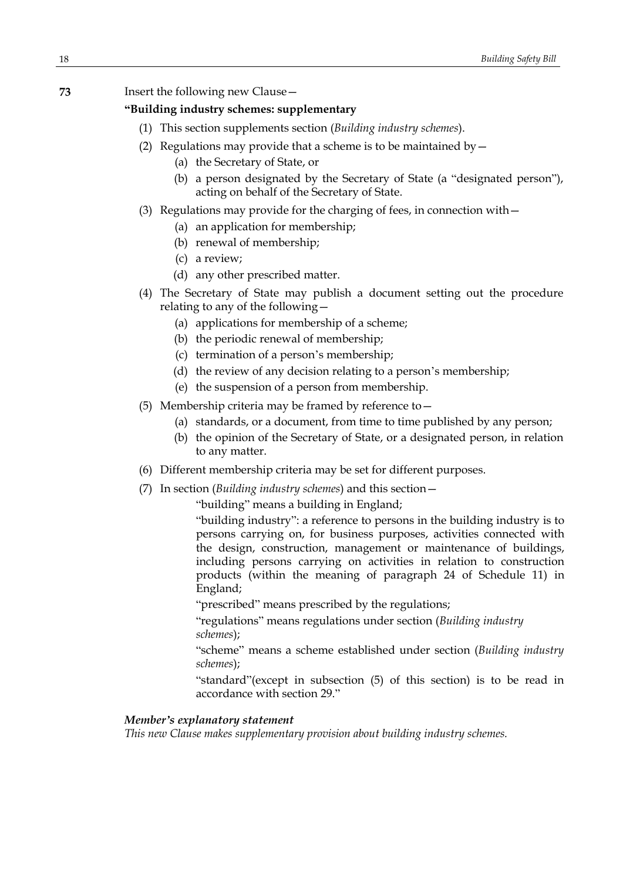**73** Insert the following new Clause—

**"Building industry schemes: supplementary**

(1) This section supplements section (*Building industry schemes*).

(2) Regulations may provide that a scheme is to be maintained by—

   (a) the Secretary of State, or

   (b) a person designated by the Secretary of State (a "designated person"), acting on behalf of the Secretary of State.

(3) Regulations may provide for the charging of fees, in connection with—

   (a) an application for membership;

   (b) renewal of membership;

   (c) a review;

   (d) any other prescribed matter.

(4) The Secretary of State may publish a document setting out the procedure relating to any of the following—

   (a) applications for membership of a scheme;

   (b) the periodic renewal of membership;

   (c) termination of a person's membership;

   (d) the review of any decision relating to a person's membership;

   (e) the suspension of a person from membership.

(5) Membership criteria may be framed by reference to—

   (a) standards, or a document, from time to time published by any person;

   (b) the opinion of the Secretary of State, or a designated person, in relation to any matter.

(6) Different membership criteria may be set for different purposes.

(7) In section (*Building industry schemes*) and this section—

   "building" means a building in England;

   "building industry": a reference to persons in the building industry is to persons carrying on, for business purposes, activities connected with the design, construction, management or maintenance of buildings, including persons carrying on activities in relation to construction products (within the meaning of paragraph 24 of Schedule 11) in England;

   "prescribed" means prescribed by the regulations;

   "regulations" means regulations under section (*Building industry schemes*);

   "scheme" means a scheme established under section (*Building industry schemes*);

   "standard"(except in subsection (5) of this section) is to be read in accordance with section 29."

***Member's explanatory statement***

*This new Clause makes supplementary provision about building industry schemes.*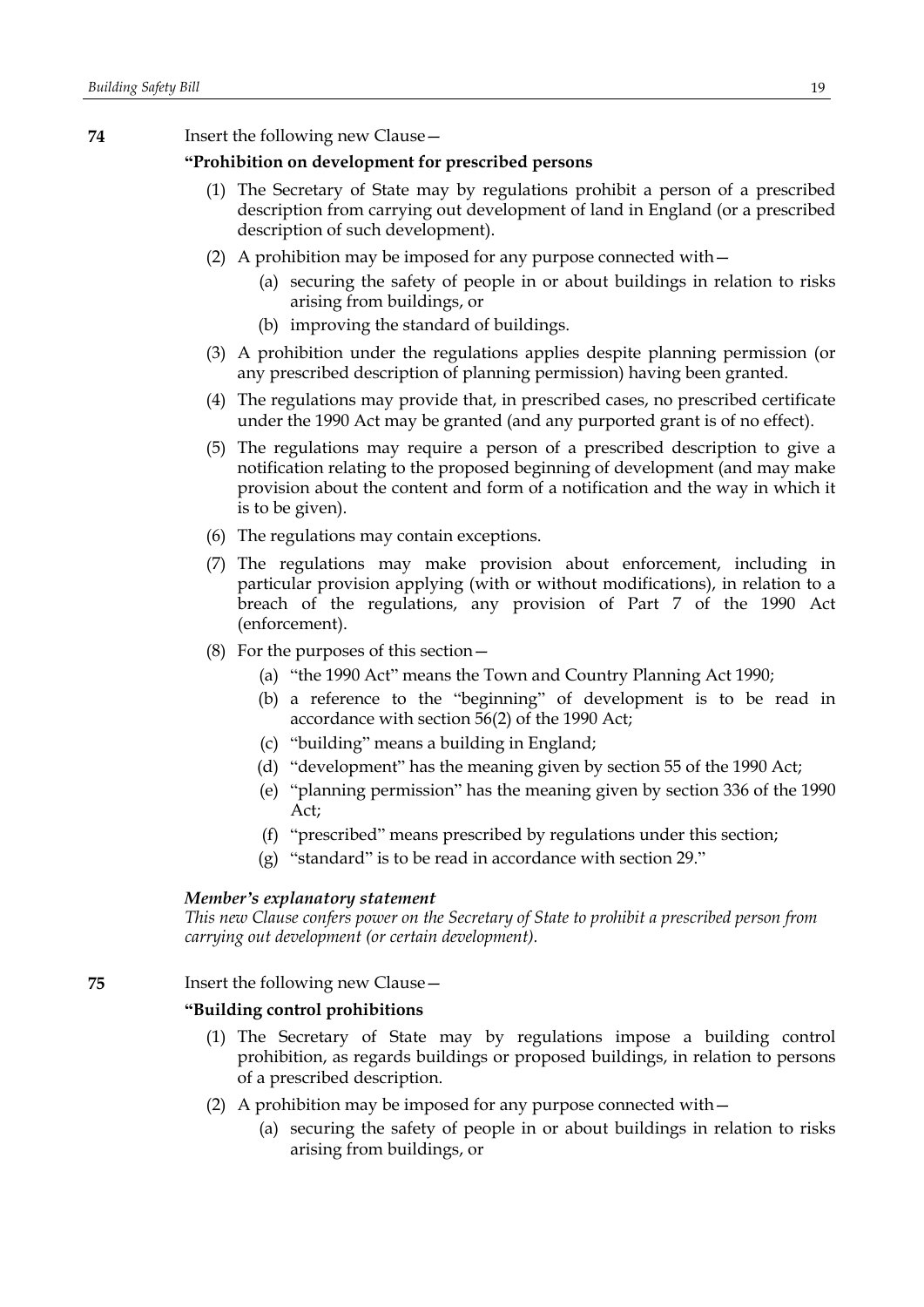**74** Insert the following new Clause—

**"Prohibition on development for prescribed persons**

(1) The Secretary of State may by regulations prohibit a person of a prescribed description from carrying out development of land in England (or a prescribed description of such development).

(2) A prohibition may be imposed for any purpose connected with—

   (a) securing the safety of people in or about buildings in relation to risks arising from buildings, or

   (b) improving the standard of buildings.

(3) A prohibition under the regulations applies despite planning permission (or any prescribed description of planning permission) having been granted.

(4) The regulations may provide that, in prescribed cases, no prescribed certificate under the 1990 Act may be granted (and any purported grant is of no effect).

(5) The regulations may require a person of a prescribed description to give a notification relating to the proposed beginning of development (and may make provision about the content and form of a notification and the way in which it is to be given).

(6) The regulations may contain exceptions.

(7) The regulations may make provision about enforcement, including in particular provision applying (with or without modifications), in relation to a breach of the regulations, any provision of Part 7 of the 1990 Act (enforcement).

(8) For the purposes of this section—

   (a) "the 1990 Act" means the Town and Country Planning Act 1990;

   (b) a reference to the "beginning" of development is to be read in accordance with section 56(2) of the 1990 Act;

   (c) "building" means a building in England;

   (d) "development" has the meaning given by section 55 of the 1990 Act;

   (e) "planning permission" has the meaning given by section 336 of the 1990 Act;

   (f) "prescribed" means prescribed by regulations under this section;

   (g) "standard" is to be read in accordance with section 29."

***Member's explanatory statement***

*This new Clause confers power on the Secretary of State to prohibit a prescribed person from carrying out development (or certain development).*

**75** Insert the following new Clause—

**"Building control prohibitions**

(1) The Secretary of State may by regulations impose a building control prohibition, as regards buildings or proposed buildings, in relation to persons of a prescribed description.

(2) A prohibition may be imposed for any purpose connected with—

   (a) securing the safety of people in or about buildings in relation to risks arising from buildings, or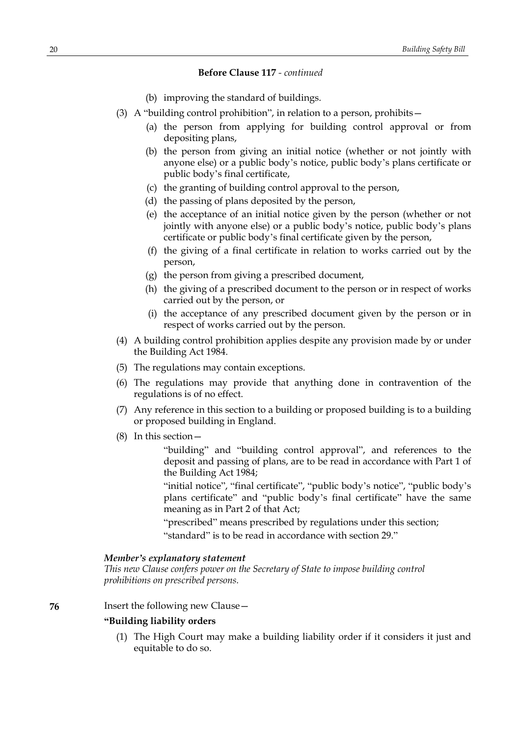**Before Clause 117** - *continued*

(b) improving the standard of buildings.

(3) A "building control prohibition", in relation to a person, prohibits—

(a) the person from applying for building control approval or from depositing plans,

(b) the person from giving an initial notice (whether or not jointly with anyone else) or a public body's notice, public body's plans certificate or public body's final certificate,

(c) the granting of building control approval to the person,

(d) the passing of plans deposited by the person,

(e) the acceptance of an initial notice given by the person (whether or not jointly with anyone else) or a public body's notice, public body's plans certificate or public body's final certificate given by the person,

(f) the giving of a final certificate in relation to works carried out by the person,

(g) the person from giving a prescribed document,

(h) the giving of a prescribed document to the person or in respect of works carried out by the person, or

(i) the acceptance of any prescribed document given by the person or in respect of works carried out by the person.

(4) A building control prohibition applies despite any provision made by or under the Building Act 1984.

(5) The regulations may contain exceptions.

(6) The regulations may provide that anything done in contravention of the regulations is of no effect.

(7) Any reference in this section to a building or proposed building is to a building or proposed building in England.

(8) In this section—

"building" and "building control approval", and references to the deposit and passing of plans, are to be read in accordance with Part 1 of the Building Act 1984;

"initial notice", "final certificate", "public body's notice", "public body's plans certificate" and "public body's final certificate" have the same meaning as in Part 2 of that Act;

"prescribed" means prescribed by regulations under this section;

"standard" is to be read in accordance with section 29."

***Member's explanatory statement***

*This new Clause confers power on the Secretary of State to impose building control prohibitions on prescribed persons.*

**76** Insert the following new Clause—

**"Building liability orders**

(1) The High Court may make a building liability order if it considers it just and equitable to do so.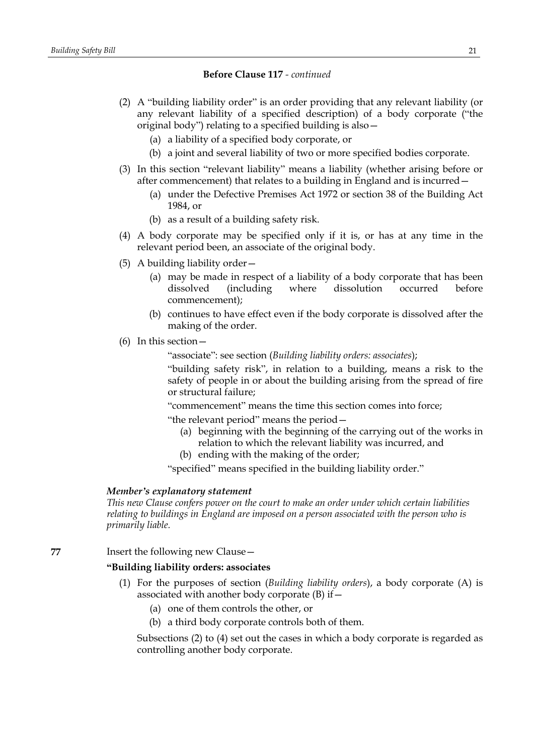**Before Clause 117** - *continued*

(2) A "building liability order" is an order providing that any relevant liability (or any relevant liability of a specified description) of a body corporate ("the original body") relating to a specified building is also—

(a) a liability of a specified body corporate, or

(b) a joint and several liability of two or more specified bodies corporate.

(3) In this section "relevant liability" means a liability (whether arising before or after commencement) that relates to a building in England and is incurred—

(a) under the Defective Premises Act 1972 or section 38 of the Building Act 1984, or

(b) as a result of a building safety risk.

(4) A body corporate may be specified only if it is, or has at any time in the relevant period been, an associate of the original body.

(5) A building liability order—

(a) may be made in respect of a liability of a body corporate that has been dissolved (including where dissolution occurred before commencement);

(b) continues to have effect even if the body corporate is dissolved after the making of the order.

(6) In this section—

"associate": see section (*Building liability orders: associates*);

"building safety risk", in relation to a building, means a risk to the safety of people in or about the building arising from the spread of fire or structural failure;

"commencement" means the time this section comes into force;

"the relevant period" means the period—

(a) beginning with the beginning of the carrying out of the works in relation to which the relevant liability was incurred, and

(b) ending with the making of the order;

"specified" means specified in the building liability order."

***Member's explanatory statement***

*This new Clause confers power on the court to make an order under which certain liabilities relating to buildings in England are imposed on a person associated with the person who is primarily liable.*

**77** Insert the following new Clause—

**"Building liability orders: associates**

(1) For the purposes of section (*Building liability orders*), a body corporate (A) is associated with another body corporate (B) if—

(a) one of them controls the other, or

(b) a third body corporate controls both of them.

Subsections (2) to (4) set out the cases in which a body corporate is regarded as controlling another body corporate.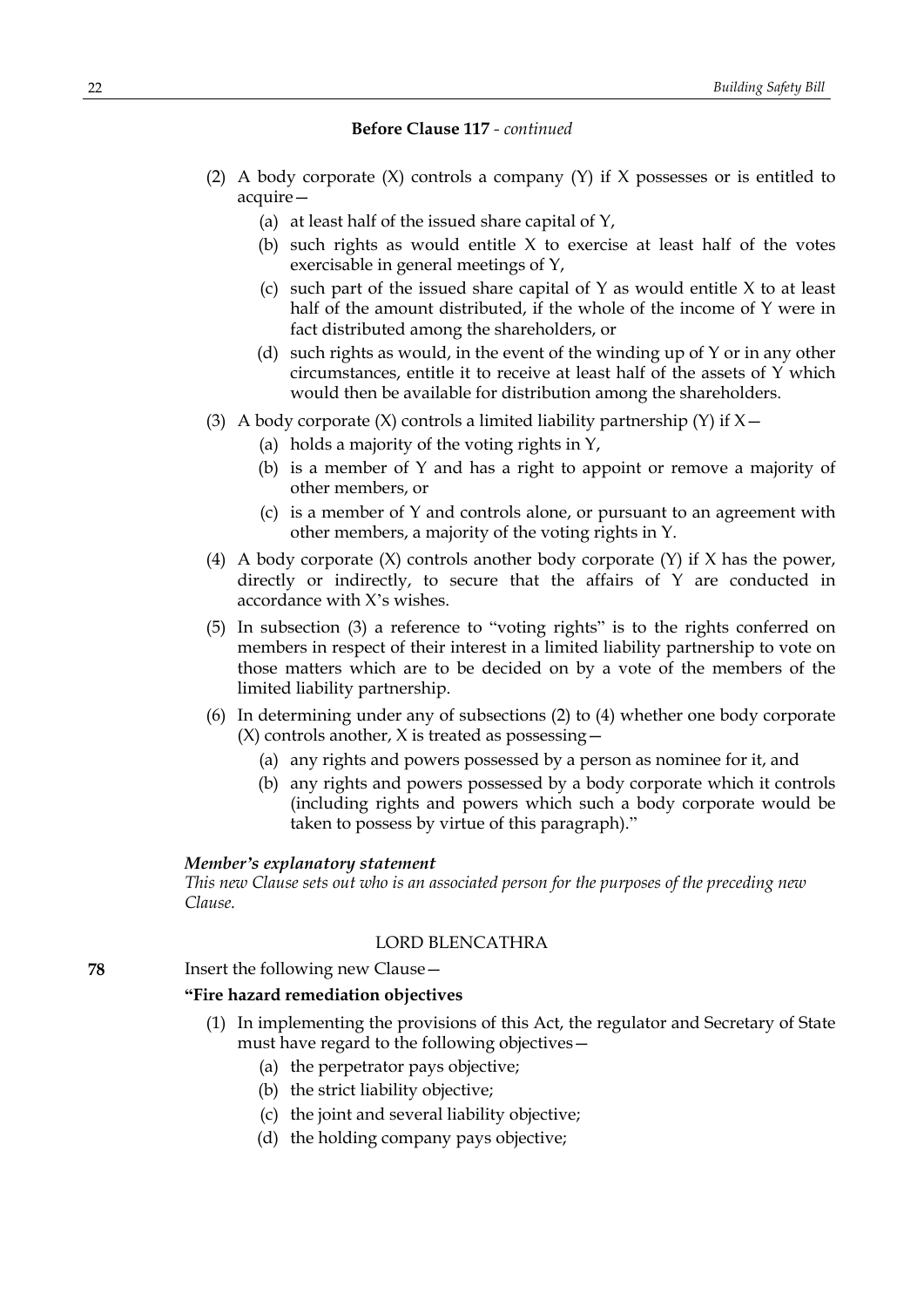**Before Clause 117** - *continued*

(2) A body corporate (X) controls a company (Y) if X possesses or is entitled to acquire—

- (a) at least half of the issued share capital of Y,
- (b) such rights as would entitle X to exercise at least half of the votes exercisable in general meetings of Y,
- (c) such part of the issued share capital of Y as would entitle X to at least half of the amount distributed, if the whole of the income of Y were in fact distributed among the shareholders, or
- (d) such rights as would, in the event of the winding up of Y or in any other circumstances, entitle it to receive at least half of the assets of Y which would then be available for distribution among the shareholders.

(3) A body corporate (X) controls a limited liability partnership (Y) if X—

- (a) holds a majority of the voting rights in Y,
- (b) is a member of Y and has a right to appoint or remove a majority of other members, or
- (c) is a member of Y and controls alone, or pursuant to an agreement with other members, a majority of the voting rights in Y.

(4) A body corporate (X) controls another body corporate (Y) if X has the power, directly or indirectly, to secure that the affairs of Y are conducted in accordance with X's wishes.

(5) In subsection (3) a reference to "voting rights" is to the rights conferred on members in respect of their interest in a limited liability partnership to vote on those matters which are to be decided on by a vote of the members of the limited liability partnership.

(6) In determining under any of subsections (2) to (4) whether one body corporate (X) controls another, X is treated as possessing—

- (a) any rights and powers possessed by a person as nominee for it, and
- (b) any rights and powers possessed by a body corporate which it controls (including rights and powers which such a body corporate would be taken to possess by virtue of this paragraph)."

***Member's explanatory statement***

*This new Clause sets out who is an associated person for the purposes of the preceding new Clause.*

LORD BLENCATHRA

**78** Insert the following new Clause—

**"Fire hazard remediation objectives**

(1) In implementing the provisions of this Act, the regulator and Secretary of State must have regard to the following objectives—

- (a) the perpetrator pays objective;
- (b) the strict liability objective;
- (c) the joint and several liability objective;
- (d) the holding company pays objective;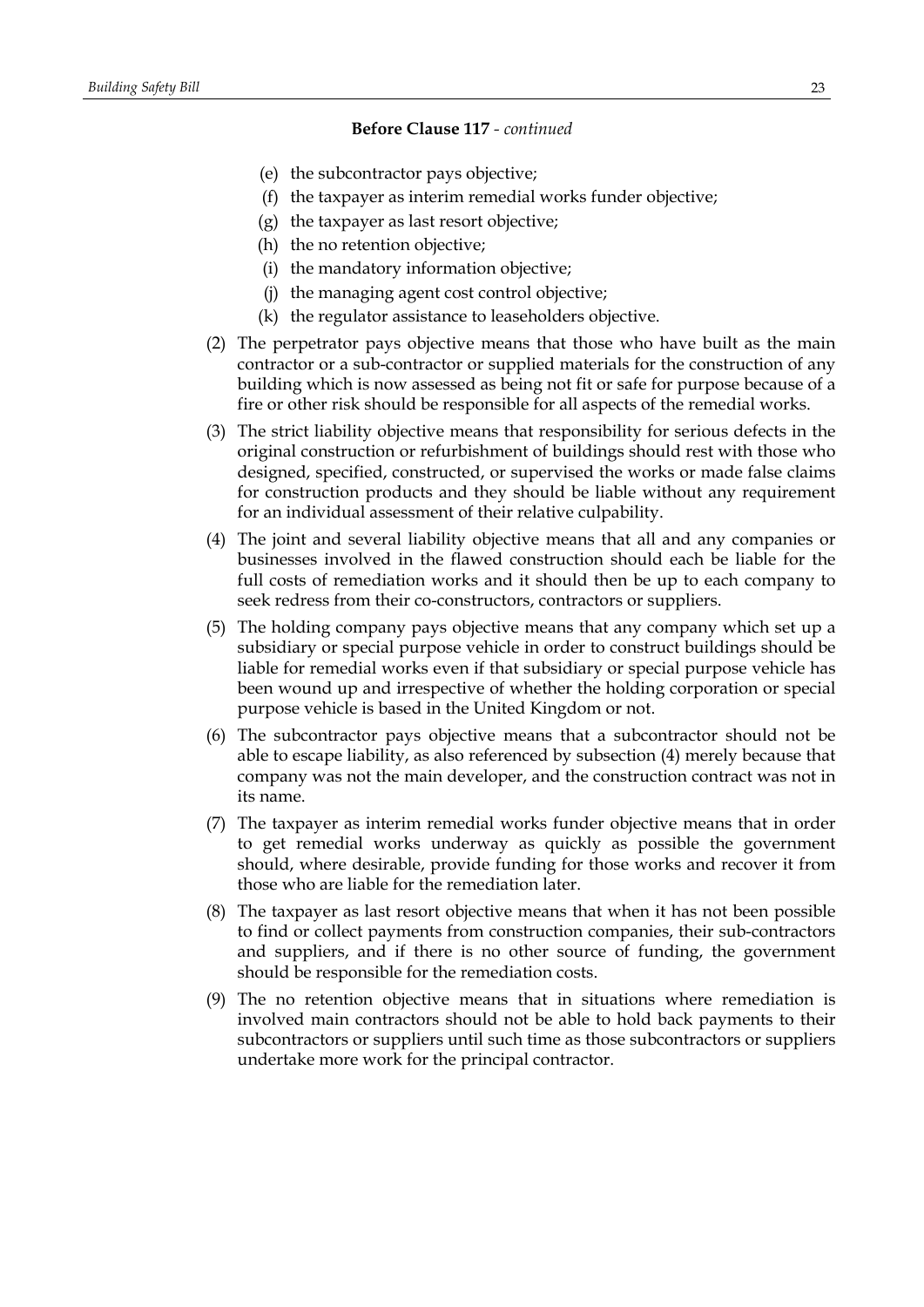**Before Clause 117** - *continued*

- (e) the subcontractor pays objective;
- (f) the taxpayer as interim remedial works funder objective;
- (g) the taxpayer as last resort objective;
- (h) the no retention objective;
- (i) the mandatory information objective;
- (j) the managing agent cost control objective;
- (k) the regulator assistance to leaseholders objective.

(2) The perpetrator pays objective means that those who have built as the main contractor or a sub-contractor or supplied materials for the construction of any building which is now assessed as being not fit or safe for purpose because of a fire or other risk should be responsible for all aspects of the remedial works.

(3) The strict liability objective means that responsibility for serious defects in the original construction or refurbishment of buildings should rest with those who designed, specified, constructed, or supervised the works or made false claims for construction products and they should be liable without any requirement for an individual assessment of their relative culpability.

(4) The joint and several liability objective means that all and any companies or businesses involved in the flawed construction should each be liable for the full costs of remediation works and it should then be up to each company to seek redress from their co-constructors, contractors or suppliers.

(5) The holding company pays objective means that any company which set up a subsidiary or special purpose vehicle in order to construct buildings should be liable for remedial works even if that subsidiary or special purpose vehicle has been wound up and irrespective of whether the holding corporation or special purpose vehicle is based in the United Kingdom or not.

(6) The subcontractor pays objective means that a subcontractor should not be able to escape liability, as also referenced by subsection (4) merely because that company was not the main developer, and the construction contract was not in its name.

(7) The taxpayer as interim remedial works funder objective means that in order to get remedial works underway as quickly as possible the government should, where desirable, provide funding for those works and recover it from those who are liable for the remediation later.

(8) The taxpayer as last resort objective means that when it has not been possible to find or collect payments from construction companies, their sub-contractors and suppliers, and if there is no other source of funding, the government should be responsible for the remediation costs.

(9) The no retention objective means that in situations where remediation is involved main contractors should not be able to hold back payments to their subcontractors or suppliers until such time as those subcontractors or suppliers undertake more work for the principal contractor.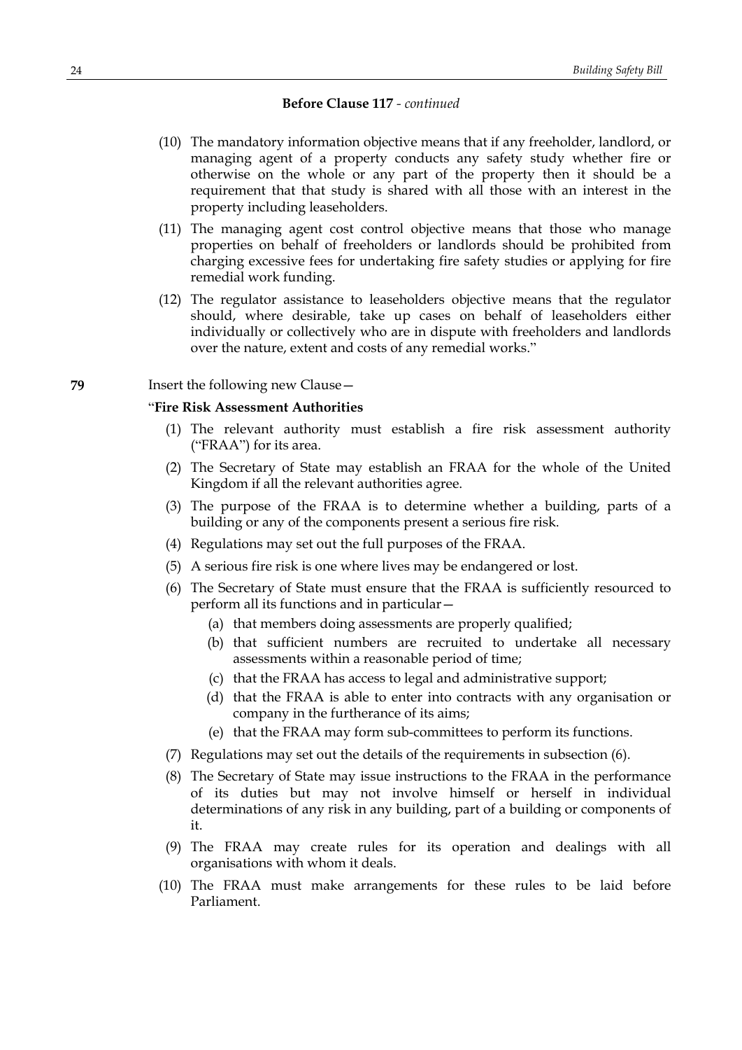**Before Clause 117** - *continued*

(10) The mandatory information objective means that if any freeholder, landlord, or managing agent of a property conducts any safety study whether fire or otherwise on the whole or any part of the property then it should be a requirement that that study is shared with all those with an interest in the property including leaseholders.

(11) The managing agent cost control objective means that those who manage properties on behalf of freeholders or landlords should be prohibited from charging excessive fees for undertaking fire safety studies or applying for fire remedial work funding.

(12) The regulator assistance to leaseholders objective means that the regulator should, where desirable, take up cases on behalf of leaseholders either individually or collectively who are in dispute with freeholders and landlords over the nature, extent and costs of any remedial works."

**79** Insert the following new Clause—

"**Fire Risk Assessment Authorities**

(1) The relevant authority must establish a fire risk assessment authority ("FRAA") for its area.

(2) The Secretary of State may establish an FRAA for the whole of the United Kingdom if all the relevant authorities agree.

(3) The purpose of the FRAA is to determine whether a building, parts of a building or any of the components present a serious fire risk.

(4) Regulations may set out the full purposes of the FRAA.

(5) A serious fire risk is one where lives may be endangered or lost.

(6) The Secretary of State must ensure that the FRAA is sufficiently resourced to perform all its functions and in particular—

(a) that members doing assessments are properly qualified;

(b) that sufficient numbers are recruited to undertake all necessary assessments within a reasonable period of time;

(c) that the FRAA has access to legal and administrative support;

(d) that the FRAA is able to enter into contracts with any organisation or company in the furtherance of its aims;

(e) that the FRAA may form sub-committees to perform its functions.

(7) Regulations may set out the details of the requirements in subsection (6).

(8) The Secretary of State may issue instructions to the FRAA in the performance of its duties but may not involve himself or herself in individual determinations of any risk in any building, part of a building or components of it.

(9) The FRAA may create rules for its operation and dealings with all organisations with whom it deals.

(10) The FRAA must make arrangements for these rules to be laid before Parliament.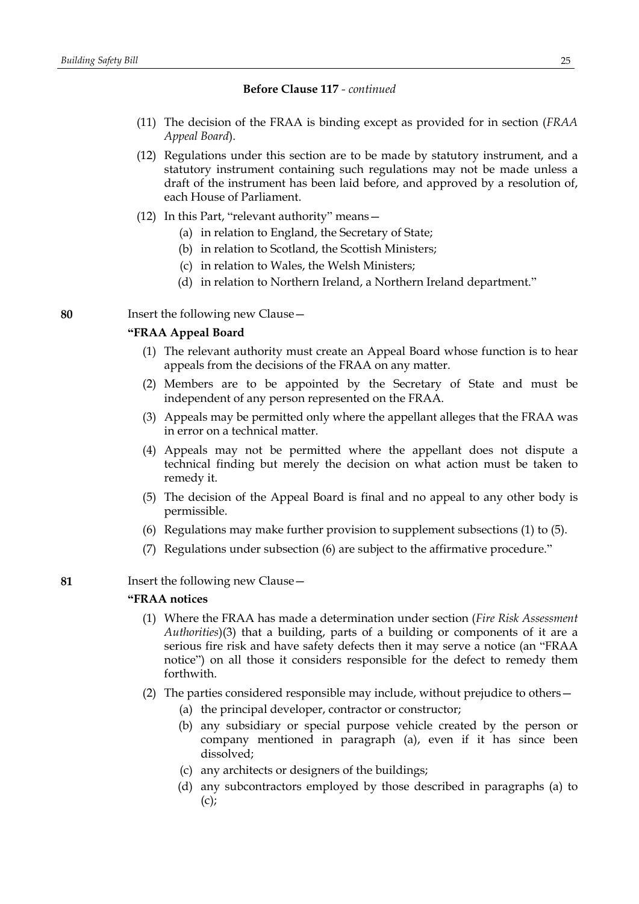**Before Clause 117** *- continued*

(11) The decision of the FRAA is binding except as provided for in section (*FRAA Appeal Board*).

(12) Regulations under this section are to be made by statutory instrument, and a statutory instrument containing such regulations may not be made unless a draft of the instrument has been laid before, and approved by a resolution of, each House of Parliament.

(12) In this Part, "relevant authority" means—

(a) in relation to England, the Secretary of State;

(b) in relation to Scotland, the Scottish Ministers;

(c) in relation to Wales, the Welsh Ministers;

(d) in relation to Northern Ireland, a Northern Ireland department."

**80** Insert the following new Clause—

**"FRAA Appeal Board**

(1) The relevant authority must create an Appeal Board whose function is to hear appeals from the decisions of the FRAA on any matter.

(2) Members are to be appointed by the Secretary of State and must be independent of any person represented on the FRAA.

(3) Appeals may be permitted only where the appellant alleges that the FRAA was in error on a technical matter.

(4) Appeals may not be permitted where the appellant does not dispute a technical finding but merely the decision on what action must be taken to remedy it.

(5) The decision of the Appeal Board is final and no appeal to any other body is permissible.

(6) Regulations may make further provision to supplement subsections (1) to (5).

(7) Regulations under subsection (6) are subject to the affirmative procedure."

**81** Insert the following new Clause—

**"FRAA notices**

(1) Where the FRAA has made a determination under section (*Fire Risk Assessment Authorities*)(3) that a building, parts of a building or components of it are a serious fire risk and have safety defects then it may serve a notice (an "FRAA notice") on all those it considers responsible for the defect to remedy them forthwith.

(2) The parties considered responsible may include, without prejudice to others—

(a) the principal developer, contractor or constructor;

(b) any subsidiary or special purpose vehicle created by the person or company mentioned in paragraph (a), even if it has since been dissolved;

(c) any architects or designers of the buildings;

(d) any subcontractors employed by those described in paragraphs (a) to (c);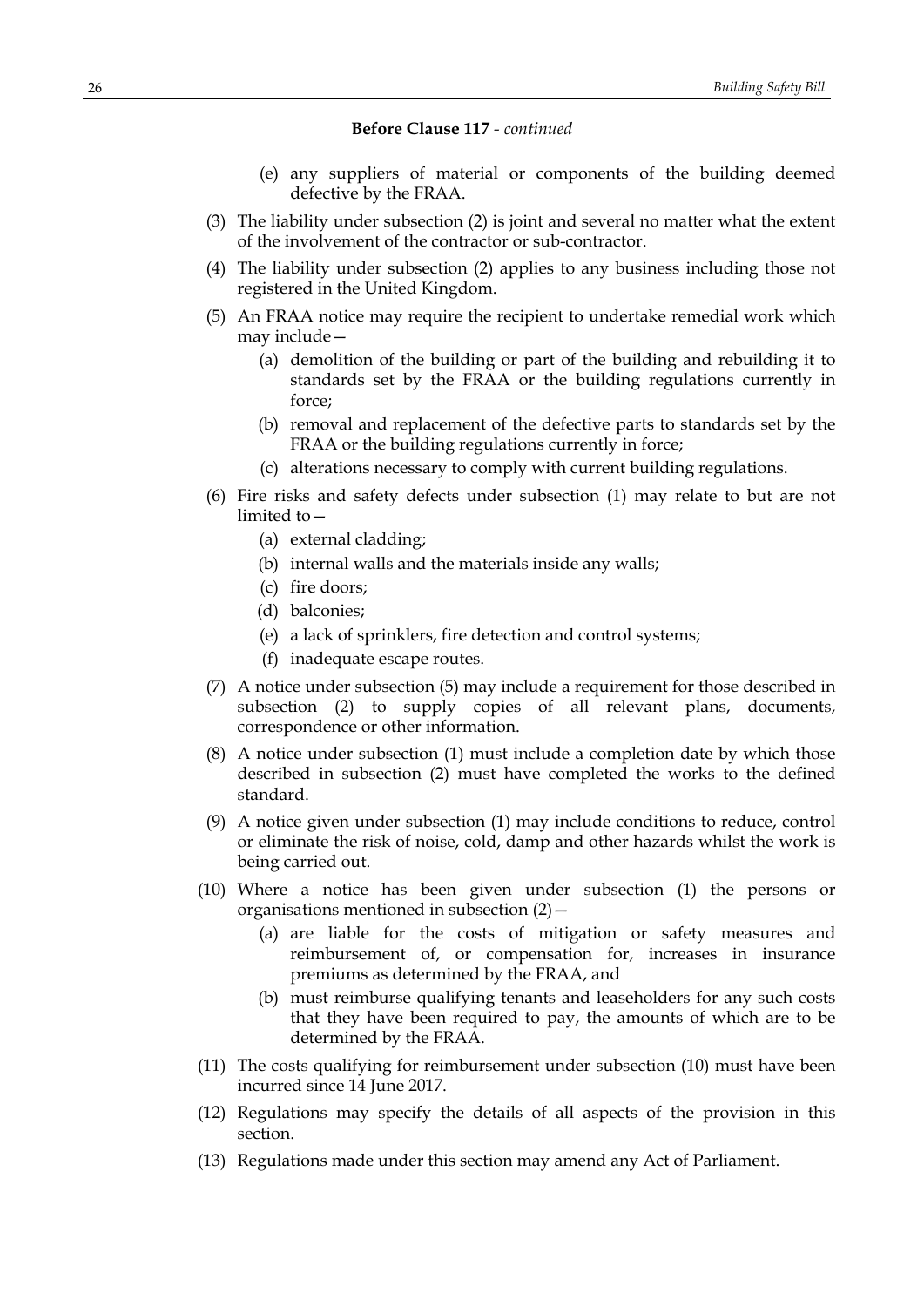**Before Clause 117** - *continued*

(e) any suppliers of material or components of the building deemed defective by the FRAA.

(3) The liability under subsection (2) is joint and several no matter what the extent of the involvement of the contractor or sub-contractor.

(4) The liability under subsection (2) applies to any business including those not registered in the United Kingdom.

(5) An FRAA notice may require the recipient to undertake remedial work which may include—

(a) demolition of the building or part of the building and rebuilding it to standards set by the FRAA or the building regulations currently in force;

(b) removal and replacement of the defective parts to standards set by the FRAA or the building regulations currently in force;

(c) alterations necessary to comply with current building regulations.

(6) Fire risks and safety defects under subsection (1) may relate to but are not limited to—

(a) external cladding;

(b) internal walls and the materials inside any walls;

(c) fire doors;

(d) balconies;

(e) a lack of sprinklers, fire detection and control systems;

(f) inadequate escape routes.

(7) A notice under subsection (5) may include a requirement for those described in subsection (2) to supply copies of all relevant plans, documents, correspondence or other information.

(8) A notice under subsection (1) must include a completion date by which those described in subsection (2) must have completed the works to the defined standard.

(9) A notice given under subsection (1) may include conditions to reduce, control or eliminate the risk of noise, cold, damp and other hazards whilst the work is being carried out.

(10) Where a notice has been given under subsection (1) the persons or organisations mentioned in subsection (2)—

(a) are liable for the costs of mitigation or safety measures and reimbursement of, or compensation for, increases in insurance premiums as determined by the FRAA, and

(b) must reimburse qualifying tenants and leaseholders for any such costs that they have been required to pay, the amounts of which are to be determined by the FRAA.

(11) The costs qualifying for reimbursement under subsection (10) must have been incurred since 14 June 2017.

(12) Regulations may specify the details of all aspects of the provision in this section.

(13) Regulations made under this section may amend any Act of Parliament.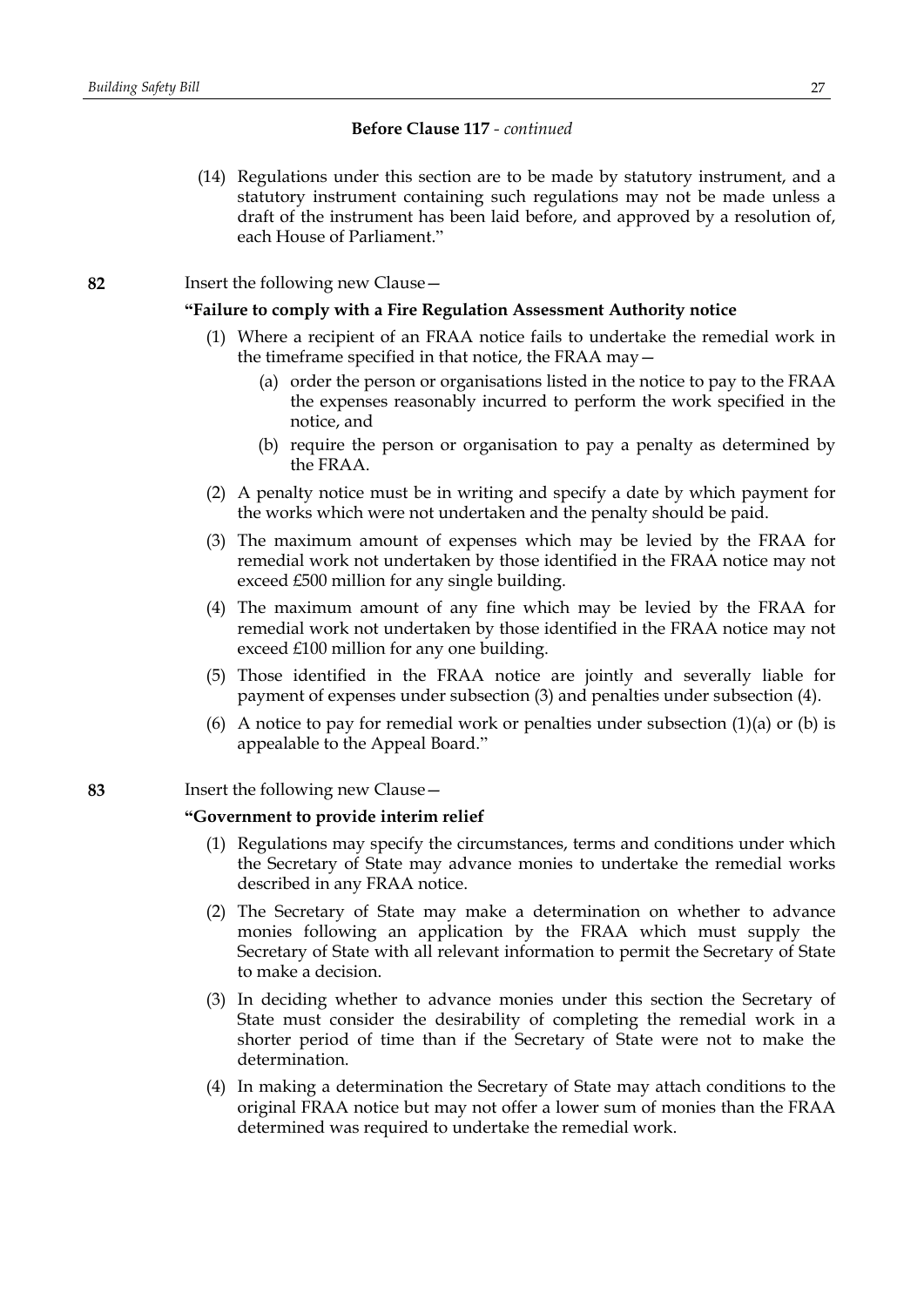**Before Clause 117** - *continued*

(14) Regulations under this section are to be made by statutory instrument, and a statutory instrument containing such regulations may not be made unless a draft of the instrument has been laid before, and approved by a resolution of, each House of Parliament."

**82** Insert the following new Clause—

**"Failure to comply with a Fire Regulation Assessment Authority notice**

(1) Where a recipient of an FRAA notice fails to undertake the remedial work in the timeframe specified in that notice, the FRAA may—

(a) order the person or organisations listed in the notice to pay to the FRAA the expenses reasonably incurred to perform the work specified in the notice, and

(b) require the person or organisation to pay a penalty as determined by the FRAA.

(2) A penalty notice must be in writing and specify a date by which payment for the works which were not undertaken and the penalty should be paid.

(3) The maximum amount of expenses which may be levied by the FRAA for remedial work not undertaken by those identified in the FRAA notice may not exceed £500 million for any single building.

(4) The maximum amount of any fine which may be levied by the FRAA for remedial work not undertaken by those identified in the FRAA notice may not exceed £100 million for any one building.

(5) Those identified in the FRAA notice are jointly and severally liable for payment of expenses under subsection (3) and penalties under subsection (4).

(6) A notice to pay for remedial work or penalties under subsection (1)(a) or (b) is appealable to the Appeal Board."

**83** Insert the following new Clause—

**"Government to provide interim relief**

(1) Regulations may specify the circumstances, terms and conditions under which the Secretary of State may advance monies to undertake the remedial works described in any FRAA notice.

(2) The Secretary of State may make a determination on whether to advance monies following an application by the FRAA which must supply the Secretary of State with all relevant information to permit the Secretary of State to make a decision.

(3) In deciding whether to advance monies under this section the Secretary of State must consider the desirability of completing the remedial work in a shorter period of time than if the Secretary of State were not to make the determination.

(4) In making a determination the Secretary of State may attach conditions to the original FRAA notice but may not offer a lower sum of monies than the FRAA determined was required to undertake the remedial work.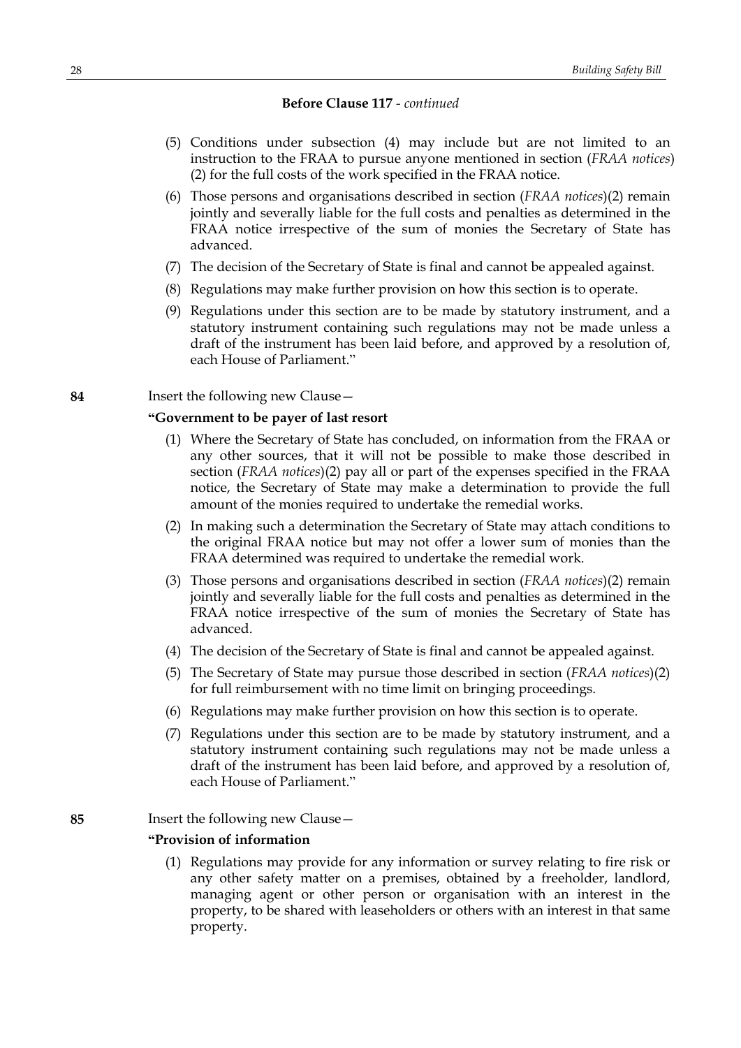**Before Clause 117** - *continued*

(5) Conditions under subsection (4) may include but are not limited to an instruction to the FRAA to pursue anyone mentioned in section (*FRAA notices*) (2) for the full costs of the work specified in the FRAA notice.

(6) Those persons and organisations described in section (*FRAA notices*)(2) remain jointly and severally liable for the full costs and penalties as determined in the FRAA notice irrespective of the sum of monies the Secretary of State has advanced.

(7) The decision of the Secretary of State is final and cannot be appealed against.

(8) Regulations may make further provision on how this section is to operate.

(9) Regulations under this section are to be made by statutory instrument, and a statutory instrument containing such regulations may not be made unless a draft of the instrument has been laid before, and approved by a resolution of, each House of Parliament."

**84** Insert the following new Clause—

**"Government to be payer of last resort**

(1) Where the Secretary of State has concluded, on information from the FRAA or any other sources, that it will not be possible to make those described in section (*FRAA notices*)(2) pay all or part of the expenses specified in the FRAA notice, the Secretary of State may make a determination to provide the full amount of the monies required to undertake the remedial works.

(2) In making such a determination the Secretary of State may attach conditions to the original FRAA notice but may not offer a lower sum of monies than the FRAA determined was required to undertake the remedial work.

(3) Those persons and organisations described in section (*FRAA notices*)(2) remain jointly and severally liable for the full costs and penalties as determined in the FRAA notice irrespective of the sum of monies the Secretary of State has advanced.

(4) The decision of the Secretary of State is final and cannot be appealed against.

(5) The Secretary of State may pursue those described in section (*FRAA notices*)(2) for full reimbursement with no time limit on bringing proceedings.

(6) Regulations may make further provision on how this section is to operate.

(7) Regulations under this section are to be made by statutory instrument, and a statutory instrument containing such regulations may not be made unless a draft of the instrument has been laid before, and approved by a resolution of, each House of Parliament."

**85** Insert the following new Clause—

**"Provision of information**

(1) Regulations may provide for any information or survey relating to fire risk or any other safety matter on a premises, obtained by a freeholder, landlord, managing agent or other person or organisation with an interest in the property, to be shared with leaseholders or others with an interest in that same property.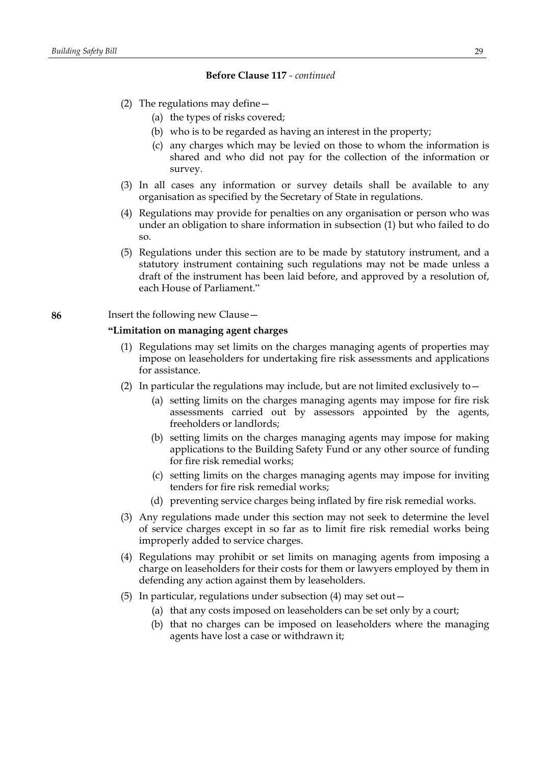**Before Clause 117** - *continued*

(2) The regulations may define—

(a) the types of risks covered;

(b) who is to be regarded as having an interest in the property;

(c) any charges which may be levied on those to whom the information is shared and who did not pay for the collection of the information or survey.

(3) In all cases any information or survey details shall be available to any organisation as specified by the Secretary of State in regulations.

(4) Regulations may provide for penalties on any organisation or person who was under an obligation to share information in subsection (1) but who failed to do so.

(5) Regulations under this section are to be made by statutory instrument, and a statutory instrument containing such regulations may not be made unless a draft of the instrument has been laid before, and approved by a resolution of, each House of Parliament."

**86** Insert the following new Clause—

**"Limitation on managing agent charges**

(1) Regulations may set limits on the charges managing agents of properties may impose on leaseholders for undertaking fire risk assessments and applications for assistance.

(2) In particular the regulations may include, but are not limited exclusively to—

(a) setting limits on the charges managing agents may impose for fire risk assessments carried out by assessors appointed by the agents, freeholders or landlords;

(b) setting limits on the charges managing agents may impose for making applications to the Building Safety Fund or any other source of funding for fire risk remedial works;

(c) setting limits on the charges managing agents may impose for inviting tenders for fire risk remedial works;

(d) preventing service charges being inflated by fire risk remedial works.

(3) Any regulations made under this section may not seek to determine the level of service charges except in so far as to limit fire risk remedial works being improperly added to service charges.

(4) Regulations may prohibit or set limits on managing agents from imposing a charge on leaseholders for their costs for them or lawyers employed by them in defending any action against them by leaseholders.

(5) In particular, regulations under subsection (4) may set out—

(a) that any costs imposed on leaseholders can be set only by a court;

(b) that no charges can be imposed on leaseholders where the managing agents have lost a case or withdrawn it;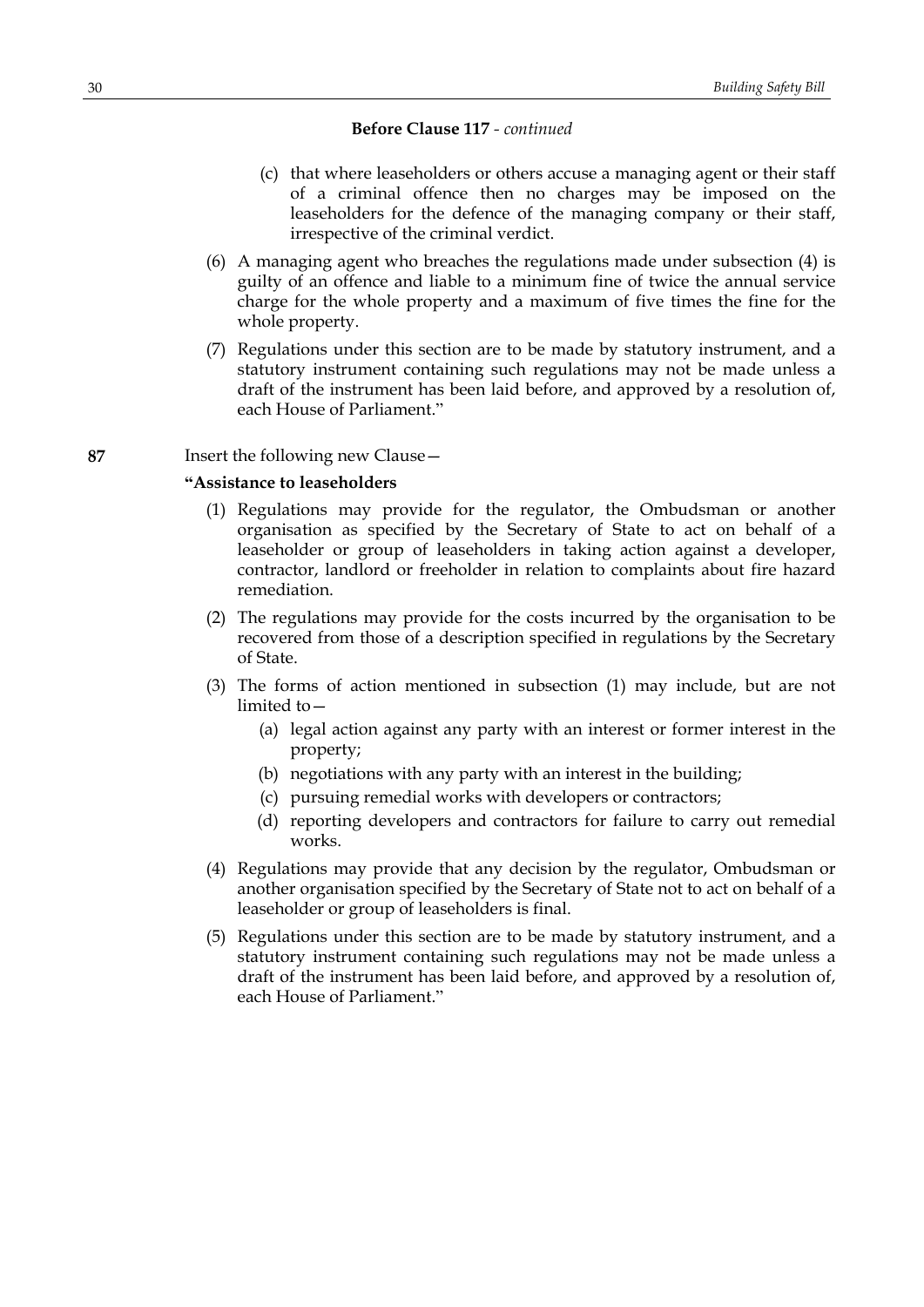**Before Clause 117** - *continued*

(c) that where leaseholders or others accuse a managing agent or their staff of a criminal offence then no charges may be imposed on the leaseholders for the defence of the managing company or their staff, irrespective of the criminal verdict.

(6) A managing agent who breaches the regulations made under subsection (4) is guilty of an offence and liable to a minimum fine of twice the annual service charge for the whole property and a maximum of five times the fine for the whole property.

(7) Regulations under this section are to be made by statutory instrument, and a statutory instrument containing such regulations may not be made unless a draft of the instrument has been laid before, and approved by a resolution of, each House of Parliament."

**87** Insert the following new Clause—

**"Assistance to leaseholders**

(1) Regulations may provide for the regulator, the Ombudsman or another organisation as specified by the Secretary of State to act on behalf of a leaseholder or group of leaseholders in taking action against a developer, contractor, landlord or freeholder in relation to complaints about fire hazard remediation.

(2) The regulations may provide for the costs incurred by the organisation to be recovered from those of a description specified in regulations by the Secretary of State.

(3) The forms of action mentioned in subsection (1) may include, but are not limited to—

(a) legal action against any party with an interest or former interest in the property;

(b) negotiations with any party with an interest in the building;

(c) pursuing remedial works with developers or contractors;

(d) reporting developers and contractors for failure to carry out remedial works.

(4) Regulations may provide that any decision by the regulator, Ombudsman or another organisation specified by the Secretary of State not to act on behalf of a leaseholder or group of leaseholders is final.

(5) Regulations under this section are to be made by statutory instrument, and a statutory instrument containing such regulations may not be made unless a draft of the instrument has been laid before, and approved by a resolution of, each House of Parliament."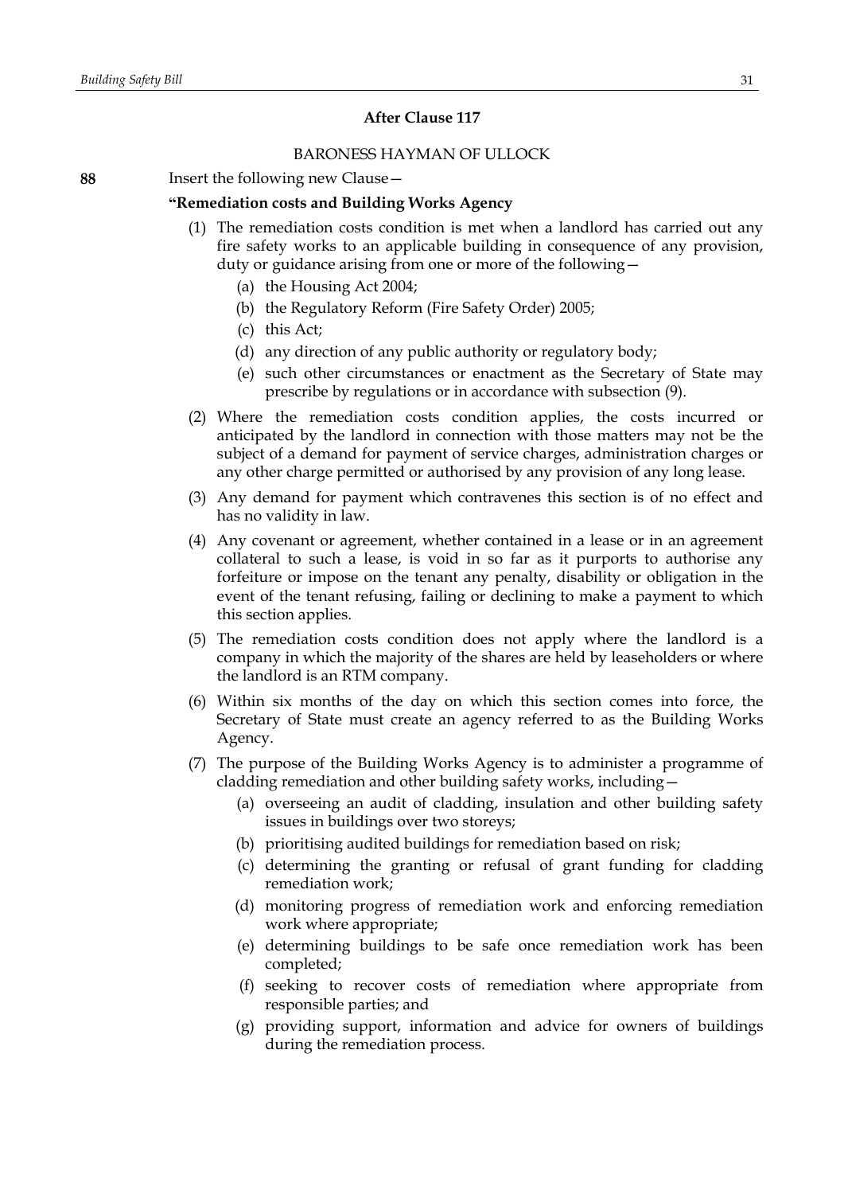### After Clause 117

BARONESS HAYMAN OF ULLOCK

**88** Insert the following new Clause—

**"Remediation costs and Building Works Agency**

(1) The remediation costs condition is met when a landlord has carried out any fire safety works to an applicable building in consequence of any provision, duty or guidance arising from one or more of the following—

(a) the Housing Act 2004;

(b) the Regulatory Reform (Fire Safety Order) 2005;

(c) this Act;

(d) any direction of any public authority or regulatory body;

(e) such other circumstances or enactment as the Secretary of State may prescribe by regulations or in accordance with subsection (9).

(2) Where the remediation costs condition applies, the costs incurred or anticipated by the landlord in connection with those matters may not be the subject of a demand for payment of service charges, administration charges or any other charge permitted or authorised by any provision of any long lease.

(3) Any demand for payment which contravenes this section is of no effect and has no validity in law.

(4) Any covenant or agreement, whether contained in a lease or in an agreement collateral to such a lease, is void in so far as it purports to authorise any forfeiture or impose on the tenant any penalty, disability or obligation in the event of the tenant refusing, failing or declining to make a payment to which this section applies.

(5) The remediation costs condition does not apply where the landlord is a company in which the majority of the shares are held by leaseholders or where the landlord is an RTM company.

(6) Within six months of the day on which this section comes into force, the Secretary of State must create an agency referred to as the Building Works Agency.

(7) The purpose of the Building Works Agency is to administer a programme of cladding remediation and other building safety works, including—

(a) overseeing an audit of cladding, insulation and other building safety issues in buildings over two storeys;

(b) prioritising audited buildings for remediation based on risk;

(c) determining the granting or refusal of grant funding for cladding remediation work;

(d) monitoring progress of remediation work and enforcing remediation work where appropriate;

(e) determining buildings to be safe once remediation work has been completed;

(f) seeking to recover costs of remediation where appropriate from responsible parties; and

(g) providing support, information and advice for owners of buildings during the remediation process.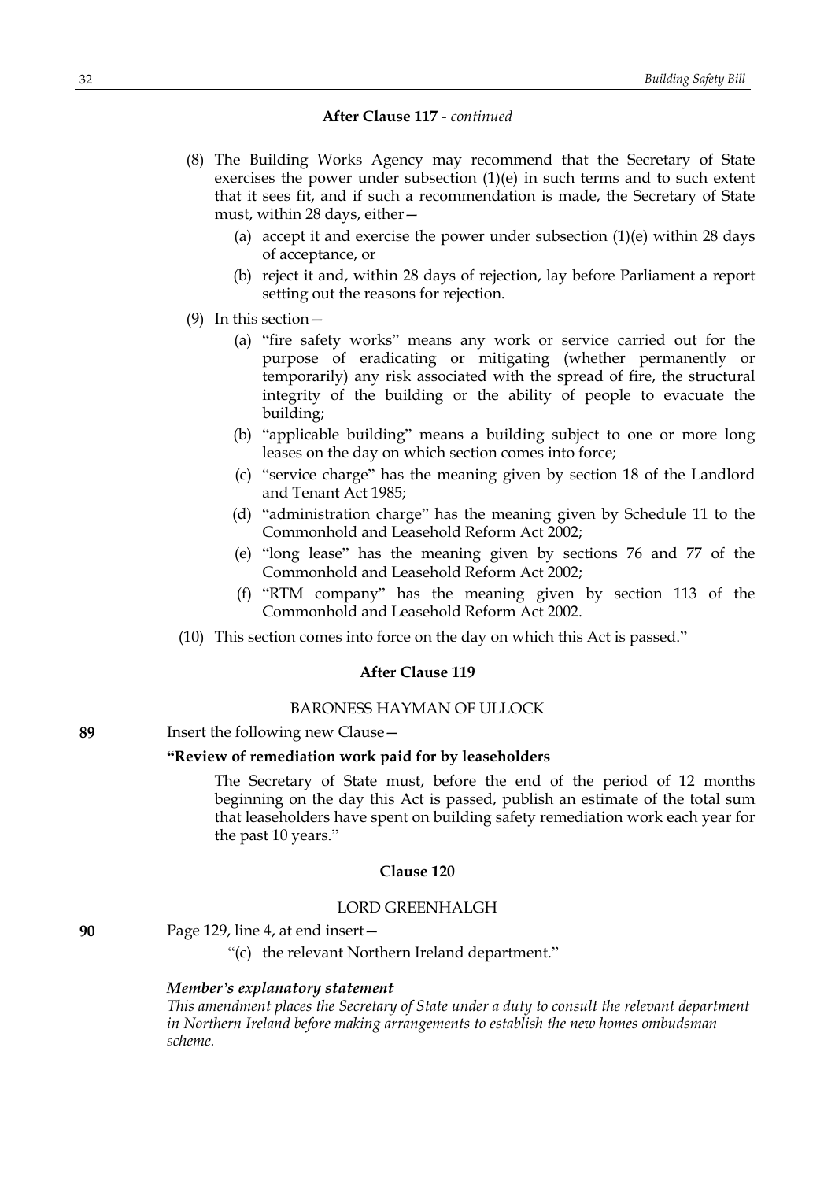**After Clause 117** *- continued*

(8) The Building Works Agency may recommend that the Secretary of State exercises the power under subsection (1)(e) in such terms and to such extent that it sees fit, and if such a recommendation is made, the Secretary of State must, within 28 days, either—

(a) accept it and exercise the power under subsection (1)(e) within 28 days of acceptance, or

(b) reject it and, within 28 days of rejection, lay before Parliament a report setting out the reasons for rejection.

(9) In this section—

(a) "fire safety works" means any work or service carried out for the purpose of eradicating or mitigating (whether permanently or temporarily) any risk associated with the spread of fire, the structural integrity of the building or the ability of people to evacuate the building;

(b) "applicable building" means a building subject to one or more long leases on the day on which section comes into force;

(c) "service charge" has the meaning given by section 18 of the Landlord and Tenant Act 1985;

(d) "administration charge" has the meaning given by Schedule 11 to the Commonhold and Leasehold Reform Act 2002;

(e) "long lease" has the meaning given by sections 76 and 77 of the Commonhold and Leasehold Reform Act 2002;

(f) "RTM company" has the meaning given by section 113 of the Commonhold and Leasehold Reform Act 2002.

(10) This section comes into force on the day on which this Act is passed."

**After Clause 119**

BARONESS HAYMAN OF ULLOCK

**89** Insert the following new Clause—

**"Review of remediation work paid for by leaseholders**

The Secretary of State must, before the end of the period of 12 months beginning on the day this Act is passed, publish an estimate of the total sum that leaseholders have spent on building safety remediation work each year for the past 10 years."

**Clause 120**

LORD GREENHALGH

**90** Page 129, line 4, at end insert—

"(c) the relevant Northern Ireland department."

***Member's explanatory statement***

*This amendment places the Secretary of State under a duty to consult the relevant department in Northern Ireland before making arrangements to establish the new homes ombudsman scheme.*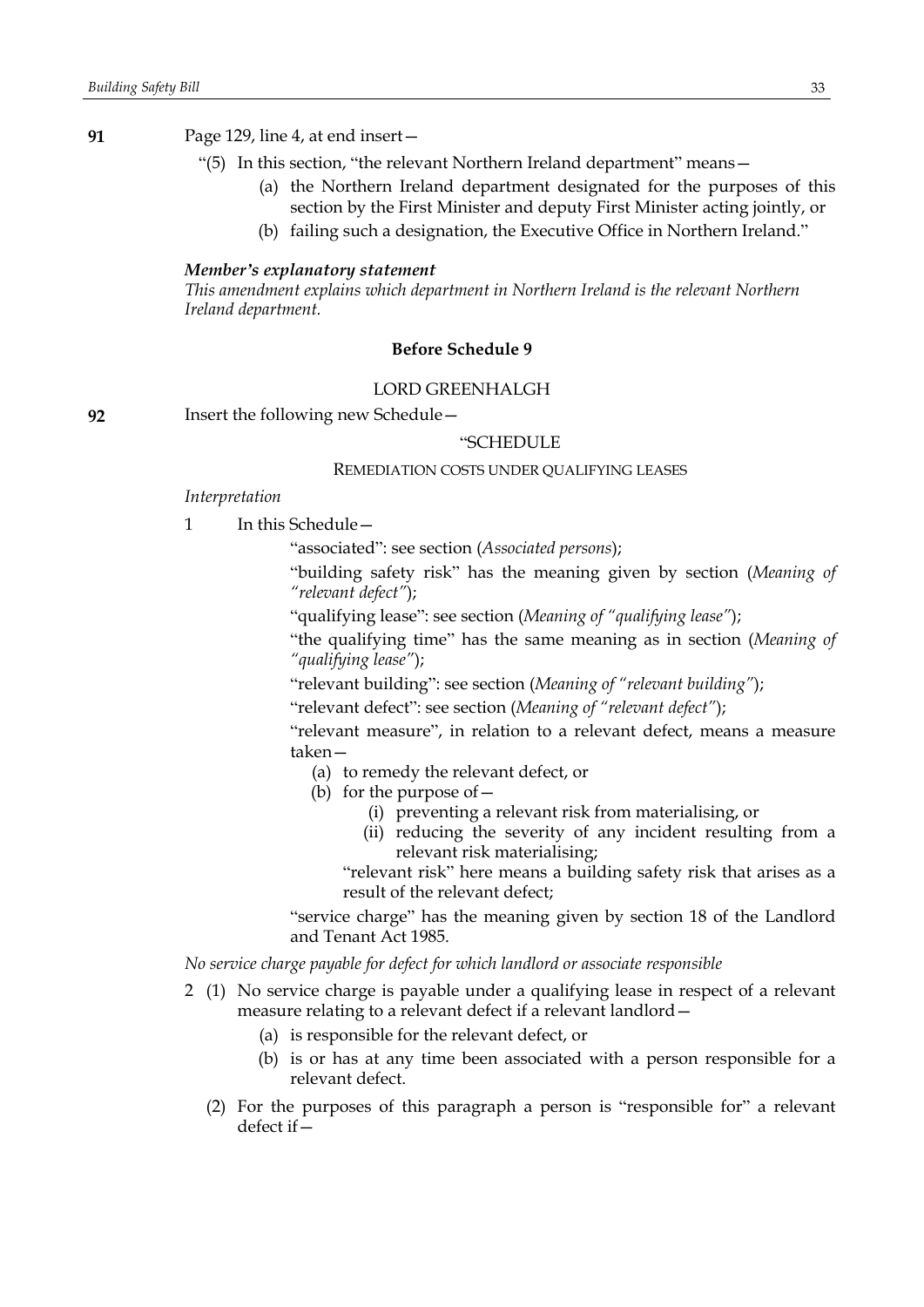**91** Page 129, line 4, at end insert—

"(5) In this section, "the relevant Northern Ireland department" means—

(a) the Northern Ireland department designated for the purposes of this section by the First Minister and deputy First Minister acting jointly, or

(b) failing such a designation, the Executive Office in Northern Ireland."

***Member's explanatory statement***

*This amendment explains which department in Northern Ireland is the relevant Northern Ireland department.*

**Before Schedule 9**

LORD GREENHALGH

**92** Insert the following new Schedule—

"SCHEDULE

REMEDIATION COSTS UNDER QUALIFYING LEASES

*Interpretation*

1 In this Schedule—

"associated": see section (*Associated persons*);

"building safety risk" has the meaning given by section (*Meaning of "relevant defect"*);

"qualifying lease": see section (*Meaning of "qualifying lease"*);

"the qualifying time" has the same meaning as in section (*Meaning of "qualifying lease"*);

"relevant building": see section (*Meaning of "relevant building"*);

"relevant defect": see section (*Meaning of "relevant defect"*);

"relevant measure", in relation to a relevant defect, means a measure taken—

(a) to remedy the relevant defect, or

(b) for the purpose of—

(i) preventing a relevant risk from materialising, or

(ii) reducing the severity of any incident resulting from a relevant risk materialising;

"relevant risk" here means a building safety risk that arises as a result of the relevant defect;

"service charge" has the meaning given by section 18 of the Landlord and Tenant Act 1985.

*No service charge payable for defect for which landlord or associate responsible*

2 (1) No service charge is payable under a qualifying lease in respect of a relevant measure relating to a relevant defect if a relevant landlord—

(a) is responsible for the relevant defect, or

(b) is or has at any time been associated with a person responsible for a relevant defect.

(2) For the purposes of this paragraph a person is "responsible for" a relevant defect if—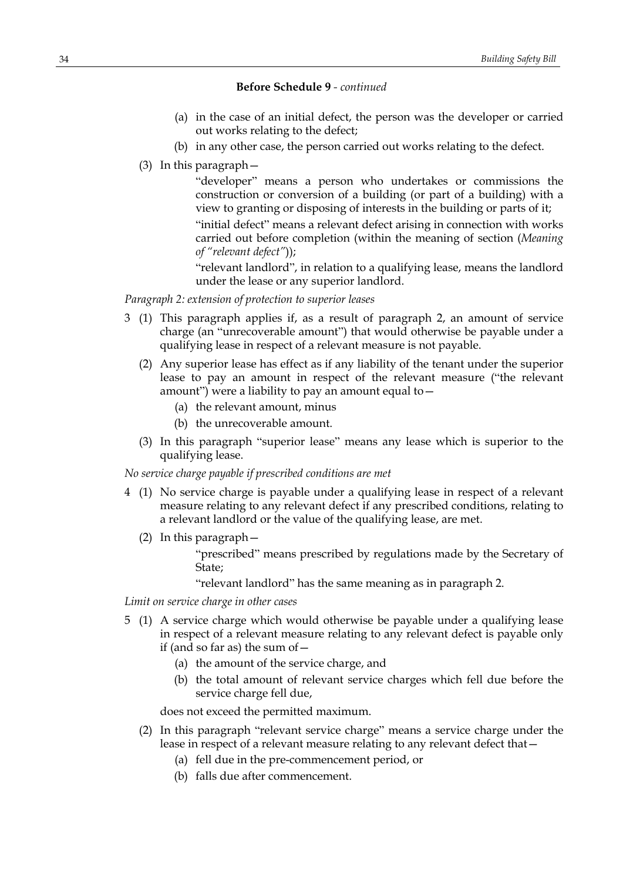**Before Schedule 9** - *continued*

(a) in the case of an initial defect, the person was the developer or carried out works relating to the defect;

(b) in any other case, the person carried out works relating to the defect.

(3) In this paragraph—

"developer" means a person who undertakes or commissions the construction or conversion of a building (or part of a building) with a view to granting or disposing of interests in the building or parts of it;

"initial defect" means a relevant defect arising in connection with works carried out before completion (within the meaning of section (*Meaning of "relevant defect"*));

"relevant landlord", in relation to a qualifying lease, means the landlord under the lease or any superior landlord.

*Paragraph 2: extension of protection to superior leases*

3 (1) This paragraph applies if, as a result of paragraph 2, an amount of service charge (an "unrecoverable amount") that would otherwise be payable under a qualifying lease in respect of a relevant measure is not payable.

(2) Any superior lease has effect as if any liability of the tenant under the superior lease to pay an amount in respect of the relevant measure ("the relevant amount") were a liability to pay an amount equal to—

(a) the relevant amount, minus

(b) the unrecoverable amount.

(3) In this paragraph "superior lease" means any lease which is superior to the qualifying lease.

*No service charge payable if prescribed conditions are met*

4 (1) No service charge is payable under a qualifying lease in respect of a relevant measure relating to any relevant defect if any prescribed conditions, relating to a relevant landlord or the value of the qualifying lease, are met.

(2) In this paragraph—

"prescribed" means prescribed by regulations made by the Secretary of State;

"relevant landlord" has the same meaning as in paragraph 2.

*Limit on service charge in other cases*

5 (1) A service charge which would otherwise be payable under a qualifying lease in respect of a relevant measure relating to any relevant defect is payable only if (and so far as) the sum of—

(a) the amount of the service charge, and

(b) the total amount of relevant service charges which fell due before the service charge fell due,

does not exceed the permitted maximum.

(2) In this paragraph "relevant service charge" means a service charge under the lease in respect of a relevant measure relating to any relevant defect that—

(a) fell due in the pre-commencement period, or

(b) falls due after commencement.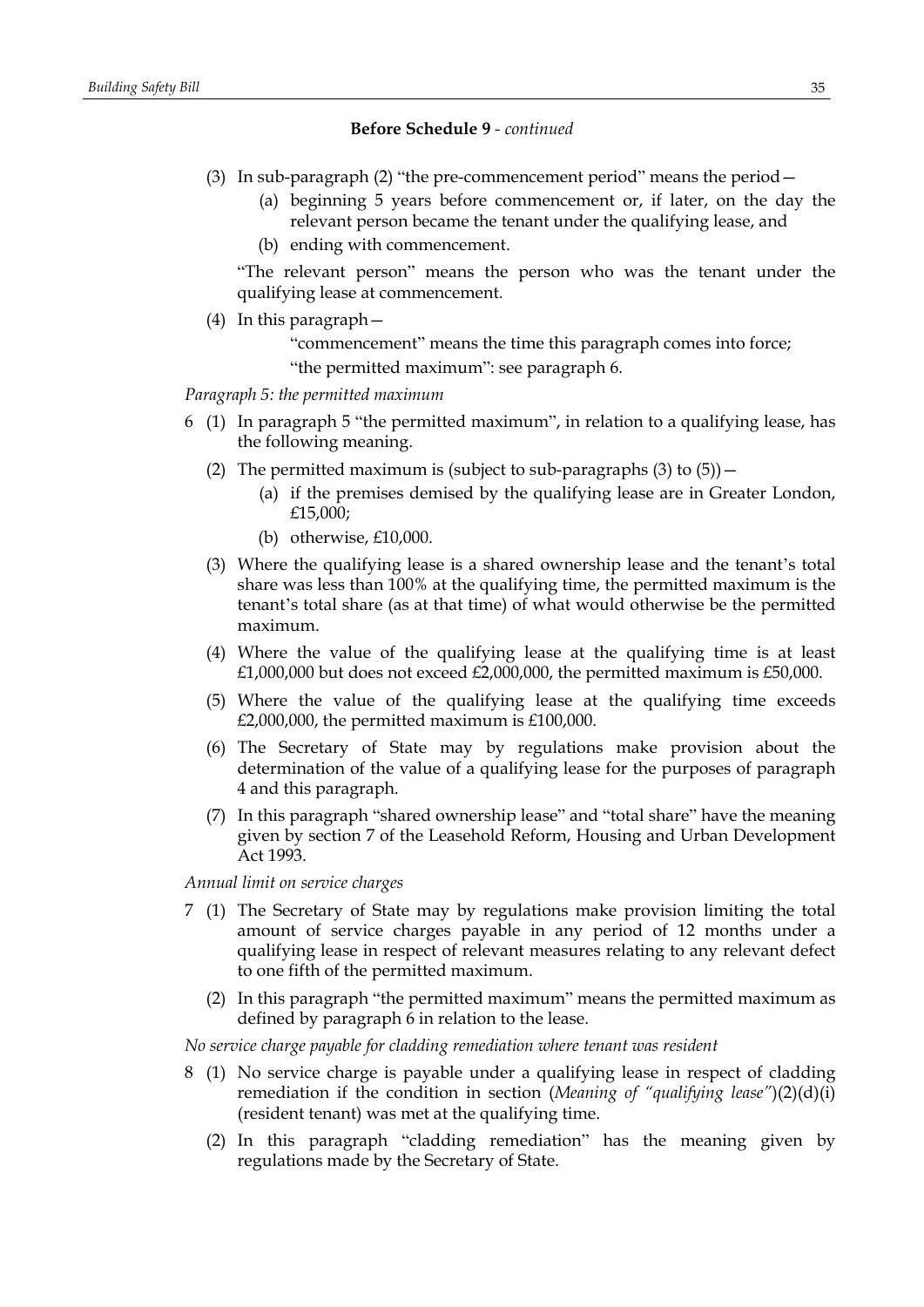**Before Schedule 9** - *continued*

(3) In sub-paragraph (2) "the pre-commencement period" means the period—

(a) beginning 5 years before commencement or, if later, on the day the relevant person became the tenant under the qualifying lease, and

(b) ending with commencement.

"The relevant person" means the person who was the tenant under the qualifying lease at commencement.

(4) In this paragraph—

"commencement" means the time this paragraph comes into force;

"the permitted maximum": see paragraph 6.

*Paragraph 5: the permitted maximum*

6 (1) In paragraph 5 "the permitted maximum", in relation to a qualifying lease, has the following meaning.

(2) The permitted maximum is (subject to sub-paragraphs (3) to (5))—

(a) if the premises demised by the qualifying lease are in Greater London, £15,000;

(b) otherwise, £10,000.

(3) Where the qualifying lease is a shared ownership lease and the tenant's total share was less than 100% at the qualifying time, the permitted maximum is the tenant's total share (as at that time) of what would otherwise be the permitted maximum.

(4) Where the value of the qualifying lease at the qualifying time is at least £1,000,000 but does not exceed £2,000,000, the permitted maximum is £50,000.

(5) Where the value of the qualifying lease at the qualifying time exceeds £2,000,000, the permitted maximum is £100,000.

(6) The Secretary of State may by regulations make provision about the determination of the value of a qualifying lease for the purposes of paragraph 4 and this paragraph.

(7) In this paragraph "shared ownership lease" and "total share" have the meaning given by section 7 of the Leasehold Reform, Housing and Urban Development Act 1993.

*Annual limit on service charges*

7 (1) The Secretary of State may by regulations make provision limiting the total amount of service charges payable in any period of 12 months under a qualifying lease in respect of relevant measures relating to any relevant defect to one fifth of the permitted maximum.

(2) In this paragraph "the permitted maximum" means the permitted maximum as defined by paragraph 6 in relation to the lease.

*No service charge payable for cladding remediation where tenant was resident*

8 (1) No service charge is payable under a qualifying lease in respect of cladding remediation if the condition in section (*Meaning of "qualifying lease"*)(2)(d)(i) (resident tenant) was met at the qualifying time.

(2) In this paragraph "cladding remediation" has the meaning given by regulations made by the Secretary of State.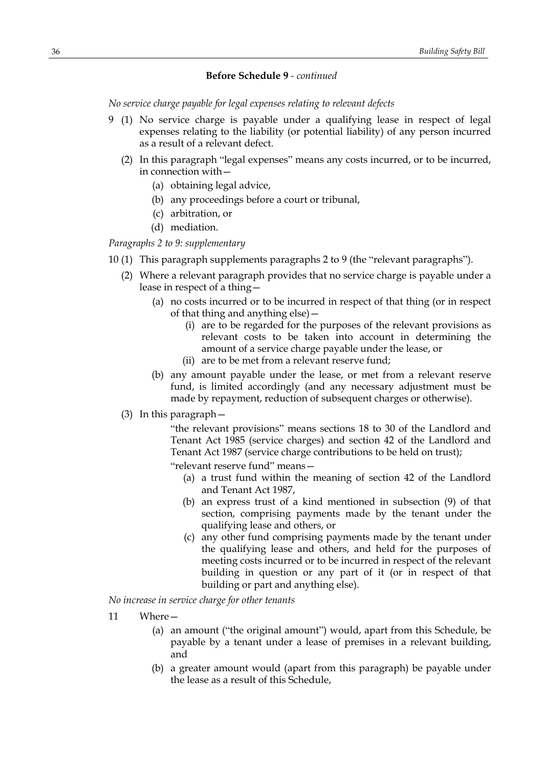**Before Schedule 9** - *continued*

*No service charge payable for legal expenses relating to relevant defects*

9 (1) No service charge is payable under a qualifying lease in respect of legal expenses relating to the liability (or potential liability) of any person incurred as a result of a relevant defect.

(2) In this paragraph "legal expenses" means any costs incurred, or to be incurred, in connection with—

- (a) obtaining legal advice,
- (b) any proceedings before a court or tribunal,
- (c) arbitration, or
- (d) mediation.

*Paragraphs 2 to 9: supplementary*

10 (1) This paragraph supplements paragraphs 2 to 9 (the "relevant paragraphs").

(2) Where a relevant paragraph provides that no service charge is payable under a lease in respect of a thing—

- (a) no costs incurred or to be incurred in respect of that thing (or in respect of that thing and anything else)—
  - (i) are to be regarded for the purposes of the relevant provisions as relevant costs to be taken into account in determining the amount of a service charge payable under the lease, or
  - (ii) are to be met from a relevant reserve fund;
- (b) any amount payable under the lease, or met from a relevant reserve fund, is limited accordingly (and any necessary adjustment must be made by repayment, reduction of subsequent charges or otherwise).

(3) In this paragraph—

"the relevant provisions" means sections 18 to 30 of the Landlord and Tenant Act 1985 (service charges) and section 42 of the Landlord and Tenant Act 1987 (service charge contributions to be held on trust);

"relevant reserve fund" means—

- (a) a trust fund within the meaning of section 42 of the Landlord and Tenant Act 1987,
- (b) an express trust of a kind mentioned in subsection (9) of that section, comprising payments made by the tenant under the qualifying lease and others, or
- (c) any other fund comprising payments made by the tenant under the qualifying lease and others, and held for the purposes of meeting costs incurred or to be incurred in respect of the relevant building in question or any part of it (or in respect of that building or part and anything else).

*No increase in service charge for other tenants*

11 Where—

- (a) an amount ("the original amount") would, apart from this Schedule, be payable by a tenant under a lease of premises in a relevant building, and
- (b) a greater amount would (apart from this paragraph) be payable under the lease as a result of this Schedule,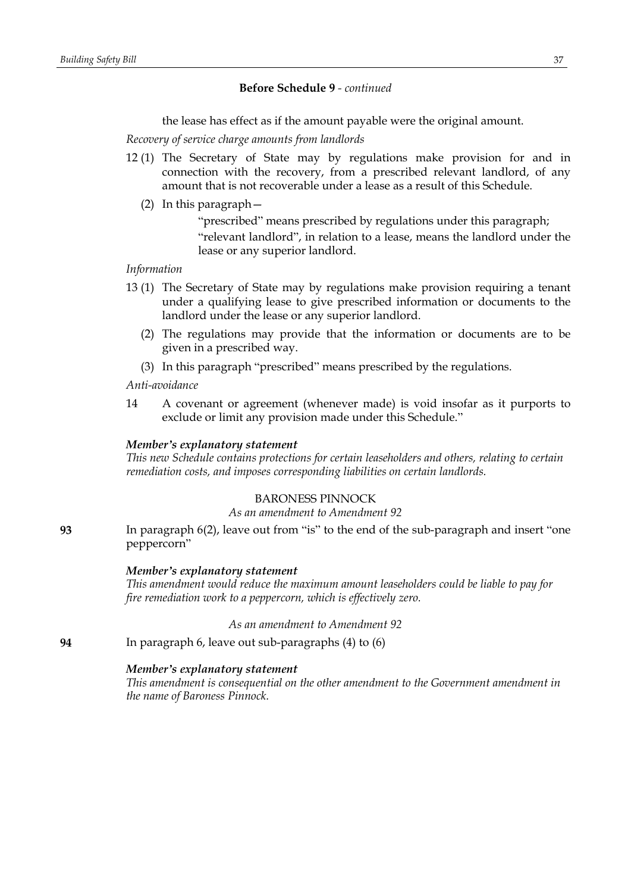**Before Schedule 9** - *continued*

the lease has effect as if the amount payable were the original amount.

*Recovery of service charge amounts from landlords*

12 (1) The Secretary of State may by regulations make provision for and in connection with the recovery, from a prescribed relevant landlord, of any amount that is not recoverable under a lease as a result of this Schedule.

(2) In this paragraph—

"prescribed" means prescribed by regulations under this paragraph;

"relevant landlord", in relation to a lease, means the landlord under the lease or any superior landlord.

*Information*

13 (1) The Secretary of State may by regulations make provision requiring a tenant under a qualifying lease to give prescribed information or documents to the landlord under the lease or any superior landlord.

(2) The regulations may provide that the information or documents are to be given in a prescribed way.

(3) In this paragraph "prescribed" means prescribed by the regulations.

*Anti-avoidance*

14 A covenant or agreement (whenever made) is void insofar as it purports to exclude or limit any provision made under this Schedule."

***Member's explanatory statement***

*This new Schedule contains protections for certain leaseholders and others, relating to certain remediation costs, and imposes corresponding liabilities on certain landlords.*

BARONESS PINNOCK

*As an amendment to Amendment 92*

**93** In paragraph 6(2), leave out from "is" to the end of the sub-paragraph and insert "one peppercorn"

***Member's explanatory statement***

*This amendment would reduce the maximum amount leaseholders could be liable to pay for fire remediation work to a peppercorn, which is effectively zero.*

*As an amendment to Amendment 92*

**94** In paragraph 6, leave out sub-paragraphs (4) to (6)

***Member's explanatory statement***

*This amendment is consequential on the other amendment to the Government amendment in the name of Baroness Pinnock.*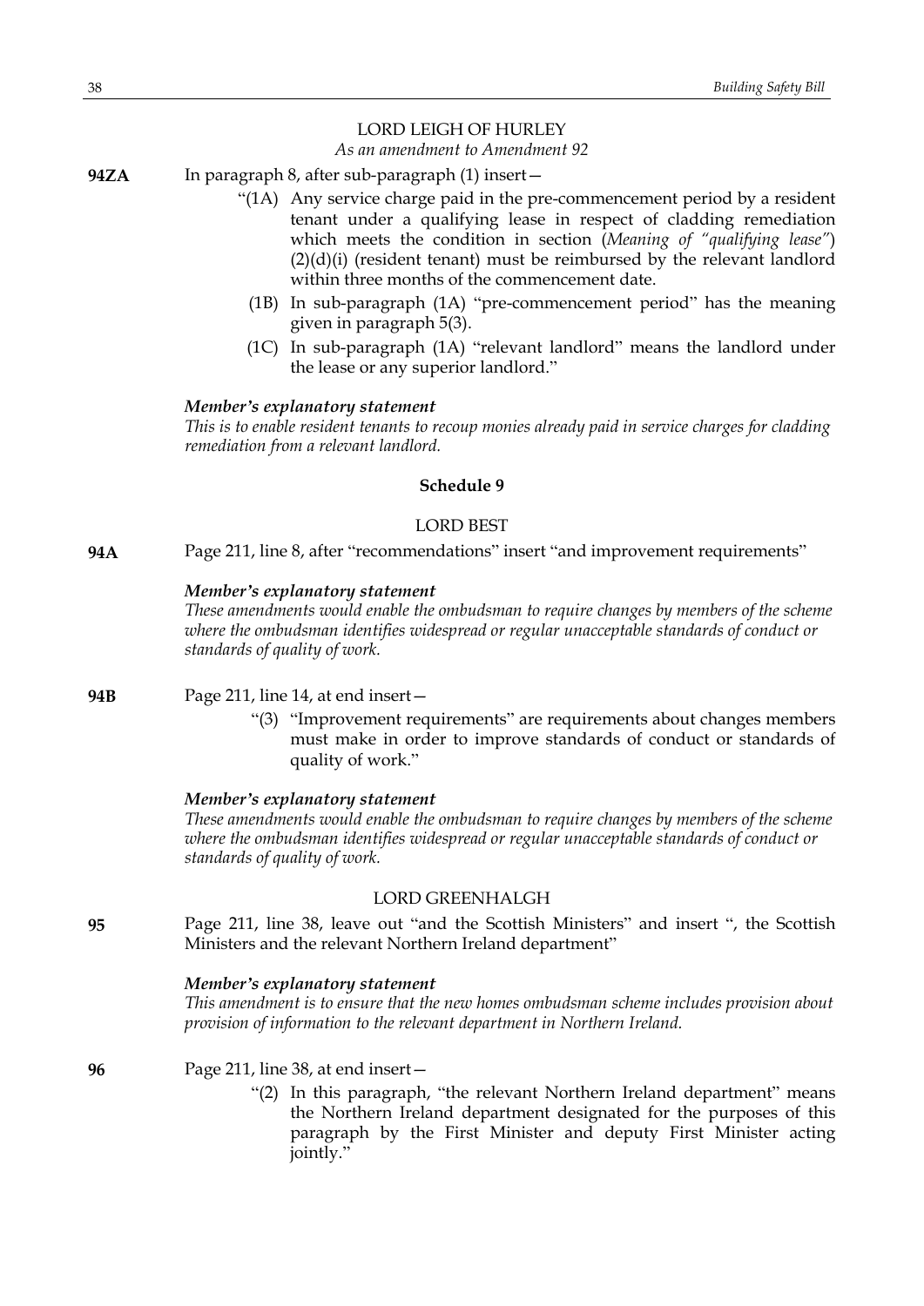LORD LEIGH OF HURLEY

*As an amendment to Amendment 92*

**94ZA** In paragraph 8, after sub-paragraph (1) insert—

"(1A) Any service charge paid in the pre-commencement period by a resident tenant under a qualifying lease in respect of cladding remediation which meets the condition in section (*Meaning of "qualifying lease"*) (2)(d)(i) (resident tenant) must be reimbursed by the relevant landlord within three months of the commencement date.

(1B) In sub-paragraph (1A) "pre-commencement period" has the meaning given in paragraph 5(3).

(1C) In sub-paragraph (1A) "relevant landlord" means the landlord under the lease or any superior landlord."

***Member's explanatory statement***

*This is to enable resident tenants to recoup monies already paid in service charges for cladding remediation from a relevant landlord.*

**Schedule 9**

LORD BEST

**94A** Page 211, line 8, after "recommendations" insert "and improvement requirements"

***Member's explanatory statement***

*These amendments would enable the ombudsman to require changes by members of the scheme where the ombudsman identifies widespread or regular unacceptable standards of conduct or standards of quality of work.*

**94B** Page 211, line 14, at end insert—

"(3) "Improvement requirements" are requirements about changes members must make in order to improve standards of conduct or standards of quality of work."

***Member's explanatory statement***

*These amendments would enable the ombudsman to require changes by members of the scheme where the ombudsman identifies widespread or regular unacceptable standards of conduct or standards of quality of work.*

LORD GREENHALGH

**95** Page 211, line 38, leave out "and the Scottish Ministers" and insert ", the Scottish Ministers and the relevant Northern Ireland department"

***Member's explanatory statement***

*This amendment is to ensure that the new homes ombudsman scheme includes provision about provision of information to the relevant department in Northern Ireland.*

**96** Page 211, line 38, at end insert—

"(2) In this paragraph, "the relevant Northern Ireland department" means the Northern Ireland department designated for the purposes of this paragraph by the First Minister and deputy First Minister acting jointly."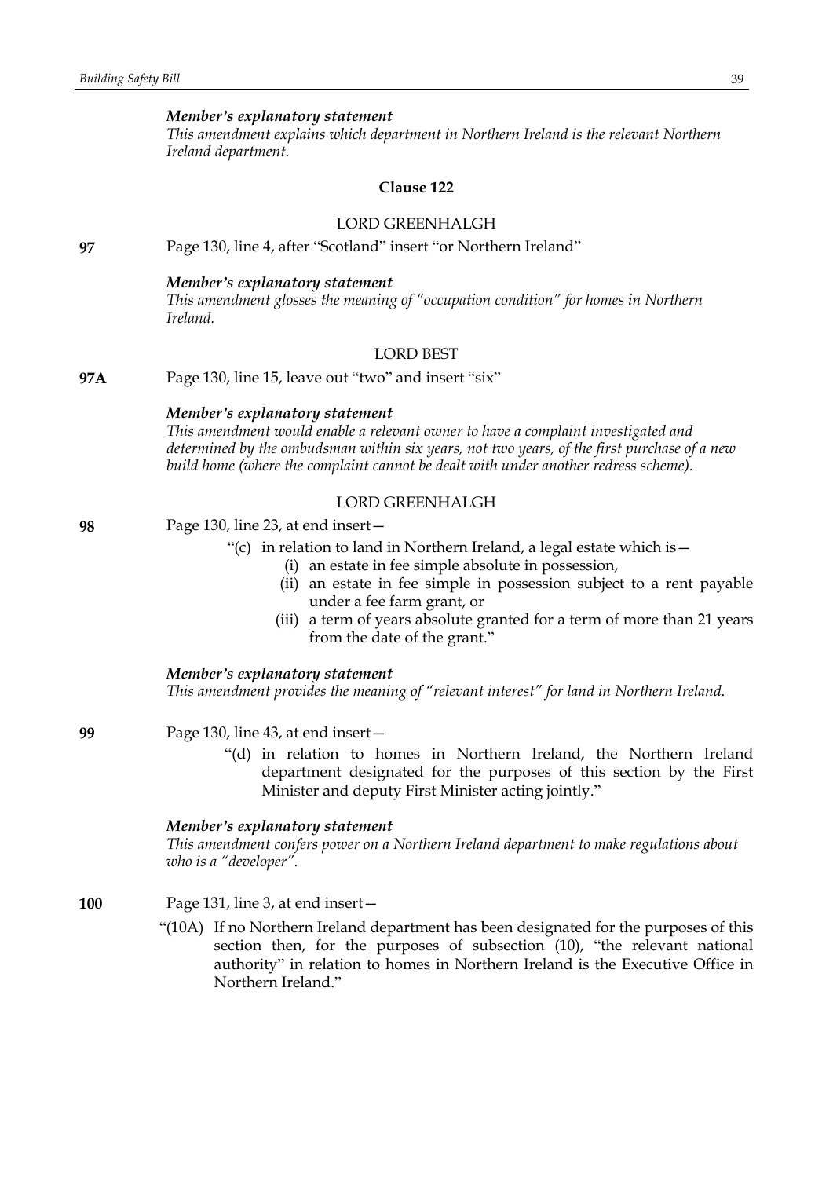*Member's explanatory statement*

*This amendment explains which department in Northern Ireland is the relevant Northern Ireland department.*

### Clause 122

LORD GREENHALGH

**97** Page 130, line 4, after "Scotland" insert "or Northern Ireland"

*Member's explanatory statement*

*This amendment glosses the meaning of "occupation condition" for homes in Northern Ireland.*

LORD BEST

**97A** Page 130, line 15, leave out "two" and insert "six"

*Member's explanatory statement*

*This amendment would enable a relevant owner to have a complaint investigated and determined by the ombudsman within six years, not two years, of the first purchase of a new build home (where the complaint cannot be dealt with under another redress scheme).*

LORD GREENHALGH

**98** Page 130, line 23, at end insert—

"(c) in relation to land in Northern Ireland, a legal estate which is—

(i) an estate in fee simple absolute in possession,

(ii) an estate in fee simple in possession subject to a rent payable under a fee farm grant, or

(iii) a term of years absolute granted for a term of more than 21 years from the date of the grant."

*Member's explanatory statement*

*This amendment provides the meaning of "relevant interest" for land in Northern Ireland.*

**99** Page 130, line 43, at end insert—

"(d) in relation to homes in Northern Ireland, the Northern Ireland department designated for the purposes of this section by the First Minister and deputy First Minister acting jointly."

*Member's explanatory statement*

*This amendment confers power on a Northern Ireland department to make regulations about who is a "developer".*

**100** Page 131, line 3, at end insert—

"(10A) If no Northern Ireland department has been designated for the purposes of this section then, for the purposes of subsection (10), "the relevant national authority" in relation to homes in Northern Ireland is the Executive Office in Northern Ireland."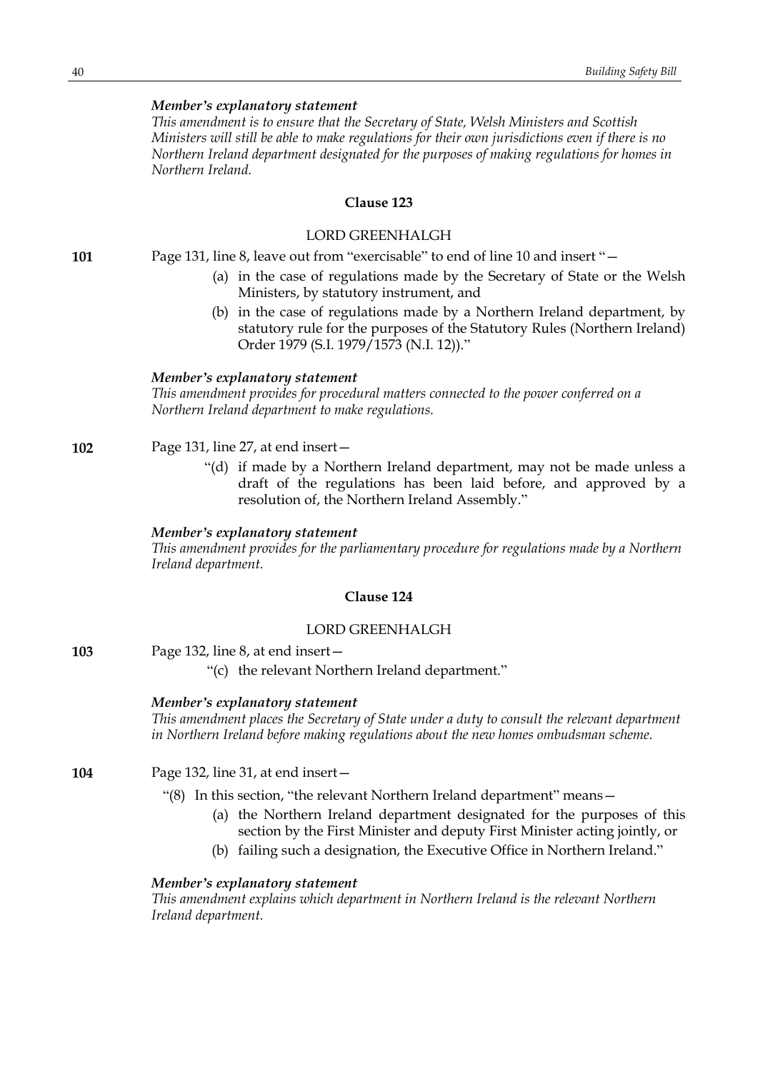*Member's explanatory statement*

*This amendment is to ensure that the Secretary of State, Welsh Ministers and Scottish Ministers will still be able to make regulations for their own jurisdictions even if there is no Northern Ireland department designated for the purposes of making regulations for homes in Northern Ireland.*

### Clause 123

LORD GREENHALGH

**101** Page 131, line 8, leave out from "exercisable" to end of line 10 and insert "—

(a) in the case of regulations made by the Secretary of State or the Welsh Ministers, by statutory instrument, and

(b) in the case of regulations made by a Northern Ireland department, by statutory rule for the purposes of the Statutory Rules (Northern Ireland) Order 1979 (S.I. 1979/1573 (N.I. 12))."

*Member's explanatory statement*

*This amendment provides for procedural matters connected to the power conferred on a Northern Ireland department to make regulations.*

**102** Page 131, line 27, at end insert—

"(d) if made by a Northern Ireland department, may not be made unless a draft of the regulations has been laid before, and approved by a resolution of, the Northern Ireland Assembly."

*Member's explanatory statement*

*This amendment provides for the parliamentary procedure for regulations made by a Northern Ireland department.*

### Clause 124

LORD GREENHALGH

**103** Page 132, line 8, at end insert—

"(c) the relevant Northern Ireland department."

*Member's explanatory statement*

*This amendment places the Secretary of State under a duty to consult the relevant department in Northern Ireland before making regulations about the new homes ombudsman scheme.*

**104** Page 132, line 31, at end insert—

"(8) In this section, "the relevant Northern Ireland department" means—

(a) the Northern Ireland department designated for the purposes of this section by the First Minister and deputy First Minister acting jointly, or

(b) failing such a designation, the Executive Office in Northern Ireland."

*Member's explanatory statement*

*This amendment explains which department in Northern Ireland is the relevant Northern Ireland department.*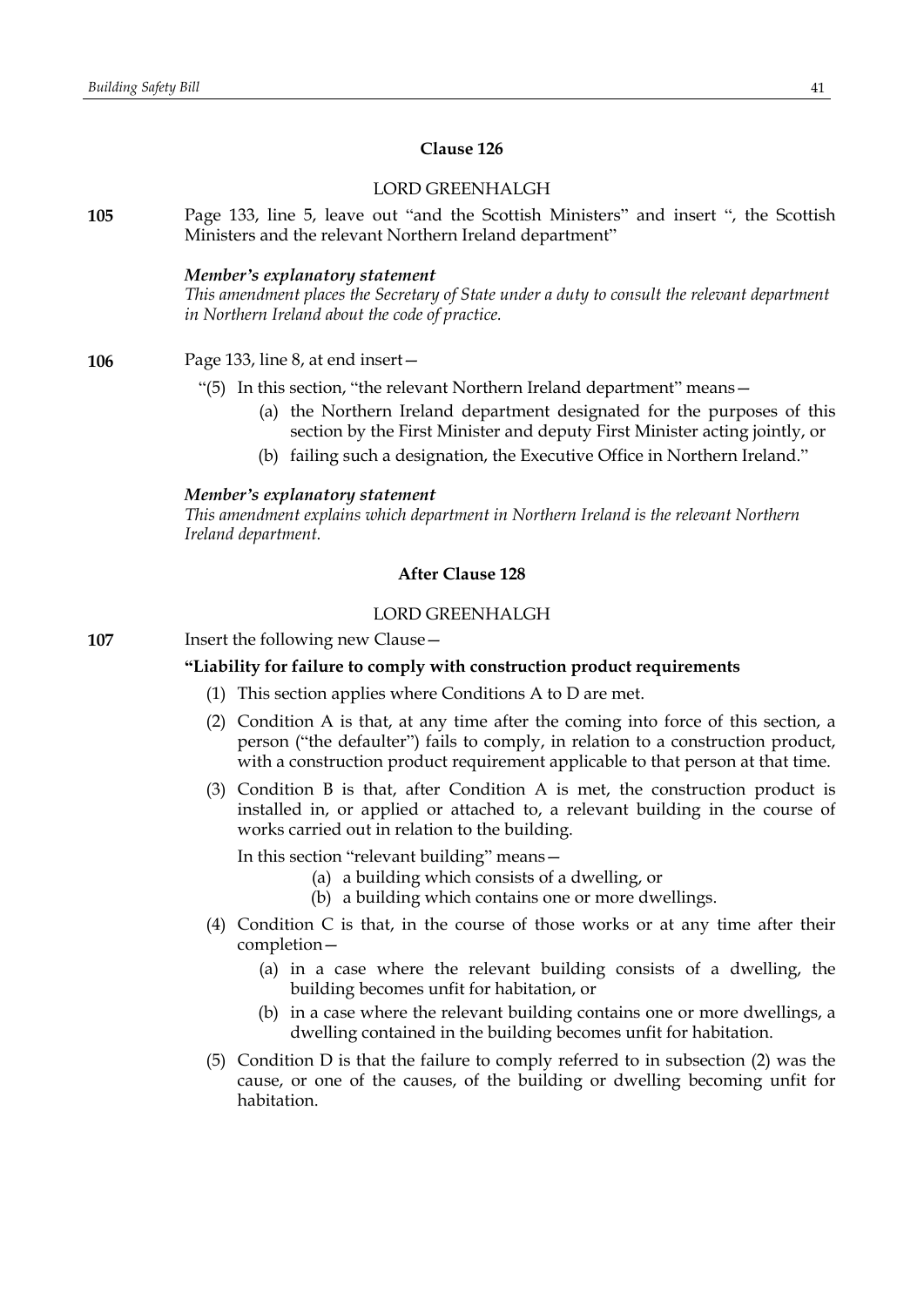### Clause 126

LORD GREENHALGH

**105** Page 133, line 5, leave out "and the Scottish Ministers" and insert ", the Scottish Ministers and the relevant Northern Ireland department"

***Member's explanatory statement***
*This amendment places the Secretary of State under a duty to consult the relevant department in Northern Ireland about the code of practice.*

**106** Page 133, line 8, at end insert—

"(5) In this section, "the relevant Northern Ireland department" means—

(a) the Northern Ireland department designated for the purposes of this section by the First Minister and deputy First Minister acting jointly, or

(b) failing such a designation, the Executive Office in Northern Ireland."

***Member's explanatory statement***
*This amendment explains which department in Northern Ireland is the relevant Northern Ireland department.*

### After Clause 128

LORD GREENHALGH

**107** Insert the following new Clause—

**"Liability for failure to comply with construction product requirements**

(1) This section applies where Conditions A to D are met.

(2) Condition A is that, at any time after the coming into force of this section, a person ("the defaulter") fails to comply, in relation to a construction product, with a construction product requirement applicable to that person at that time.

(3) Condition B is that, after Condition A is met, the construction product is installed in, or applied or attached to, a relevant building in the course of works carried out in relation to the building.

In this section "relevant building" means—

(a) a building which consists of a dwelling, or

(b) a building which contains one or more dwellings.

(4) Condition C is that, in the course of those works or at any time after their completion—

(a) in a case where the relevant building consists of a dwelling, the building becomes unfit for habitation, or

(b) in a case where the relevant building contains one or more dwellings, a dwelling contained in the building becomes unfit for habitation.

(5) Condition D is that the failure to comply referred to in subsection (2) was the cause, or one of the causes, of the building or dwelling becoming unfit for habitation.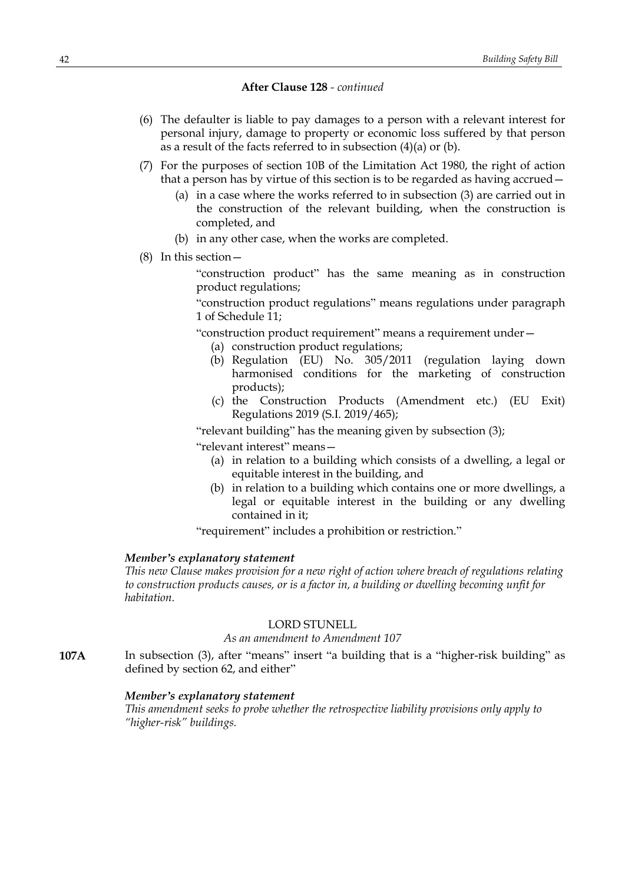**After Clause 128** - *continued*

(6) The defaulter is liable to pay damages to a person with a relevant interest for personal injury, damage to property or economic loss suffered by that person as a result of the facts referred to in subsection (4)(a) or (b).

(7) For the purposes of section 10B of the Limitation Act 1980, the right of action that a person has by virtue of this section is to be regarded as having accrued—

- (a) in a case where the works referred to in subsection (3) are carried out in the construction of the relevant building, when the construction is completed, and
- (b) in any other case, when the works are completed.

(8) In this section—

"construction product" has the same meaning as in construction product regulations;

"construction product regulations" means regulations under paragraph 1 of Schedule 11;

"construction product requirement" means a requirement under—

- (a) construction product regulations;
- (b) Regulation (EU) No. 305/2011 (regulation laying down harmonised conditions for the marketing of construction products);
- (c) the Construction Products (Amendment etc.) (EU Exit) Regulations 2019 (S.I. 2019/465);

"relevant building" has the meaning given by subsection (3);

"relevant interest" means—

- (a) in relation to a building which consists of a dwelling, a legal or equitable interest in the building, and
- (b) in relation to a building which contains one or more dwellings, a legal or equitable interest in the building or any dwelling contained in it;

"requirement" includes a prohibition or restriction."

***Member's explanatory statement***

*This new Clause makes provision for a new right of action where breach of regulations relating to construction products causes, or is a factor in, a building or dwelling becoming unfit for habitation.*

LORD STUNELL

*As an amendment to Amendment 107*

**107A** In subsection (3), after "means" insert "a building that is a "higher-risk building" as defined by section 62, and either"

***Member's explanatory statement***

*This amendment seeks to probe whether the retrospective liability provisions only apply to "higher-risk" buildings.*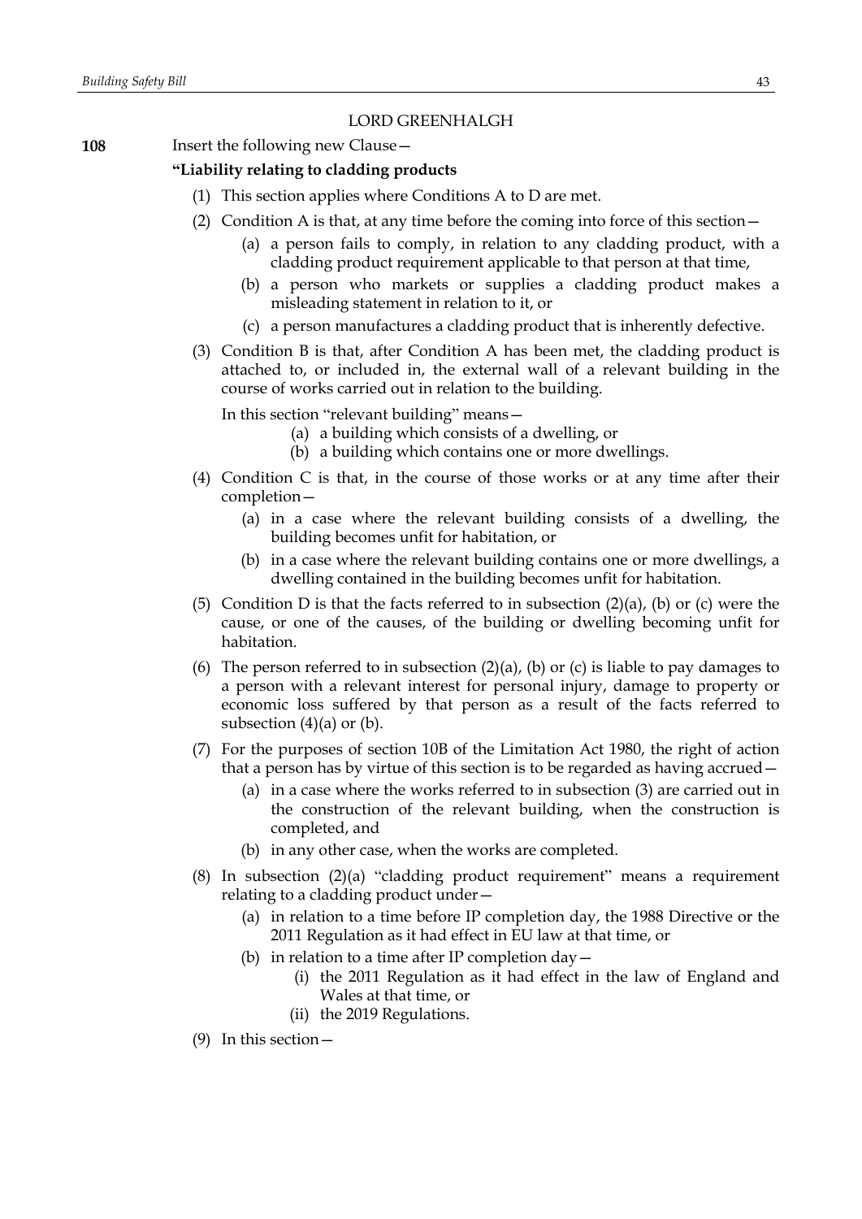LORD GREENHALGH

**108** Insert the following new Clause—

**"Liability relating to cladding products**

(1) This section applies where Conditions A to D are met.

(2) Condition A is that, at any time before the coming into force of this section—

(a) a person fails to comply, in relation to any cladding product, with a cladding product requirement applicable to that person at that time,

(b) a person who markets or supplies a cladding product makes a misleading statement in relation to it, or

(c) a person manufactures a cladding product that is inherently defective.

(3) Condition B is that, after Condition A has been met, the cladding product is attached to, or included in, the external wall of a relevant building in the course of works carried out in relation to the building.

In this section "relevant building" means—

(a) a building which consists of a dwelling, or

(b) a building which contains one or more dwellings.

(4) Condition C is that, in the course of those works or at any time after their completion—

(a) in a case where the relevant building consists of a dwelling, the building becomes unfit for habitation, or

(b) in a case where the relevant building contains one or more dwellings, a dwelling contained in the building becomes unfit for habitation.

(5) Condition D is that the facts referred to in subsection (2)(a), (b) or (c) were the cause, or one of the causes, of the building or dwelling becoming unfit for habitation.

(6) The person referred to in subsection (2)(a), (b) or (c) is liable to pay damages to a person with a relevant interest for personal injury, damage to property or economic loss suffered by that person as a result of the facts referred to subsection (4)(a) or (b).

(7) For the purposes of section 10B of the Limitation Act 1980, the right of action that a person has by virtue of this section is to be regarded as having accrued—

(a) in a case where the works referred to in subsection (3) are carried out in the construction of the relevant building, when the construction is completed, and

(b) in any other case, when the works are completed.

(8) In subsection (2)(a) "cladding product requirement" means a requirement relating to a cladding product under—

(a) in relation to a time before IP completion day, the 1988 Directive or the 2011 Regulation as it had effect in EU law at that time, or

(b) in relation to a time after IP completion day—

(i) the 2011 Regulation as it had effect in the law of England and Wales at that time, or

(ii) the 2019 Regulations.

(9) In this section—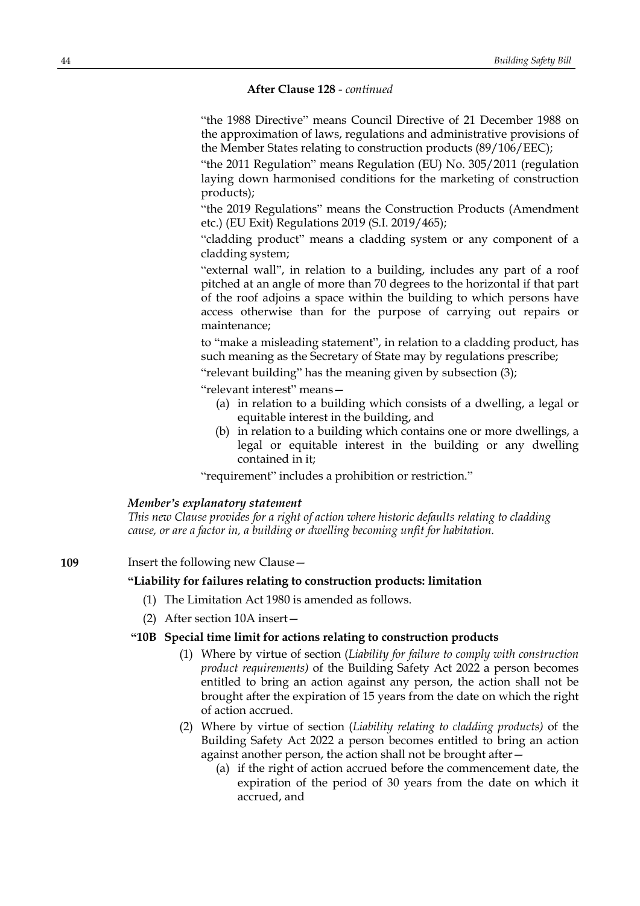**After Clause 128** - *continued*

"the 1988 Directive" means Council Directive of 21 December 1988 on the approximation of laws, regulations and administrative provisions of the Member States relating to construction products (89/106/EEC);

"the 2011 Regulation" means Regulation (EU) No. 305/2011 (regulation laying down harmonised conditions for the marketing of construction products);

"the 2019 Regulations" means the Construction Products (Amendment etc.) (EU Exit) Regulations 2019 (S.I. 2019/465);

"cladding product" means a cladding system or any component of a cladding system;

"external wall", in relation to a building, includes any part of a roof pitched at an angle of more than 70 degrees to the horizontal if that part of the roof adjoins a space within the building to which persons have access otherwise than for the purpose of carrying out repairs or maintenance;

to "make a misleading statement", in relation to a cladding product, has such meaning as the Secretary of State may by regulations prescribe;

"relevant building" has the meaning given by subsection (3);

"relevant interest" means—

(a) in relation to a building which consists of a dwelling, a legal or equitable interest in the building, and

(b) in relation to a building which contains one or more dwellings, a legal or equitable interest in the building or any dwelling contained in it;

"requirement" includes a prohibition or restriction."

***Member's explanatory statement***

*This new Clause provides for a right of action where historic defaults relating to cladding cause, or are a factor in, a building or dwelling becoming unfit for habitation.*

**109** Insert the following new Clause—

**"Liability for failures relating to construction products: limitation**

(1) The Limitation Act 1980 is amended as follows.

(2) After section 10A insert—

**"10B Special time limit for actions relating to construction products**

(1) Where by virtue of section (*Liability for failure to comply with construction product requirements)* of the Building Safety Act 2022 a person becomes entitled to bring an action against any person, the action shall not be brought after the expiration of 15 years from the date on which the right of action accrued.

(2) Where by virtue of section (*Liability relating to cladding products)* of the Building Safety Act 2022 a person becomes entitled to bring an action against another person, the action shall not be brought after—

(a) if the right of action accrued before the commencement date, the expiration of the period of 30 years from the date on which it accrued, and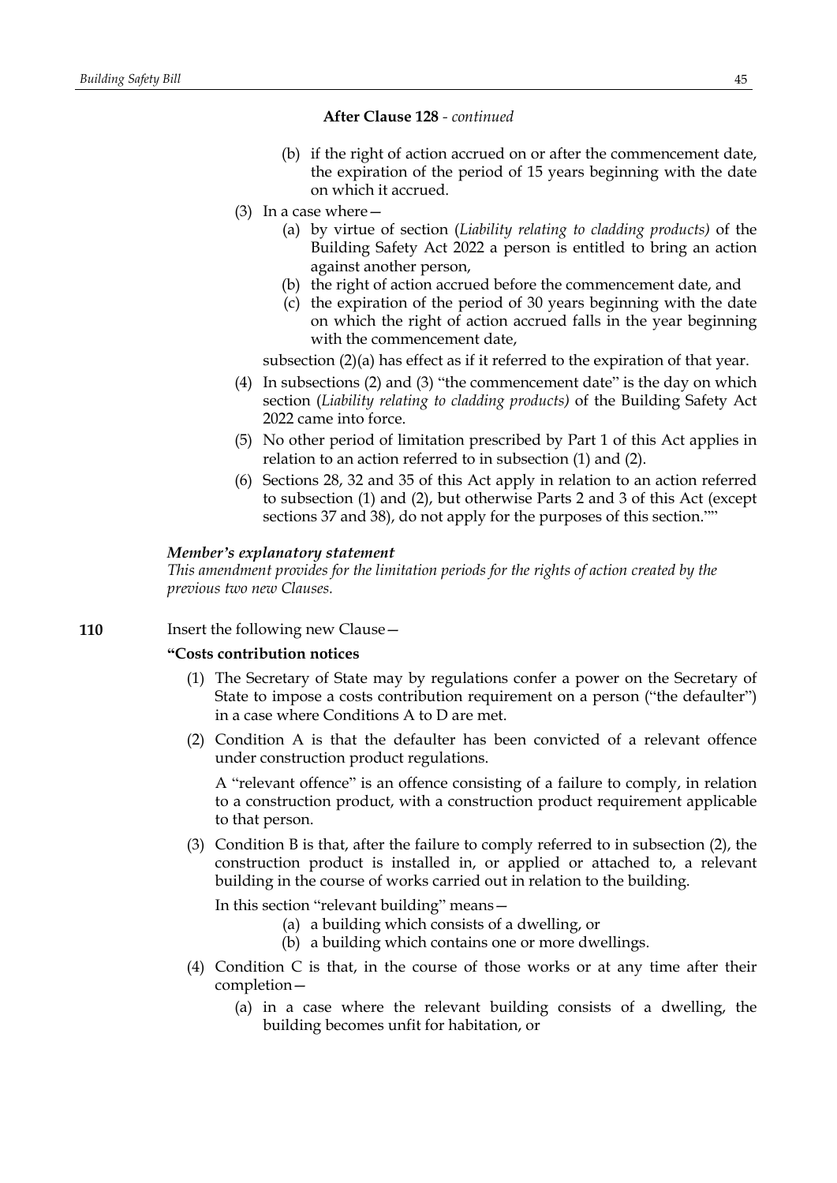**After Clause 128** - *continued*

(b) if the right of action accrued on or after the commencement date, the expiration of the period of 15 years beginning with the date on which it accrued.

(3) In a case where—

(a) by virtue of section (*Liability relating to cladding products)* of the Building Safety Act 2022 a person is entitled to bring an action against another person,

(b) the right of action accrued before the commencement date, and

(c) the expiration of the period of 30 years beginning with the date on which the right of action accrued falls in the year beginning with the commencement date,

subsection (2)(a) has effect as if it referred to the expiration of that year.

(4) In subsections (2) and (3) "the commencement date" is the day on which section (*Liability relating to cladding products)* of the Building Safety Act 2022 came into force.

(5) No other period of limitation prescribed by Part 1 of this Act applies in relation to an action referred to in subsection (1) and (2).

(6) Sections 28, 32 and 35 of this Act apply in relation to an action referred to subsection (1) and (2), but otherwise Parts 2 and 3 of this Act (except sections 37 and 38), do not apply for the purposes of this section.""

***Member's explanatory statement***

*This amendment provides for the limitation periods for the rights of action created by the previous two new Clauses.*

**110** Insert the following new Clause—

**"Costs contribution notices**

(1) The Secretary of State may by regulations confer a power on the Secretary of State to impose a costs contribution requirement on a person ("the defaulter") in a case where Conditions A to D are met.

(2) Condition A is that the defaulter has been convicted of a relevant offence under construction product regulations.

A "relevant offence" is an offence consisting of a failure to comply, in relation to a construction product, with a construction product requirement applicable to that person.

(3) Condition B is that, after the failure to comply referred to in subsection (2), the construction product is installed in, or applied or attached to, a relevant building in the course of works carried out in relation to the building.

In this section "relevant building" means—

(a) a building which consists of a dwelling, or

(b) a building which contains one or more dwellings.

(4) Condition C is that, in the course of those works or at any time after their completion—

(a) in a case where the relevant building consists of a dwelling, the building becomes unfit for habitation, or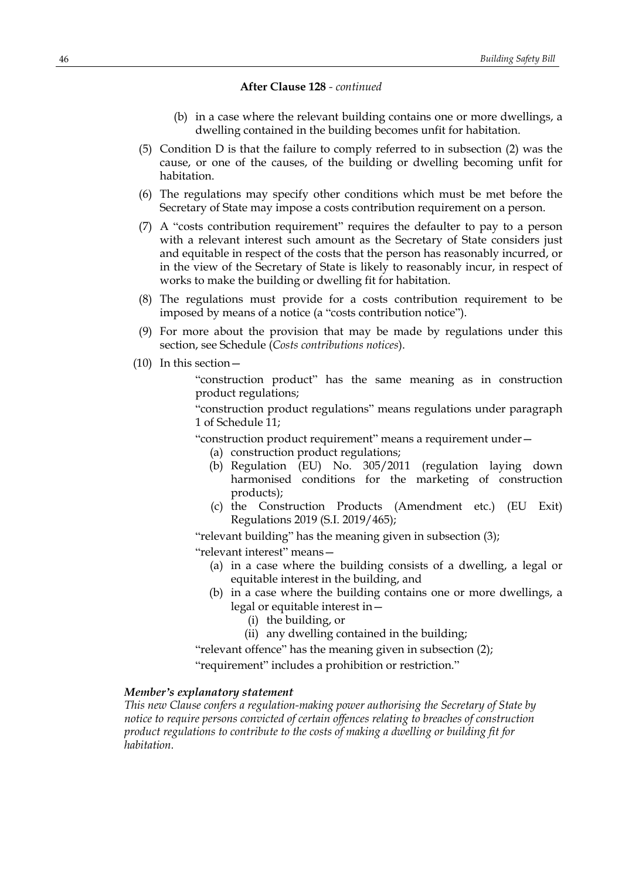**After Clause 128** - *continued*

(b) in a case where the relevant building contains one or more dwellings, a dwelling contained in the building becomes unfit for habitation.

(5) Condition D is that the failure to comply referred to in subsection (2) was the cause, or one of the causes, of the building or dwelling becoming unfit for habitation.

(6) The regulations may specify other conditions which must be met before the Secretary of State may impose a costs contribution requirement on a person.

(7) A "costs contribution requirement" requires the defaulter to pay to a person with a relevant interest such amount as the Secretary of State considers just and equitable in respect of the costs that the person has reasonably incurred, or in the view of the Secretary of State is likely to reasonably incur, in respect of works to make the building or dwelling fit for habitation.

(8) The regulations must provide for a costs contribution requirement to be imposed by means of a notice (a "costs contribution notice").

(9) For more about the provision that may be made by regulations under this section, see Schedule (*Costs contributions notices*).

(10) In this section—

"construction product" has the same meaning as in construction product regulations;

"construction product regulations" means regulations under paragraph 1 of Schedule 11;

"construction product requirement" means a requirement under—

(a) construction product regulations;
(b) Regulation (EU) No. 305/2011 (regulation laying down harmonised conditions for the marketing of construction products);
(c) the Construction Products (Amendment etc.) (EU Exit) Regulations 2019 (S.I. 2019/465);

"relevant building" has the meaning given in subsection (3);

"relevant interest" means—

(a) in a case where the building consists of a dwelling, a legal or equitable interest in the building, and
(b) in a case where the building contains one or more dwellings, a legal or equitable interest in—
 (i) the building, or
 (ii) any dwelling contained in the building;

"relevant offence" has the meaning given in subsection (2);

"requirement" includes a prohibition or restriction."

***Member's explanatory statement***

*This new Clause confers a regulation-making power authorising the Secretary of State by notice to require persons convicted of certain offences relating to breaches of construction product regulations to contribute to the costs of making a dwelling or building fit for habitation.*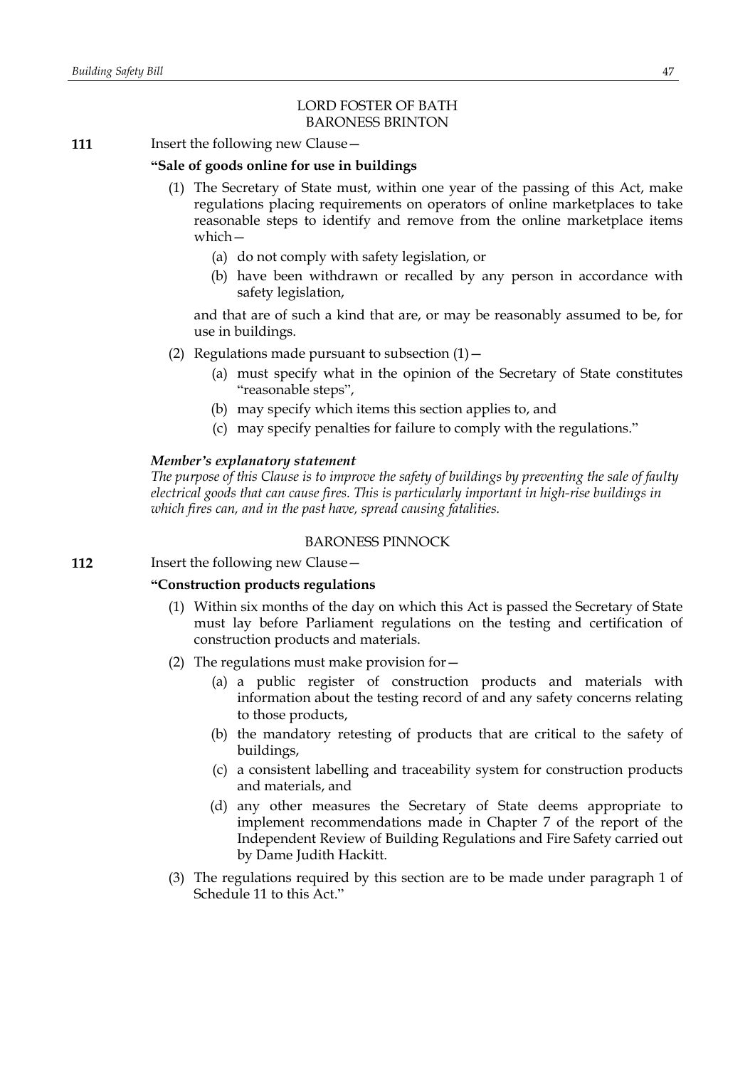LORD FOSTER OF BATH
BARONESS BRINTON

**111** Insert the following new Clause—

**"Sale of goods online for use in buildings**

(1) The Secretary of State must, within one year of the passing of this Act, make regulations placing requirements on operators of online marketplaces to take reasonable steps to identify and remove from the online marketplace items which—

(a) do not comply with safety legislation, or

(b) have been withdrawn or recalled by any person in accordance with safety legislation,

and that are of such a kind that are, or may be reasonably assumed to be, for use in buildings.

(2) Regulations made pursuant to subsection (1)—

(a) must specify what in the opinion of the Secretary of State constitutes "reasonable steps",

(b) may specify which items this section applies to, and

(c) may specify penalties for failure to comply with the regulations."

***Member's explanatory statement***

*The purpose of this Clause is to improve the safety of buildings by preventing the sale of faulty electrical goods that can cause fires. This is particularly important in high-rise buildings in which fires can, and in the past have, spread causing fatalities.*

BARONESS PINNOCK

**112** Insert the following new Clause—

**"Construction products regulations**

(1) Within six months of the day on which this Act is passed the Secretary of State must lay before Parliament regulations on the testing and certification of construction products and materials.

(2) The regulations must make provision for—

(a) a public register of construction products and materials with information about the testing record of and any safety concerns relating to those products,

(b) the mandatory retesting of products that are critical to the safety of buildings,

(c) a consistent labelling and traceability system for construction products and materials, and

(d) any other measures the Secretary of State deems appropriate to implement recommendations made in Chapter 7 of the report of the Independent Review of Building Regulations and Fire Safety carried out by Dame Judith Hackitt.

(3) The regulations required by this section are to be made under paragraph 1 of Schedule 11 to this Act."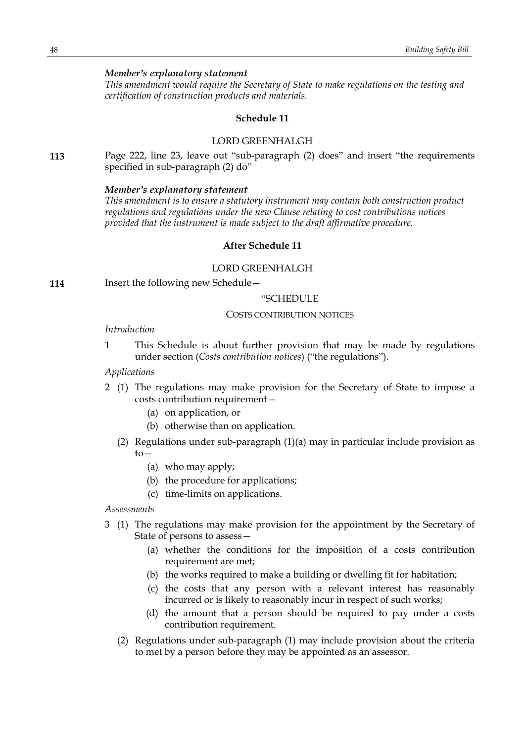***Member's explanatory statement***

*This amendment would require the Secretary of State to make regulations on the testing and certification of construction products and materials.*

**Schedule 11**

LORD GREENHALGH

**113** Page 222, line 23, leave out "sub-paragraph (2) does" and insert "the requirements specified in sub-paragraph (2) do"

***Member's explanatory statement***

*This amendment is to ensure a statutory instrument may contain both construction product regulations and regulations under the new Clause relating to cost contributions notices provided that the instrument is made subject to the draft affirmative procedure.*

**After Schedule 11**

LORD GREENHALGH

**114** Insert the following new Schedule—

"SCHEDULE

COSTS CONTRIBUTION NOTICES

*Introduction*

1 This Schedule is about further provision that may be made by regulations under section (*Costs contribution notices*) ("the regulations").

*Applications*

2 (1) The regulations may make provision for the Secretary of State to impose a costs contribution requirement—

(a) on application, or

(b) otherwise than on application.

(2) Regulations under sub-paragraph (1)(a) may in particular include provision as to—

(a) who may apply;

(b) the procedure for applications;

(c) time-limits on applications.

*Assessments*

3 (1) The regulations may make provision for the appointment by the Secretary of State of persons to assess—

(a) whether the conditions for the imposition of a costs contribution requirement are met;

(b) the works required to make a building or dwelling fit for habitation;

(c) the costs that any person with a relevant interest has reasonably incurred or is likely to reasonably incur in respect of such works;

(d) the amount that a person should be required to pay under a costs contribution requirement.

(2) Regulations under sub-paragraph (1) may include provision about the criteria to met by a person before they may be appointed as an assessor.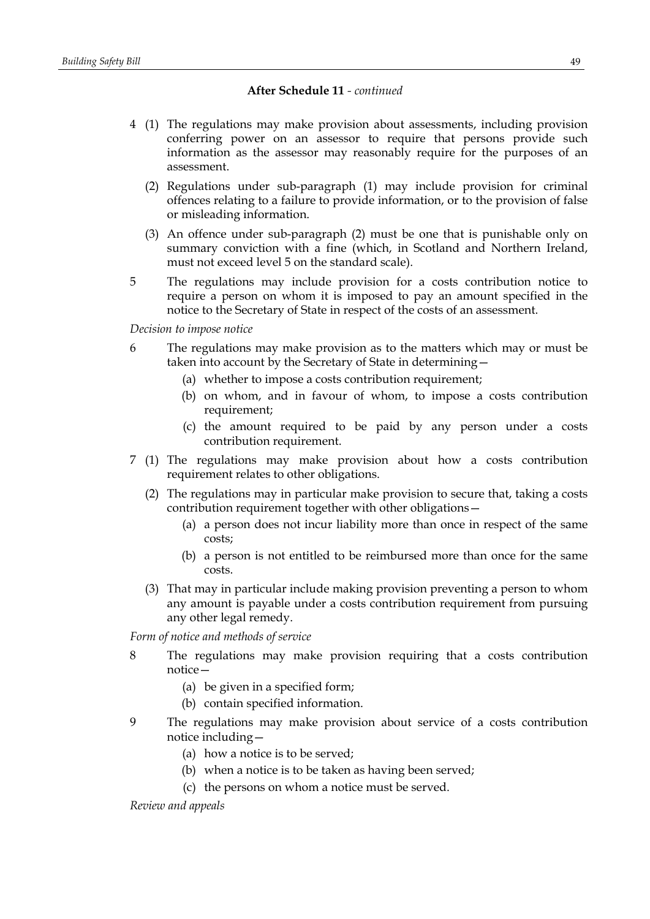**After Schedule 11** - *continued*

4 (1) The regulations may make provision about assessments, including provision conferring power on an assessor to require that persons provide such information as the assessor may reasonably require for the purposes of an assessment.

(2) Regulations under sub-paragraph (1) may include provision for criminal offences relating to a failure to provide information, or to the provision of false or misleading information.

(3) An offence under sub-paragraph (2) must be one that is punishable only on summary conviction with a fine (which, in Scotland and Northern Ireland, must not exceed level 5 on the standard scale).

5 The regulations may include provision for a costs contribution notice to require a person on whom it is imposed to pay an amount specified in the notice to the Secretary of State in respect of the costs of an assessment.

*Decision to impose notice*

6 The regulations may make provision as to the matters which may or must be taken into account by the Secretary of State in determining—

(a) whether to impose a costs contribution requirement;

(b) on whom, and in favour of whom, to impose a costs contribution requirement;

(c) the amount required to be paid by any person under a costs contribution requirement.

7 (1) The regulations may make provision about how a costs contribution requirement relates to other obligations.

(2) The regulations may in particular make provision to secure that, taking a costs contribution requirement together with other obligations—

(a) a person does not incur liability more than once in respect of the same costs;

(b) a person is not entitled to be reimbursed more than once for the same costs.

(3) That may in particular include making provision preventing a person to whom any amount is payable under a costs contribution requirement from pursuing any other legal remedy.

*Form of notice and methods of service*

8 The regulations may make provision requiring that a costs contribution notice—

(a) be given in a specified form;

(b) contain specified information.

9 The regulations may make provision about service of a costs contribution notice including—

(a) how a notice is to be served;

(b) when a notice is to be taken as having been served;

(c) the persons on whom a notice must be served.

*Review and appeals*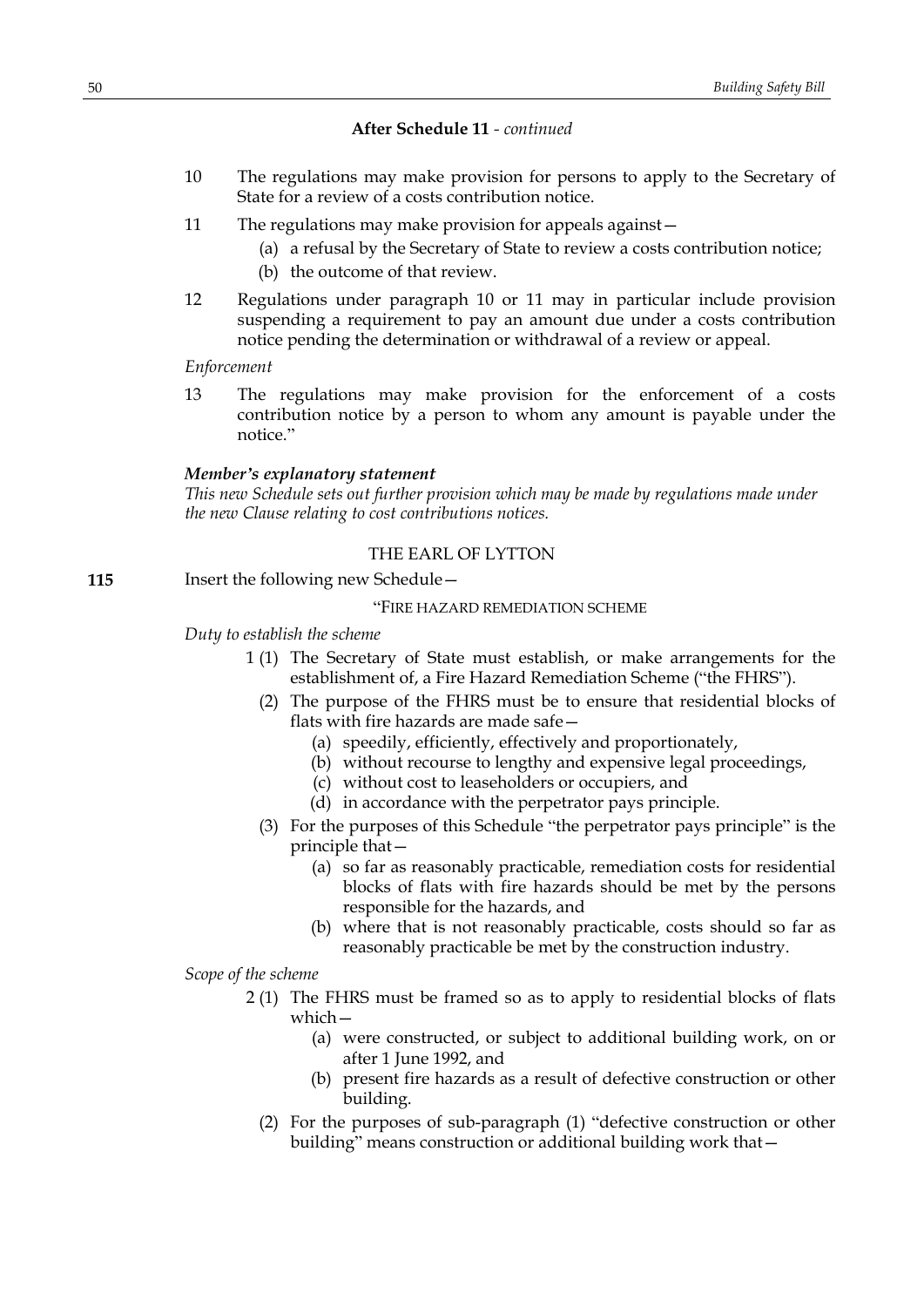**After Schedule 11** - *continued*

10 The regulations may make provision for persons to apply to the Secretary of State for a review of a costs contribution notice.

11 The regulations may make provision for appeals against—

(a) a refusal by the Secretary of State to review a costs contribution notice;

(b) the outcome of that review.

12 Regulations under paragraph 10 or 11 may in particular include provision suspending a requirement to pay an amount due under a costs contribution notice pending the determination or withdrawal of a review or appeal.

*Enforcement*

13 The regulations may make provision for the enforcement of a costs contribution notice by a person to whom any amount is payable under the notice."

***Member's explanatory statement***

*This new Schedule sets out further provision which may be made by regulations made under the new Clause relating to cost contributions notices.*

THE EARL OF LYTTON

**115** Insert the following new Schedule—

"FIRE HAZARD REMEDIATION SCHEME

*Duty to establish the scheme*

1 (1) The Secretary of State must establish, or make arrangements for the establishment of, a Fire Hazard Remediation Scheme ("the FHRS").

(2) The purpose of the FHRS must be to ensure that residential blocks of flats with fire hazards are made safe—

(a) speedily, efficiently, effectively and proportionately,

(b) without recourse to lengthy and expensive legal proceedings,

(c) without cost to leaseholders or occupiers, and

(d) in accordance with the perpetrator pays principle.

(3) For the purposes of this Schedule "the perpetrator pays principle" is the principle that—

(a) so far as reasonably practicable, remediation costs for residential blocks of flats with fire hazards should be met by the persons responsible for the hazards, and

(b) where that is not reasonably practicable, costs should so far as reasonably practicable be met by the construction industry.

*Scope of the scheme*

2 (1) The FHRS must be framed so as to apply to residential blocks of flats which—

(a) were constructed, or subject to additional building work, on or after 1 June 1992, and

(b) present fire hazards as a result of defective construction or other building.

(2) For the purposes of sub-paragraph (1) "defective construction or other building" means construction or additional building work that—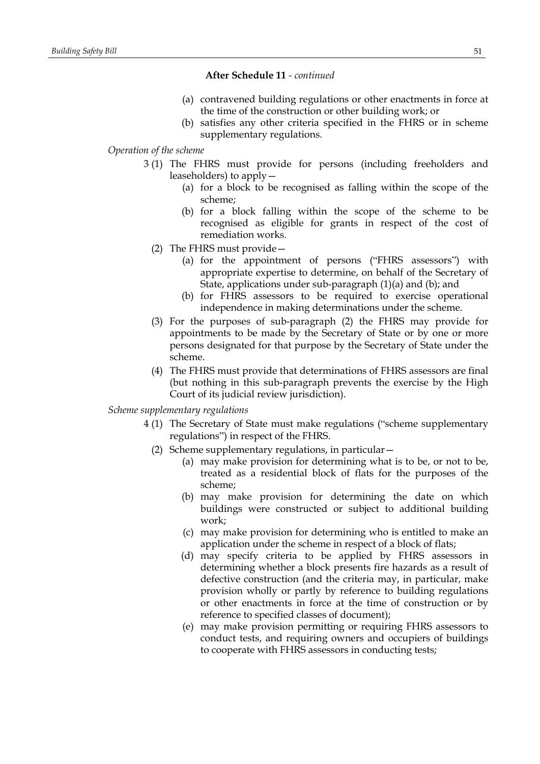**After Schedule 11** - *continued*

(a) contravened building regulations or other enactments in force at the time of the construction or other building work; or

(b) satisfies any other criteria specified in the FHRS or in scheme supplementary regulations.

*Operation of the scheme*

3 (1) The FHRS must provide for persons (including freeholders and leaseholders) to apply—

(a) for a block to be recognised as falling within the scope of the scheme;

(b) for a block falling within the scope of the scheme to be recognised as eligible for grants in respect of the cost of remediation works.

(2) The FHRS must provide—

(a) for the appointment of persons ("FHRS assessors") with appropriate expertise to determine, on behalf of the Secretary of State, applications under sub-paragraph (1)(a) and (b); and

(b) for FHRS assessors to be required to exercise operational independence in making determinations under the scheme.

(3) For the purposes of sub-paragraph (2) the FHRS may provide for appointments to be made by the Secretary of State or by one or more persons designated for that purpose by the Secretary of State under the scheme.

(4) The FHRS must provide that determinations of FHRS assessors are final (but nothing in this sub-paragraph prevents the exercise by the High Court of its judicial review jurisdiction).

*Scheme supplementary regulations*

4 (1) The Secretary of State must make regulations ("scheme supplementary regulations") in respect of the FHRS.

(2) Scheme supplementary regulations, in particular—

(a) may make provision for determining what is to be, or not to be, treated as a residential block of flats for the purposes of the scheme;

(b) may make provision for determining the date on which buildings were constructed or subject to additional building work;

(c) may make provision for determining who is entitled to make an application under the scheme in respect of a block of flats;

(d) may specify criteria to be applied by FHRS assessors in determining whether a block presents fire hazards as a result of defective construction (and the criteria may, in particular, make provision wholly or partly by reference to building regulations or other enactments in force at the time of construction or by reference to specified classes of document);

(e) may make provision permitting or requiring FHRS assessors to conduct tests, and requiring owners and occupiers of buildings to cooperate with FHRS assessors in conducting tests;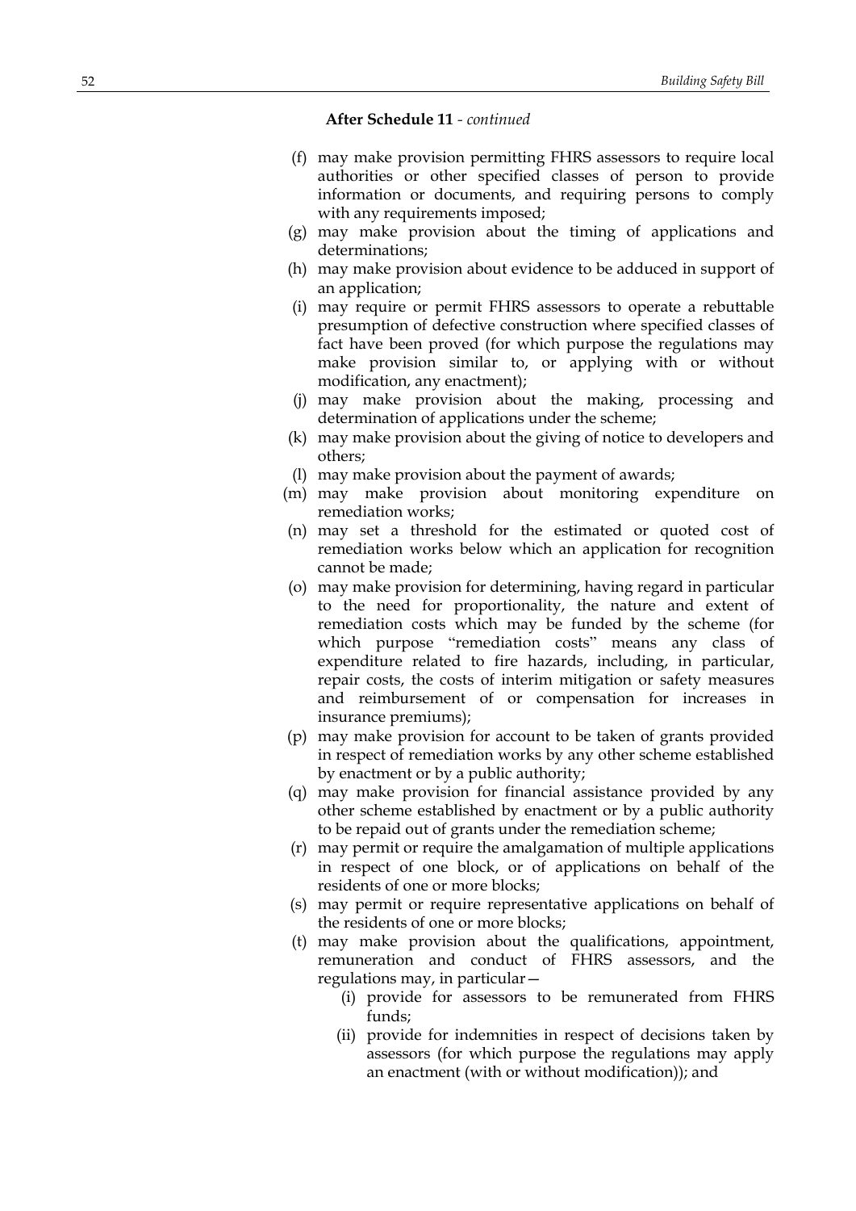**After Schedule 11** - *continued*

(f) may make provision permitting FHRS assessors to require local authorities or other specified classes of person to provide information or documents, and requiring persons to comply with any requirements imposed;

(g) may make provision about the timing of applications and determinations;

(h) may make provision about evidence to be adduced in support of an application;

(i) may require or permit FHRS assessors to operate a rebuttable presumption of defective construction where specified classes of fact have been proved (for which purpose the regulations may make provision similar to, or applying with or without modification, any enactment);

(j) may make provision about the making, processing and determination of applications under the scheme;

(k) may make provision about the giving of notice to developers and others;

(l) may make provision about the payment of awards;

(m) may make provision about monitoring expenditure on remediation works;

(n) may set a threshold for the estimated or quoted cost of remediation works below which an application for recognition cannot be made;

(o) may make provision for determining, having regard in particular to the need for proportionality, the nature and extent of remediation costs which may be funded by the scheme (for which purpose "remediation costs" means any class of expenditure related to fire hazards, including, in particular, repair costs, the costs of interim mitigation or safety measures and reimbursement of or compensation for increases in insurance premiums);

(p) may make provision for account to be taken of grants provided in respect of remediation works by any other scheme established by enactment or by a public authority;

(q) may make provision for financial assistance provided by any other scheme established by enactment or by a public authority to be repaid out of grants under the remediation scheme;

(r) may permit or require the amalgamation of multiple applications in respect of one block, or of applications on behalf of the residents of one or more blocks;

(s) may permit or require representative applications on behalf of the residents of one or more blocks;

(t) may make provision about the qualifications, appointment, remuneration and conduct of FHRS assessors, and the regulations may, in particular—

 (i) provide for assessors to be remunerated from FHRS funds;

 (ii) provide for indemnities in respect of decisions taken by assessors (for which purpose the regulations may apply an enactment (with or without modification)); and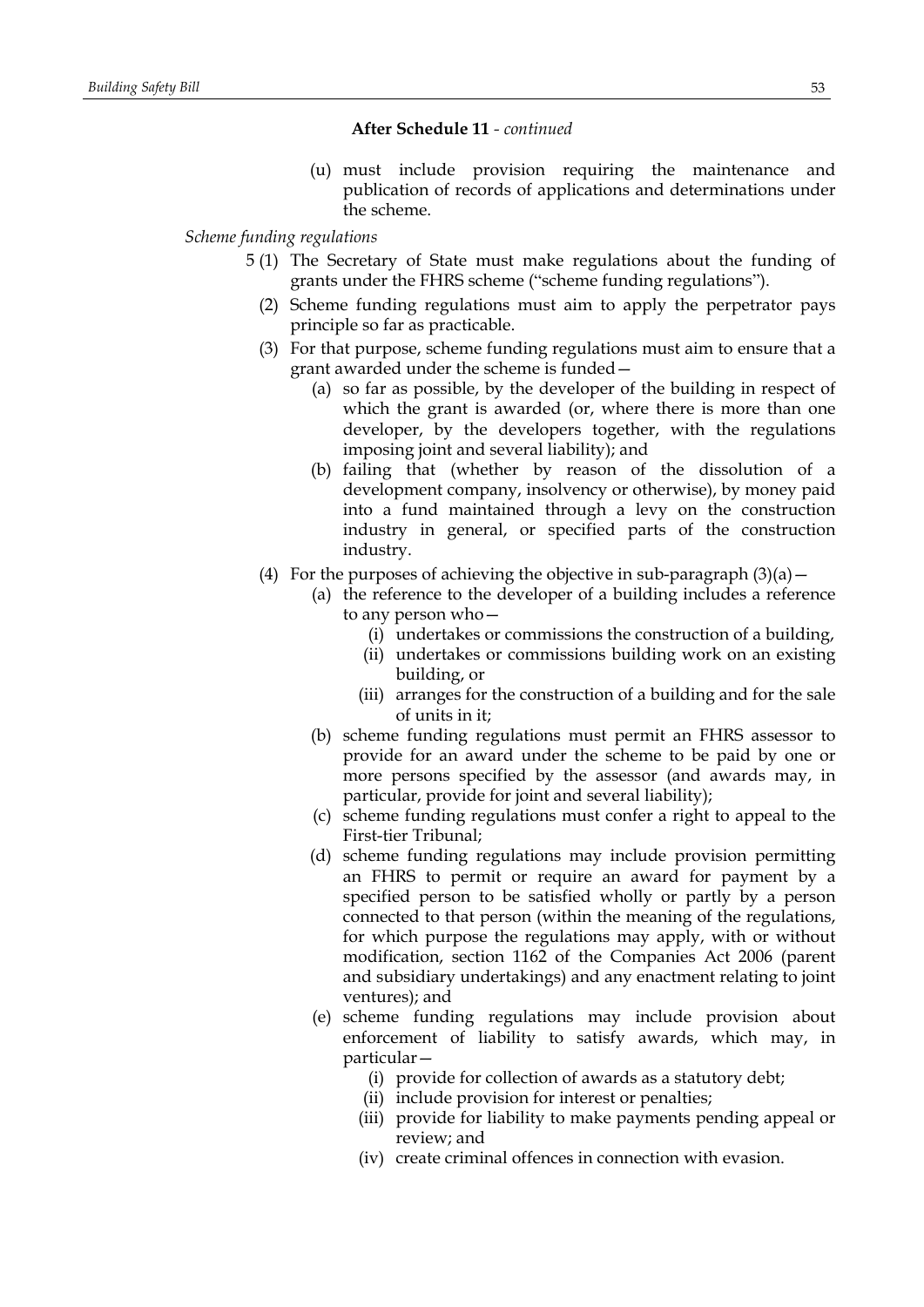**After Schedule 11** - *continued*

(u) must include provision requiring the maintenance and publication of records of applications and determinations under the scheme.

*Scheme funding regulations*

5 (1) The Secretary of State must make regulations about the funding of grants under the FHRS scheme ("scheme funding regulations").

(2) Scheme funding regulations must aim to apply the perpetrator pays principle so far as practicable.

(3) For that purpose, scheme funding regulations must aim to ensure that a grant awarded under the scheme is funded—

(a) so far as possible, by the developer of the building in respect of which the grant is awarded (or, where there is more than one developer, by the developers together, with the regulations imposing joint and several liability); and

(b) failing that (whether by reason of the dissolution of a development company, insolvency or otherwise), by money paid into a fund maintained through a levy on the construction industry in general, or specified parts of the construction industry.

(4) For the purposes of achieving the objective in sub-paragraph (3)(a)—

(a) the reference to the developer of a building includes a reference to any person who—

(i) undertakes or commissions the construction of a building,

(ii) undertakes or commissions building work on an existing building, or

(iii) arranges for the construction of a building and for the sale of units in it;

(b) scheme funding regulations must permit an FHRS assessor to provide for an award under the scheme to be paid by one or more persons specified by the assessor (and awards may, in particular, provide for joint and several liability);

(c) scheme funding regulations must confer a right to appeal to the First-tier Tribunal;

(d) scheme funding regulations may include provision permitting an FHRS to permit or require an award for payment by a specified person to be satisfied wholly or partly by a person connected to that person (within the meaning of the regulations, for which purpose the regulations may apply, with or without modification, section 1162 of the Companies Act 2006 (parent and subsidiary undertakings) and any enactment relating to joint ventures); and

(e) scheme funding regulations may include provision about enforcement of liability to satisfy awards, which may, in particular—

(i) provide for collection of awards as a statutory debt;

(ii) include provision for interest or penalties;

(iii) provide for liability to make payments pending appeal or review; and

(iv) create criminal offences in connection with evasion.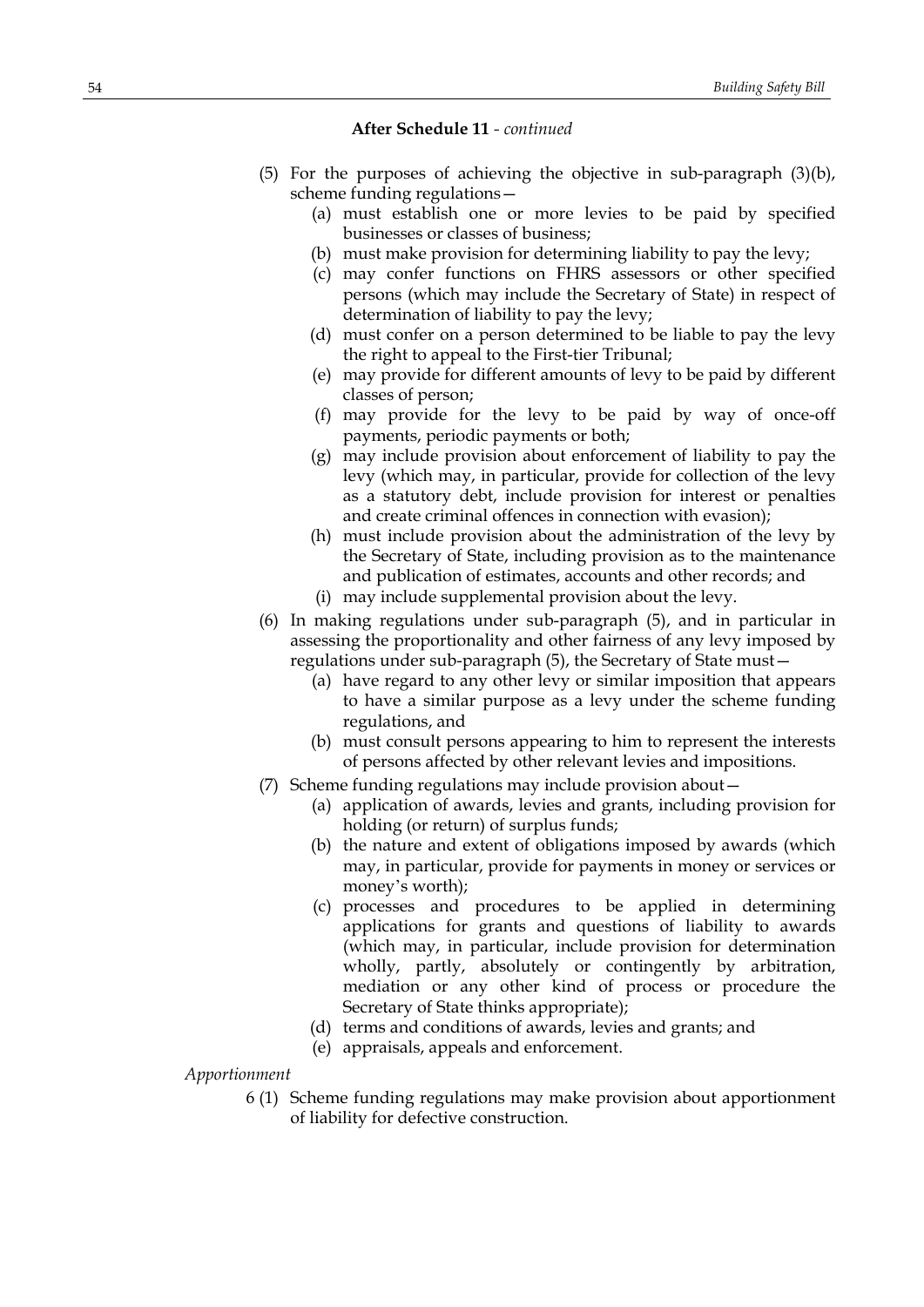**After Schedule 11** - *continued*

(5) For the purposes of achieving the objective in sub-paragraph (3)(b), scheme funding regulations—

(a) must establish one or more levies to be paid by specified businesses or classes of business;

(b) must make provision for determining liability to pay the levy;

(c) may confer functions on FHRS assessors or other specified persons (which may include the Secretary of State) in respect of determination of liability to pay the levy;

(d) must confer on a person determined to be liable to pay the levy the right to appeal to the First-tier Tribunal;

(e) may provide for different amounts of levy to be paid by different classes of person;

(f) may provide for the levy to be paid by way of once-off payments, periodic payments or both;

(g) may include provision about enforcement of liability to pay the levy (which may, in particular, provide for collection of the levy as a statutory debt, include provision for interest or penalties and create criminal offences in connection with evasion);

(h) must include provision about the administration of the levy by the Secretary of State, including provision as to the maintenance and publication of estimates, accounts and other records; and

(i) may include supplemental provision about the levy.

(6) In making regulations under sub-paragraph (5), and in particular in assessing the proportionality and other fairness of any levy imposed by regulations under sub-paragraph (5), the Secretary of State must—

(a) have regard to any other levy or similar imposition that appears to have a similar purpose as a levy under the scheme funding regulations, and

(b) must consult persons appearing to him to represent the interests of persons affected by other relevant levies and impositions.

(7) Scheme funding regulations may include provision about—

(a) application of awards, levies and grants, including provision for holding (or return) of surplus funds;

(b) the nature and extent of obligations imposed by awards (which may, in particular, provide for payments in money or services or money's worth);

(c) processes and procedures to be applied in determining applications for grants and questions of liability to awards (which may, in particular, include provision for determination wholly, partly, absolutely or contingently by arbitration, mediation or any other kind of process or procedure the Secretary of State thinks appropriate);

(d) terms and conditions of awards, levies and grants; and

(e) appraisals, appeals and enforcement.

*Apportionment*

6 (1) Scheme funding regulations may make provision about apportionment of liability for defective construction.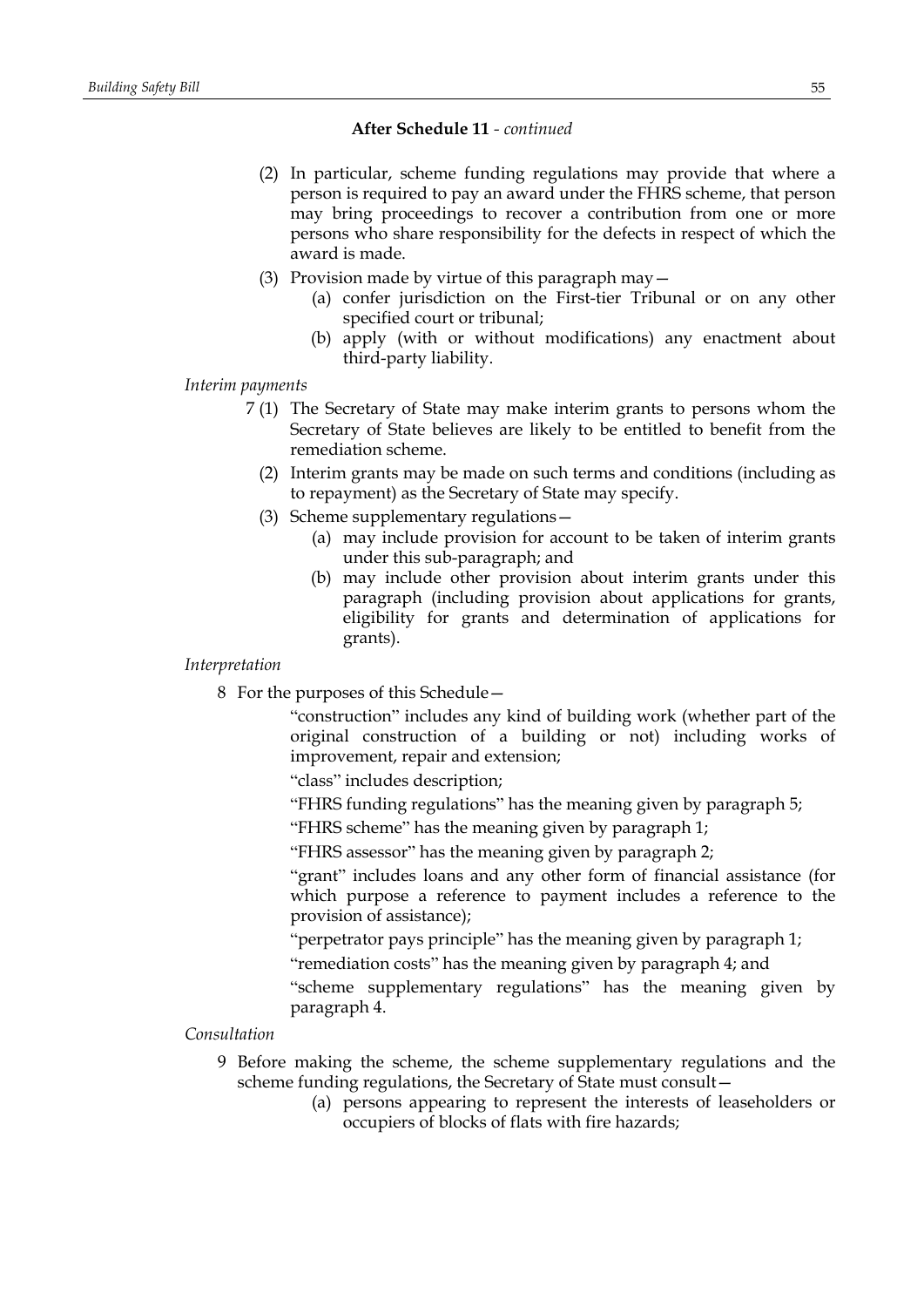**After Schedule 11** - *continued*

(2) In particular, scheme funding regulations may provide that where a person is required to pay an award under the FHRS scheme, that person may bring proceedings to recover a contribution from one or more persons who share responsibility for the defects in respect of which the award is made.

(3) Provision made by virtue of this paragraph may—

(a) confer jurisdiction on the First-tier Tribunal or on any other specified court or tribunal;

(b) apply (with or without modifications) any enactment about third-party liability.

*Interim payments*

7 (1) The Secretary of State may make interim grants to persons whom the Secretary of State believes are likely to be entitled to benefit from the remediation scheme.

(2) Interim grants may be made on such terms and conditions (including as to repayment) as the Secretary of State may specify.

(3) Scheme supplementary regulations—

(a) may include provision for account to be taken of interim grants under this sub-paragraph; and

(b) may include other provision about interim grants under this paragraph (including provision about applications for grants, eligibility for grants and determination of applications for grants).

*Interpretation*

8 For the purposes of this Schedule—

"construction" includes any kind of building work (whether part of the original construction of a building or not) including works of improvement, repair and extension;

"class" includes description;

"FHRS funding regulations" has the meaning given by paragraph 5;

"FHRS scheme" has the meaning given by paragraph 1;

"FHRS assessor" has the meaning given by paragraph 2;

"grant" includes loans and any other form of financial assistance (for which purpose a reference to payment includes a reference to the provision of assistance);

"perpetrator pays principle" has the meaning given by paragraph 1;

"remediation costs" has the meaning given by paragraph 4; and

"scheme supplementary regulations" has the meaning given by paragraph 4.

*Consultation*

9 Before making the scheme, the scheme supplementary regulations and the scheme funding regulations, the Secretary of State must consult—

(a) persons appearing to represent the interests of leaseholders or occupiers of blocks of flats with fire hazards;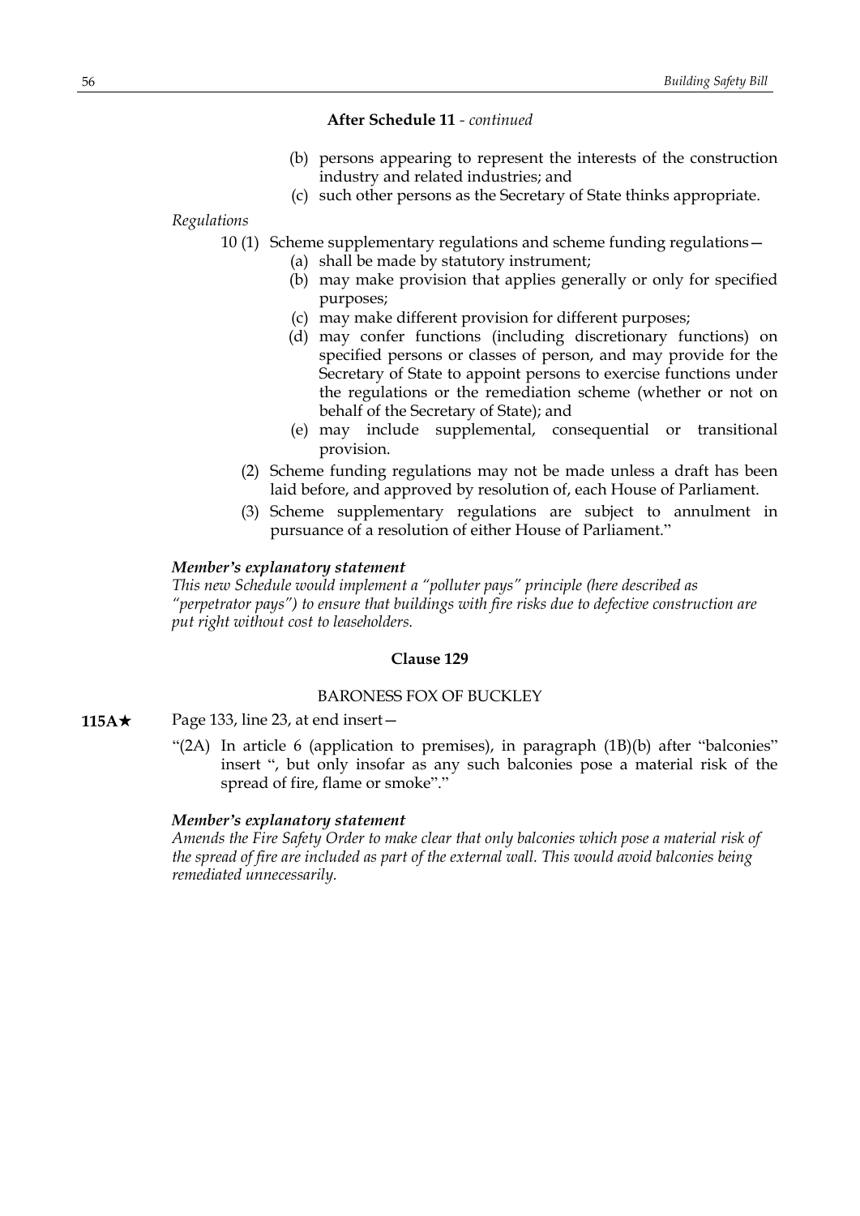**After Schedule 11** - *continued*

(b) persons appearing to represent the interests of the construction industry and related industries; and

(c) such other persons as the Secretary of State thinks appropriate.

*Regulations*

10 (1) Scheme supplementary regulations and scheme funding regulations—

(a) shall be made by statutory instrument;

(b) may make provision that applies generally or only for specified purposes;

(c) may make different provision for different purposes;

(d) may confer functions (including discretionary functions) on specified persons or classes of person, and may provide for the Secretary of State to appoint persons to exercise functions under the regulations or the remediation scheme (whether or not on behalf of the Secretary of State); and

(e) may include supplemental, consequential or transitional provision.

(2) Scheme funding regulations may not be made unless a draft has been laid before, and approved by resolution of, each House of Parliament.

(3) Scheme supplementary regulations are subject to annulment in pursuance of a resolution of either House of Parliament."

***Member's explanatory statement***

*This new Schedule would implement a "polluter pays" principle (here described as "perpetrator pays") to ensure that buildings with fire risks due to defective construction are put right without cost to leaseholders.*

**Clause 129**

BARONESS FOX OF BUCKLEY

**115A★** Page 133, line 23, at end insert—

"(2A) In article 6 (application to premises), in paragraph (1B)(b) after "balconies" insert ", but only insofar as any such balconies pose a material risk of the spread of fire, flame or smoke"."

***Member's explanatory statement***

*Amends the Fire Safety Order to make clear that only balconies which pose a material risk of the spread of fire are included as part of the external wall. This would avoid balconies being remediated unnecessarily.*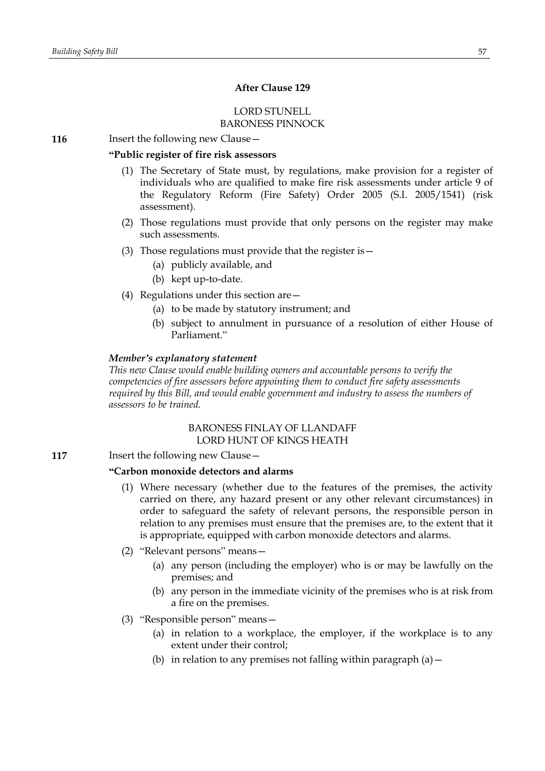**After Clause 129**

LORD STUNELL
BARONESS PINNOCK

**116** Insert the following new Clause—

**"Public register of fire risk assessors**

(1) The Secretary of State must, by regulations, make provision for a register of individuals who are qualified to make fire risk assessments under article 9 of the Regulatory Reform (Fire Safety) Order 2005 (S.I. 2005/1541) (risk assessment).

(2) Those regulations must provide that only persons on the register may make such assessments.

(3) Those regulations must provide that the register is—

(a) publicly available, and

(b) kept up-to-date.

(4) Regulations under this section are—

(a) to be made by statutory instrument; and

(b) subject to annulment in pursuance of a resolution of either House of Parliament."

***Member's explanatory statement***

*This new Clause would enable building owners and accountable persons to verify the competencies of fire assessors before appointing them to conduct fire safety assessments required by this Bill, and would enable government and industry to assess the numbers of assessors to be trained.*

BARONESS FINLAY OF LLANDAFF
LORD HUNT OF KINGS HEATH

**117** Insert the following new Clause—

**"Carbon monoxide detectors and alarms**

(1) Where necessary (whether due to the features of the premises, the activity carried on there, any hazard present or any other relevant circumstances) in order to safeguard the safety of relevant persons, the responsible person in relation to any premises must ensure that the premises are, to the extent that it is appropriate, equipped with carbon monoxide detectors and alarms.

(2) "Relevant persons" means—

(a) any person (including the employer) who is or may be lawfully on the premises; and

(b) any person in the immediate vicinity of the premises who is at risk from a fire on the premises.

(3) "Responsible person" means—

(a) in relation to a workplace, the employer, if the workplace is to any extent under their control;

(b) in relation to any premises not falling within paragraph (a)—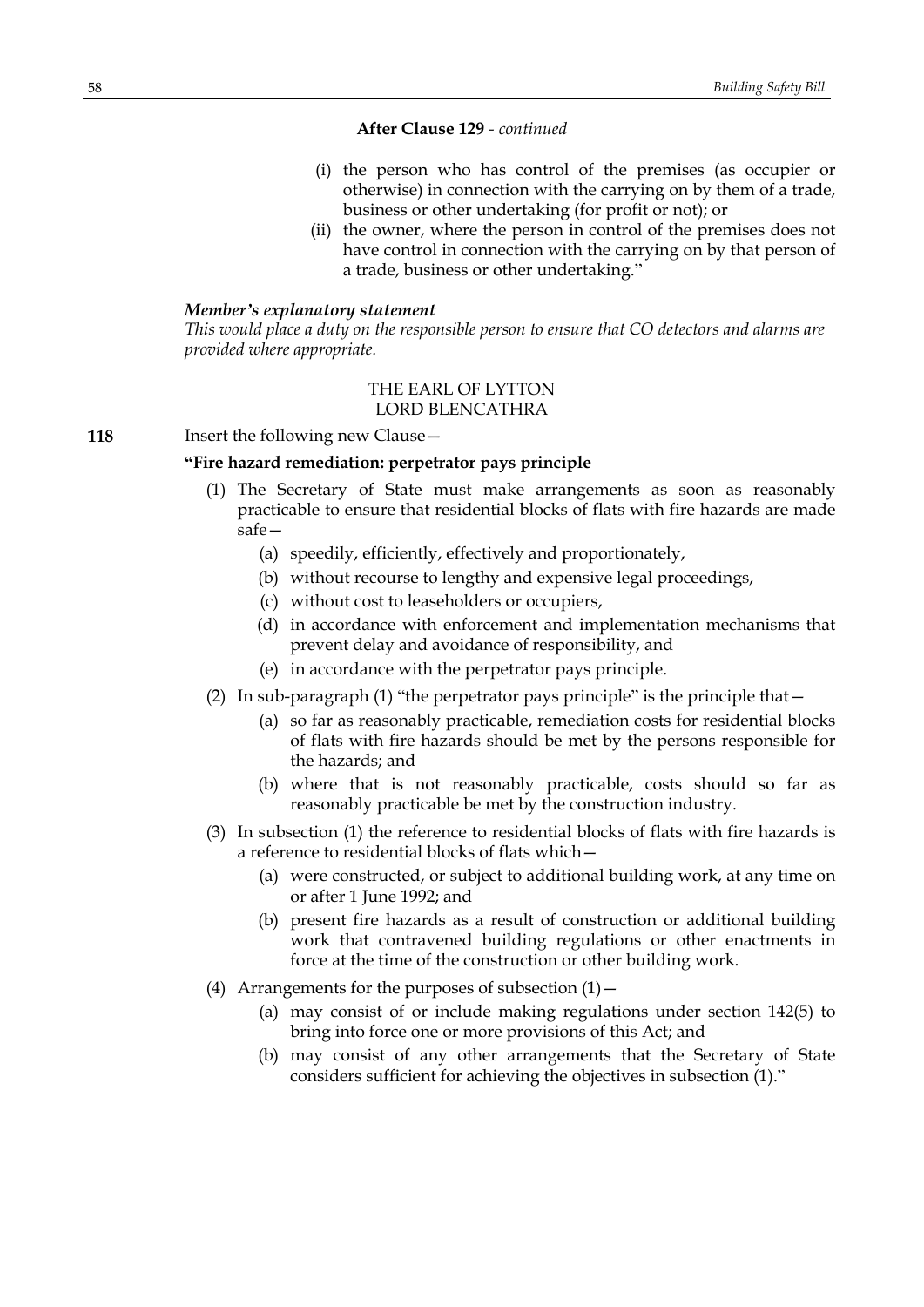**After Clause 129** - *continued*

(i) the person who has control of the premises (as occupier or otherwise) in connection with the carrying on by them of a trade, business or other undertaking (for profit or not); or

(ii) the owner, where the person in control of the premises does not have control in connection with the carrying on by that person of a trade, business or other undertaking."

***Member's explanatory statement***

*This would place a duty on the responsible person to ensure that CO detectors and alarms are provided where appropriate.*

THE EARL OF LYTTON
LORD BLENCATHRA

**118** Insert the following new Clause—

**"Fire hazard remediation: perpetrator pays principle**

(1) The Secretary of State must make arrangements as soon as reasonably practicable to ensure that residential blocks of flats with fire hazards are made safe—

(a) speedily, efficiently, effectively and proportionately,

(b) without recourse to lengthy and expensive legal proceedings,

(c) without cost to leaseholders or occupiers,

(d) in accordance with enforcement and implementation mechanisms that prevent delay and avoidance of responsibility, and

(e) in accordance with the perpetrator pays principle.

(2) In sub-paragraph (1) "the perpetrator pays principle" is the principle that—

(a) so far as reasonably practicable, remediation costs for residential blocks of flats with fire hazards should be met by the persons responsible for the hazards; and

(b) where that is not reasonably practicable, costs should so far as reasonably practicable be met by the construction industry.

(3) In subsection (1) the reference to residential blocks of flats with fire hazards is a reference to residential blocks of flats which—

(a) were constructed, or subject to additional building work, at any time on or after 1 June 1992; and

(b) present fire hazards as a result of construction or additional building work that contravened building regulations or other enactments in force at the time of the construction or other building work.

(4) Arrangements for the purposes of subsection (1)—

(a) may consist of or include making regulations under section 142(5) to bring into force one or more provisions of this Act; and

(b) may consist of any other arrangements that the Secretary of State considers sufficient for achieving the objectives in subsection (1)."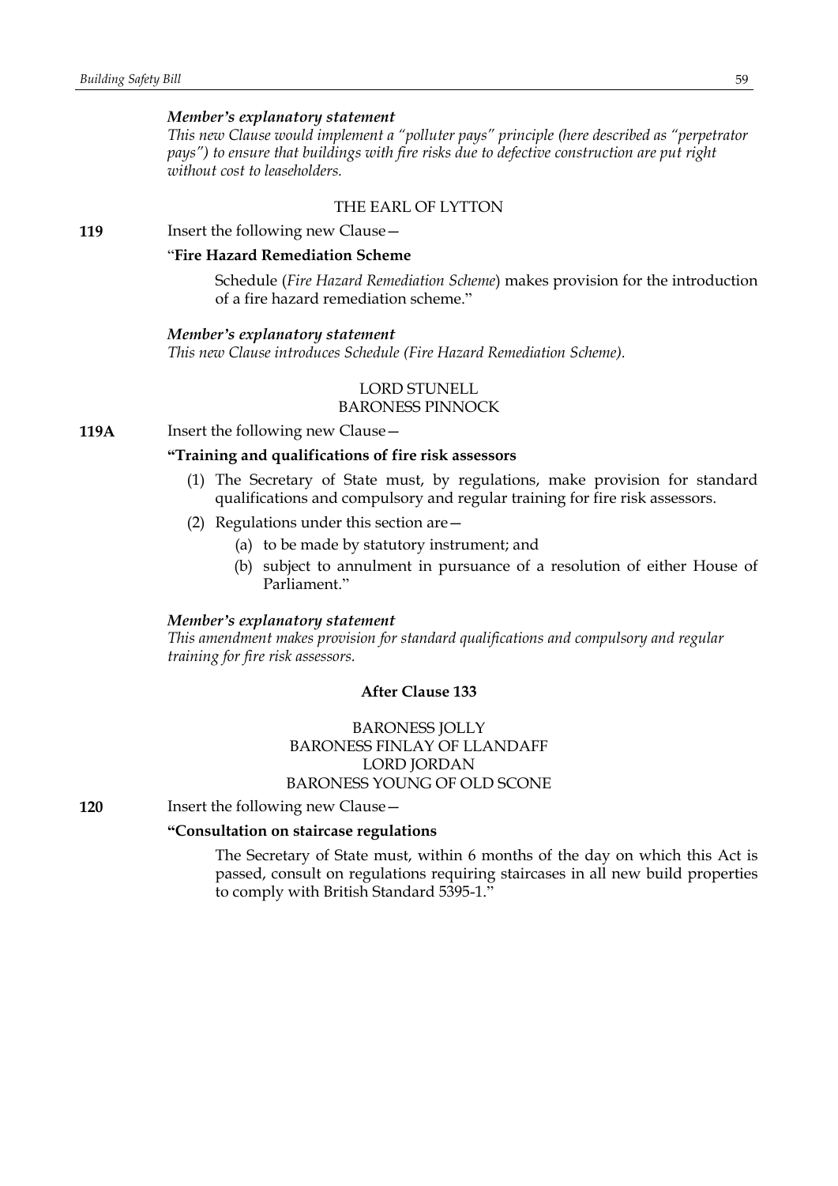*Member's explanatory statement*
*This new Clause would implement a "polluter pays" principle (here described as "perpetrator pays") to ensure that buildings with fire risks due to defective construction are put right without cost to leaseholders.*

THE EARL OF LYTTON

**119** Insert the following new Clause—

"**Fire Hazard Remediation Scheme**

Schedule (*Fire Hazard Remediation Scheme*) makes provision for the introduction of a fire hazard remediation scheme."

*Member's explanatory statement*
*This new Clause introduces Schedule (Fire Hazard Remediation Scheme).*

LORD STUNELL
BARONESS PINNOCK

**119A** Insert the following new Clause—

**"Training and qualifications of fire risk assessors**

(1) The Secretary of State must, by regulations, make provision for standard qualifications and compulsory and regular training for fire risk assessors.

(2) Regulations under this section are—

(a) to be made by statutory instrument; and

(b) subject to annulment in pursuance of a resolution of either House of Parliament."

*Member's explanatory statement*
*This amendment makes provision for standard qualifications and compulsory and regular training for fire risk assessors.*

**After Clause 133**

BARONESS JOLLY
BARONESS FINLAY OF LLANDAFF
LORD JORDAN
BARONESS YOUNG OF OLD SCONE

**120** Insert the following new Clause—

**"Consultation on staircase regulations**

The Secretary of State must, within 6 months of the day on which this Act is passed, consult on regulations requiring staircases in all new build properties to comply with British Standard 5395-1."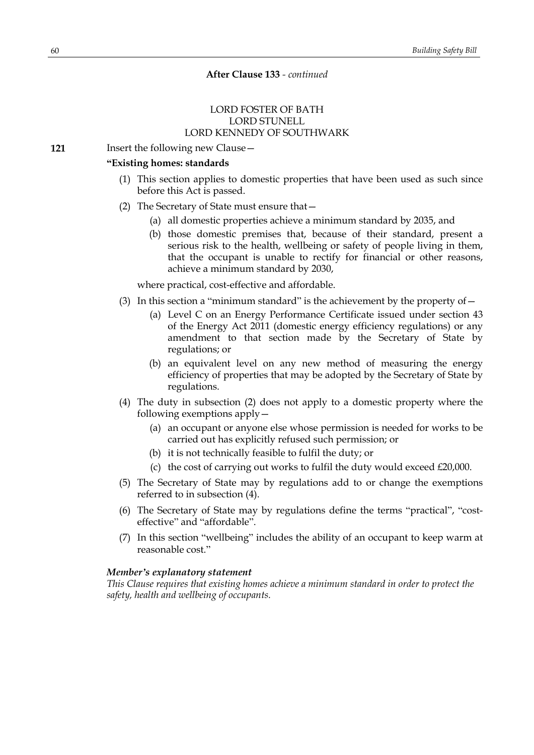**After Clause 133** - *continued*

LORD FOSTER OF BATH
LORD STUNELL
LORD KENNEDY OF SOUTHWARK

**121** Insert the following new Clause—

**"Existing homes: standards**

(1) This section applies to domestic properties that have been used as such since before this Act is passed.

(2) The Secretary of State must ensure that—

(a) all domestic properties achieve a minimum standard by 2035, and

(b) those domestic premises that, because of their standard, present a serious risk to the health, wellbeing or safety of people living in them, that the occupant is unable to rectify for financial or other reasons, achieve a minimum standard by 2030,

where practical, cost-effective and affordable.

(3) In this section a "minimum standard" is the achievement by the property of—

(a) Level C on an Energy Performance Certificate issued under section 43 of the Energy Act 2011 (domestic energy efficiency regulations) or any amendment to that section made by the Secretary of State by regulations; or

(b) an equivalent level on any new method of measuring the energy efficiency of properties that may be adopted by the Secretary of State by regulations.

(4) The duty in subsection (2) does not apply to a domestic property where the following exemptions apply—

(a) an occupant or anyone else whose permission is needed for works to be carried out has explicitly refused such permission; or

(b) it is not technically feasible to fulfil the duty; or

(c) the cost of carrying out works to fulfil the duty would exceed £20,000.

(5) The Secretary of State may by regulations add to or change the exemptions referred to in subsection (4).

(6) The Secretary of State may by regulations define the terms "practical", "cost-effective" and "affordable".

(7) In this section "wellbeing" includes the ability of an occupant to keep warm at reasonable cost."

***Member's explanatory statement***

*This Clause requires that existing homes achieve a minimum standard in order to protect the safety, health and wellbeing of occupants.*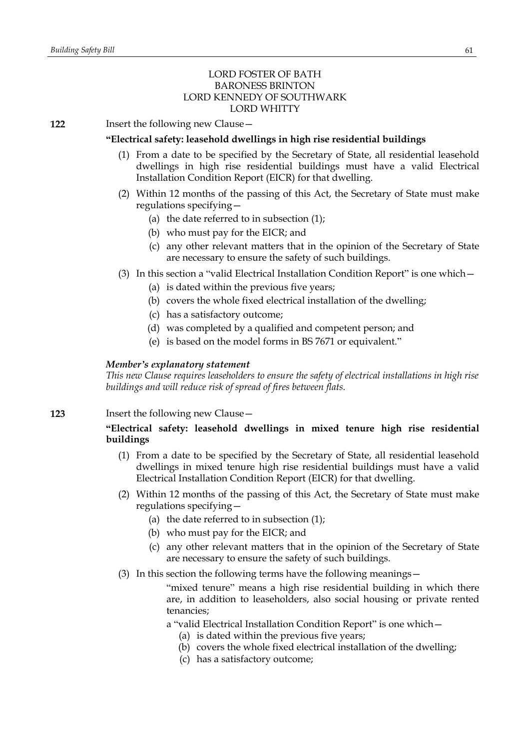LORD FOSTER OF BATH
BARONESS BRINTON
LORD KENNEDY OF SOUTHWARK
LORD WHITTY

**122** Insert the following new Clause—

**"Electrical safety: leasehold dwellings in high rise residential buildings**

(1) From a date to be specified by the Secretary of State, all residential leasehold dwellings in high rise residential buildings must have a valid Electrical Installation Condition Report (EICR) for that dwelling.

(2) Within 12 months of the passing of this Act, the Secretary of State must make regulations specifying—

(a) the date referred to in subsection (1);

(b) who must pay for the EICR; and

(c) any other relevant matters that in the opinion of the Secretary of State are necessary to ensure the safety of such buildings.

(3) In this section a "valid Electrical Installation Condition Report" is one which—

(a) is dated within the previous five years;

(b) covers the whole fixed electrical installation of the dwelling;

(c) has a satisfactory outcome;

(d) was completed by a qualified and competent person; and

(e) is based on the model forms in BS 7671 or equivalent."

***Member's explanatory statement***

*This new Clause requires leaseholders to ensure the safety of electrical installations in high rise buildings and will reduce risk of spread of fires between flats.*

**123** Insert the following new Clause—

**"Electrical safety: leasehold dwellings in mixed tenure high rise residential buildings**

(1) From a date to be specified by the Secretary of State, all residential leasehold dwellings in mixed tenure high rise residential buildings must have a valid Electrical Installation Condition Report (EICR) for that dwelling.

(2) Within 12 months of the passing of this Act, the Secretary of State must make regulations specifying—

(a) the date referred to in subsection (1);

(b) who must pay for the EICR; and

(c) any other relevant matters that in the opinion of the Secretary of State are necessary to ensure the safety of such buildings.

(3) In this section the following terms have the following meanings—

"mixed tenure" means a high rise residential building in which there are, in addition to leaseholders, also social housing or private rented tenancies;

a "valid Electrical Installation Condition Report" is one which—

(a) is dated within the previous five years;

(b) covers the whole fixed electrical installation of the dwelling;

(c) has a satisfactory outcome;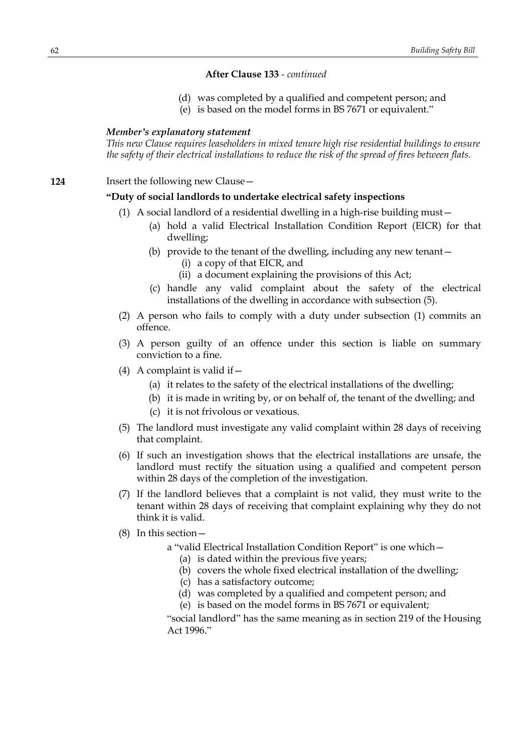**After Clause 133** - *continued*

(d) was completed by a qualified and competent person; and

(e) is based on the model forms in BS 7671 or equivalent."

***Member's explanatory statement***

*This new Clause requires leaseholders in mixed tenure high rise residential buildings to ensure the safety of their electrical installations to reduce the risk of the spread of fires between flats.*

**124** Insert the following new Clause—

**"Duty of social landlords to undertake electrical safety inspections**

(1) A social landlord of a residential dwelling in a high-rise building must—

(a) hold a valid Electrical Installation Condition Report (EICR) for that dwelling;

(b) provide to the tenant of the dwelling, including any new tenant—

(i) a copy of that EICR, and

(ii) a document explaining the provisions of this Act;

(c) handle any valid complaint about the safety of the electrical installations of the dwelling in accordance with subsection (5).

(2) A person who fails to comply with a duty under subsection (1) commits an offence.

(3) A person guilty of an offence under this section is liable on summary conviction to a fine.

(4) A complaint is valid if—

(a) it relates to the safety of the electrical installations of the dwelling;

(b) it is made in writing by, or on behalf of, the tenant of the dwelling; and

(c) it is not frivolous or vexatious.

(5) The landlord must investigate any valid complaint within 28 days of receiving that complaint.

(6) If such an investigation shows that the electrical installations are unsafe, the landlord must rectify the situation using a qualified and competent person within 28 days of the completion of the investigation.

(7) If the landlord believes that a complaint is not valid, they must write to the tenant within 28 days of receiving that complaint explaining why they do not think it is valid.

(8) In this section—

a "valid Electrical Installation Condition Report" is one which—

(a) is dated within the previous five years;

(b) covers the whole fixed electrical installation of the dwelling;

(c) has a satisfactory outcome;

(d) was completed by a qualified and competent person; and

(e) is based on the model forms in BS 7671 or equivalent;

"social landlord" has the same meaning as in section 219 of the Housing Act 1996."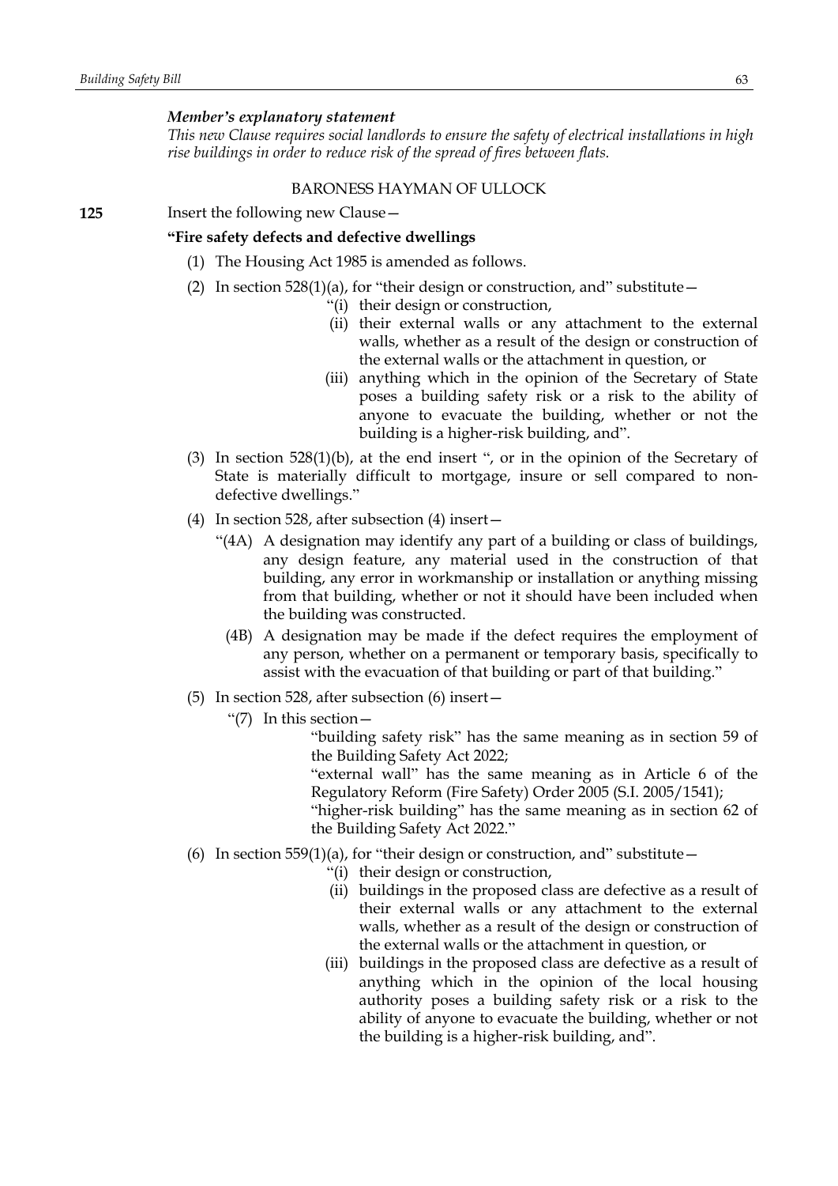*Member's explanatory statement*

*This new Clause requires social landlords to ensure the safety of electrical installations in high rise buildings in order to reduce risk of the spread of fires between flats.*

BARONESS HAYMAN OF ULLOCK

**125** Insert the following new Clause—

**"Fire safety defects and defective dwellings**

(1) The Housing Act 1985 is amended as follows.

(2) In section 528(1)(a), for "their design or construction, and" substitute—

"(i) their design or construction,

(ii) their external walls or any attachment to the external walls, whether as a result of the design or construction of the external walls or the attachment in question, or

(iii) anything which in the opinion of the Secretary of State poses a building safety risk or a risk to the ability of anyone to evacuate the building, whether or not the building is a higher-risk building, and".

(3) In section 528(1)(b), at the end insert ", or in the opinion of the Secretary of State is materially difficult to mortgage, insure or sell compared to non-defective dwellings."

(4) In section 528, after subsection (4) insert—

"(4A) A designation may identify any part of a building or class of buildings, any design feature, any material used in the construction of that building, any error in workmanship or installation or anything missing from that building, whether or not it should have been included when the building was constructed.

(4B) A designation may be made if the defect requires the employment of any person, whether on a permanent or temporary basis, specifically to assist with the evacuation of that building or part of that building."

(5) In section 528, after subsection (6) insert—

"(7) In this section—

"building safety risk" has the same meaning as in section 59 of the Building Safety Act 2022;

"external wall" has the same meaning as in Article 6 of the Regulatory Reform (Fire Safety) Order 2005 (S.I. 2005/1541);

"higher-risk building" has the same meaning as in section 62 of the Building Safety Act 2022."

(6) In section 559(1)(a), for "their design or construction, and" substitute—

"(i) their design or construction,

(ii) buildings in the proposed class are defective as a result of their external walls or any attachment to the external walls, whether as a result of the design or construction of the external walls or the attachment in question, or

(iii) buildings in the proposed class are defective as a result of anything which in the opinion of the local housing authority poses a building safety risk or a risk to the ability of anyone to evacuate the building, whether or not the building is a higher-risk building, and".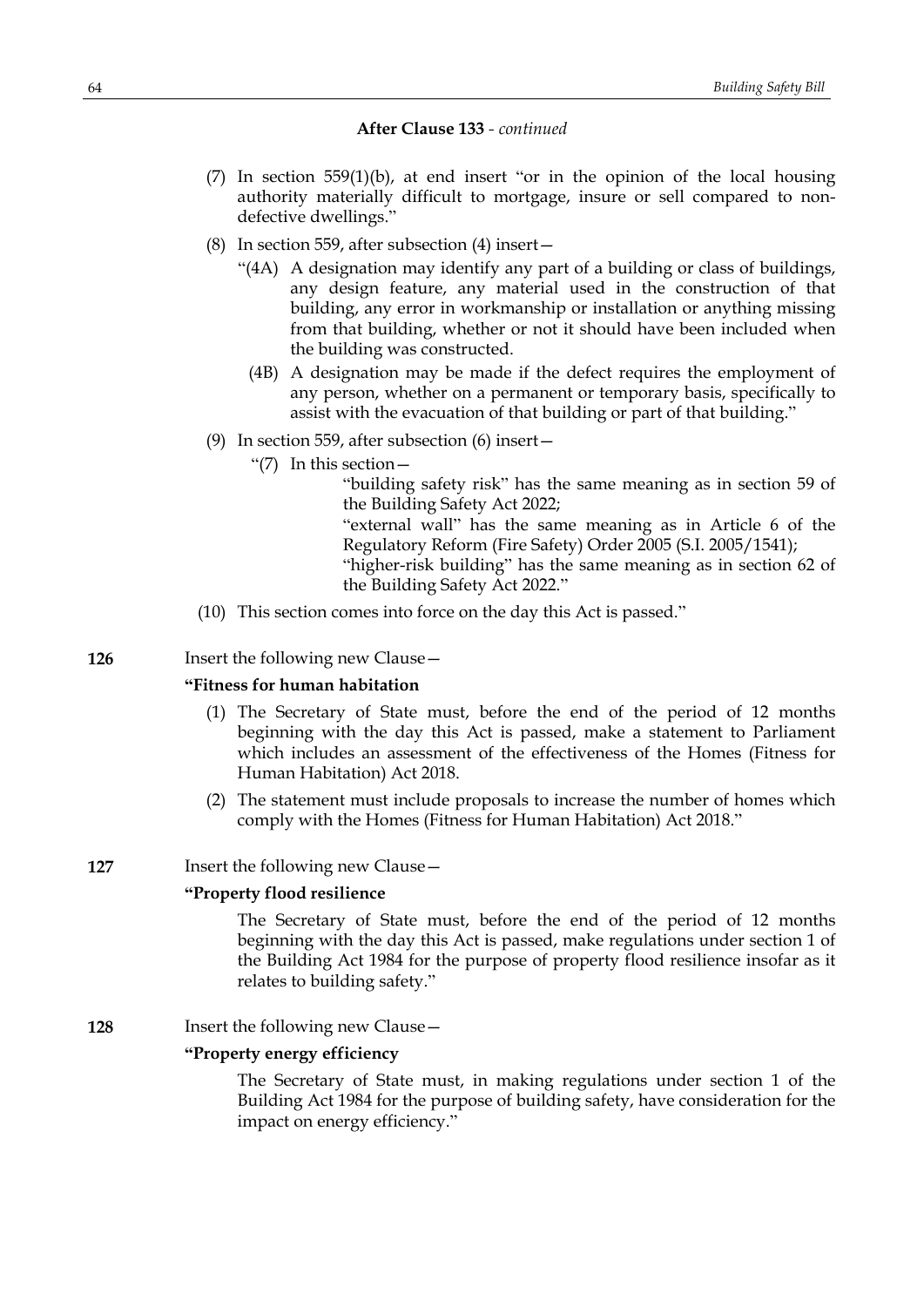**After Clause 133** - *continued*

(7) In section 559(1)(b), at end insert "or in the opinion of the local housing authority materially difficult to mortgage, insure or sell compared to non-defective dwellings."

(8) In section 559, after subsection (4) insert—

"(4A) A designation may identify any part of a building or class of buildings, any design feature, any material used in the construction of that building, any error in workmanship or installation or anything missing from that building, whether or not it should have been included when the building was constructed.

(4B) A designation may be made if the defect requires the employment of any person, whether on a permanent or temporary basis, specifically to assist with the evacuation of that building or part of that building."

(9) In section 559, after subsection (6) insert—

"(7) In this section—

"building safety risk" has the same meaning as in section 59 of the Building Safety Act 2022;

"external wall" has the same meaning as in Article 6 of the Regulatory Reform (Fire Safety) Order 2005 (S.I. 2005/1541);

"higher-risk building" has the same meaning as in section 62 of the Building Safety Act 2022."

(10) This section comes into force on the day this Act is passed."

**126** Insert the following new Clause—

**"Fitness for human habitation**

(1) The Secretary of State must, before the end of the period of 12 months beginning with the day this Act is passed, make a statement to Parliament which includes an assessment of the effectiveness of the Homes (Fitness for Human Habitation) Act 2018.

(2) The statement must include proposals to increase the number of homes which comply with the Homes (Fitness for Human Habitation) Act 2018."

**127** Insert the following new Clause—

**"Property flood resilience**

The Secretary of State must, before the end of the period of 12 months beginning with the day this Act is passed, make regulations under section 1 of the Building Act 1984 for the purpose of property flood resilience insofar as it relates to building safety."

**128** Insert the following new Clause—

**"Property energy efficiency**

The Secretary of State must, in making regulations under section 1 of the Building Act 1984 for the purpose of building safety, have consideration for the impact on energy efficiency."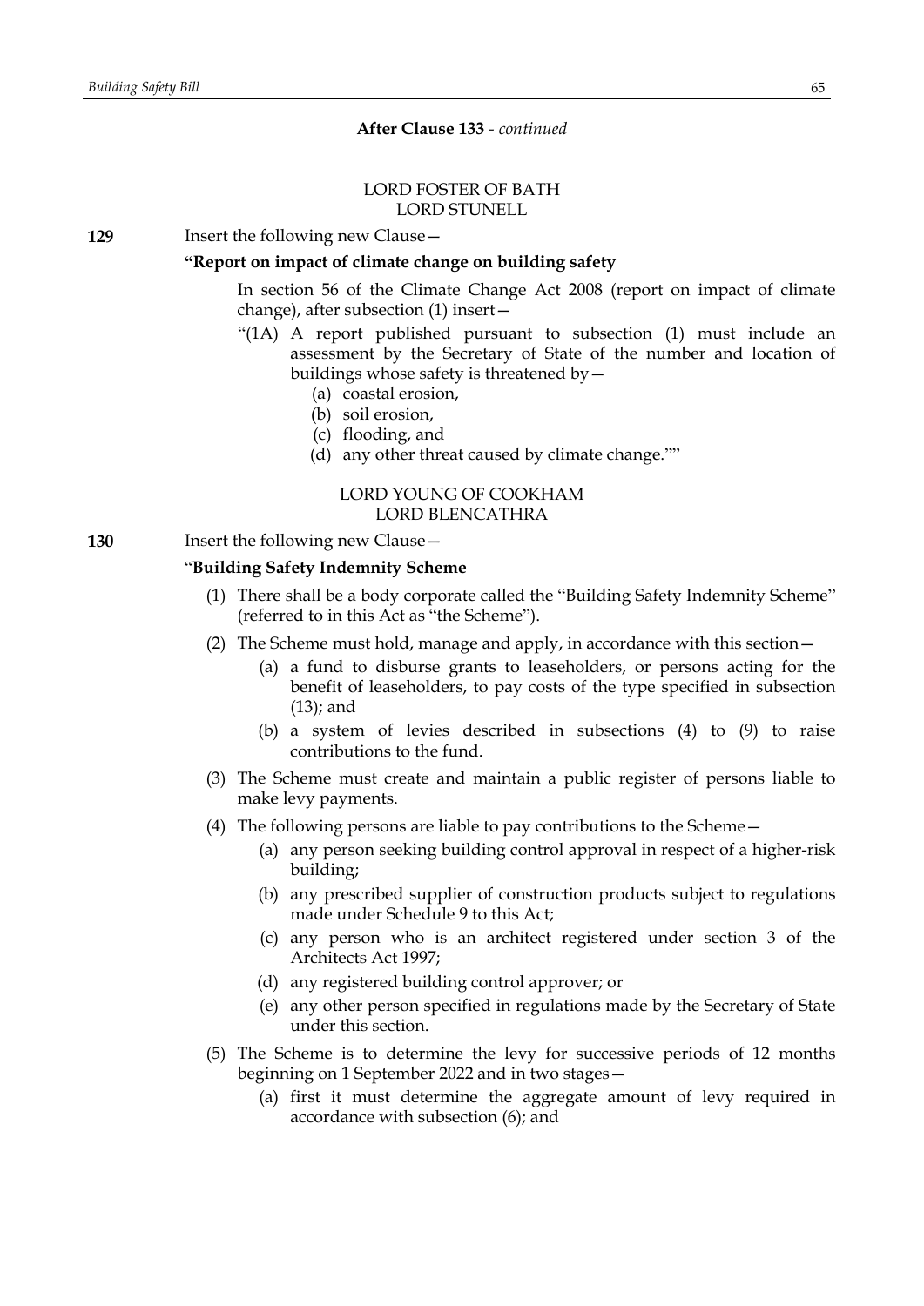**After Clause 133** - *continued*

LORD FOSTER OF BATH
LORD STUNELL

**129** Insert the following new Clause—

**"Report on impact of climate change on building safety**

In section 56 of the Climate Change Act 2008 (report on impact of climate change), after subsection (1) insert—

"(1A) A report published pursuant to subsection (1) must include an assessment by the Secretary of State of the number and location of buildings whose safety is threatened by—

(a) coastal erosion,

(b) soil erosion,

(c) flooding, and

(d) any other threat caused by climate change.""

LORD YOUNG OF COOKHAM
LORD BLENCATHRA

**130** Insert the following new Clause—

"**Building Safety Indemnity Scheme**

(1) There shall be a body corporate called the "Building Safety Indemnity Scheme" (referred to in this Act as "the Scheme").

(2) The Scheme must hold, manage and apply, in accordance with this section—

(a) a fund to disburse grants to leaseholders, or persons acting for the benefit of leaseholders, to pay costs of the type specified in subsection (13); and

(b) a system of levies described in subsections (4) to (9) to raise contributions to the fund.

(3) The Scheme must create and maintain a public register of persons liable to make levy payments.

(4) The following persons are liable to pay contributions to the Scheme—

(a) any person seeking building control approval in respect of a higher-risk building;

(b) any prescribed supplier of construction products subject to regulations made under Schedule 9 to this Act;

(c) any person who is an architect registered under section 3 of the Architects Act 1997;

(d) any registered building control approver; or

(e) any other person specified in regulations made by the Secretary of State under this section.

(5) The Scheme is to determine the levy for successive periods of 12 months beginning on 1 September 2022 and in two stages—

(a) first it must determine the aggregate amount of levy required in accordance with subsection (6); and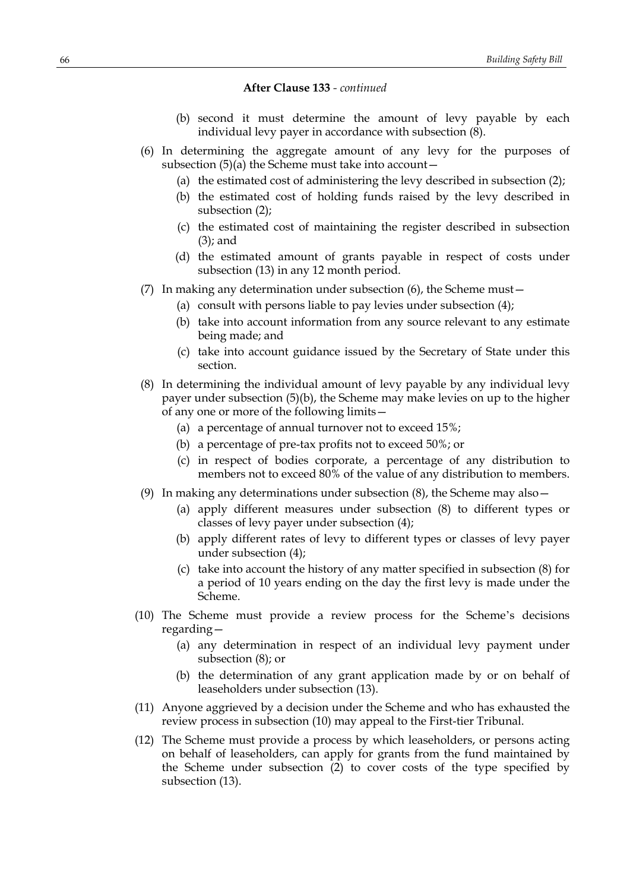**After Clause 133** - *continued*

(b) second it must determine the amount of levy payable by each individual levy payer in accordance with subsection (8).

(6) In determining the aggregate amount of any levy for the purposes of subsection (5)(a) the Scheme must take into account—

(a) the estimated cost of administering the levy described in subsection (2);

(b) the estimated cost of holding funds raised by the levy described in subsection (2);

(c) the estimated cost of maintaining the register described in subsection (3); and

(d) the estimated amount of grants payable in respect of costs under subsection (13) in any 12 month period.

(7) In making any determination under subsection (6), the Scheme must—

(a) consult with persons liable to pay levies under subsection (4);

(b) take into account information from any source relevant to any estimate being made; and

(c) take into account guidance issued by the Secretary of State under this section.

(8) In determining the individual amount of levy payable by any individual levy payer under subsection (5)(b), the Scheme may make levies on up to the higher of any one or more of the following limits—

(a) a percentage of annual turnover not to exceed 15%;

(b) a percentage of pre-tax profits not to exceed 50%; or

(c) in respect of bodies corporate, a percentage of any distribution to members not to exceed 80% of the value of any distribution to members.

(9) In making any determinations under subsection (8), the Scheme may also—

(a) apply different measures under subsection (8) to different types or classes of levy payer under subsection (4);

(b) apply different rates of levy to different types or classes of levy payer under subsection (4);

(c) take into account the history of any matter specified in subsection (8) for a period of 10 years ending on the day the first levy is made under the Scheme.

(10) The Scheme must provide a review process for the Scheme's decisions regarding—

(a) any determination in respect of an individual levy payment under subsection (8); or

(b) the determination of any grant application made by or on behalf of leaseholders under subsection (13).

(11) Anyone aggrieved by a decision under the Scheme and who has exhausted the review process in subsection (10) may appeal to the First-tier Tribunal.

(12) The Scheme must provide a process by which leaseholders, or persons acting on behalf of leaseholders, can apply for grants from the fund maintained by the Scheme under subsection (2) to cover costs of the type specified by subsection (13).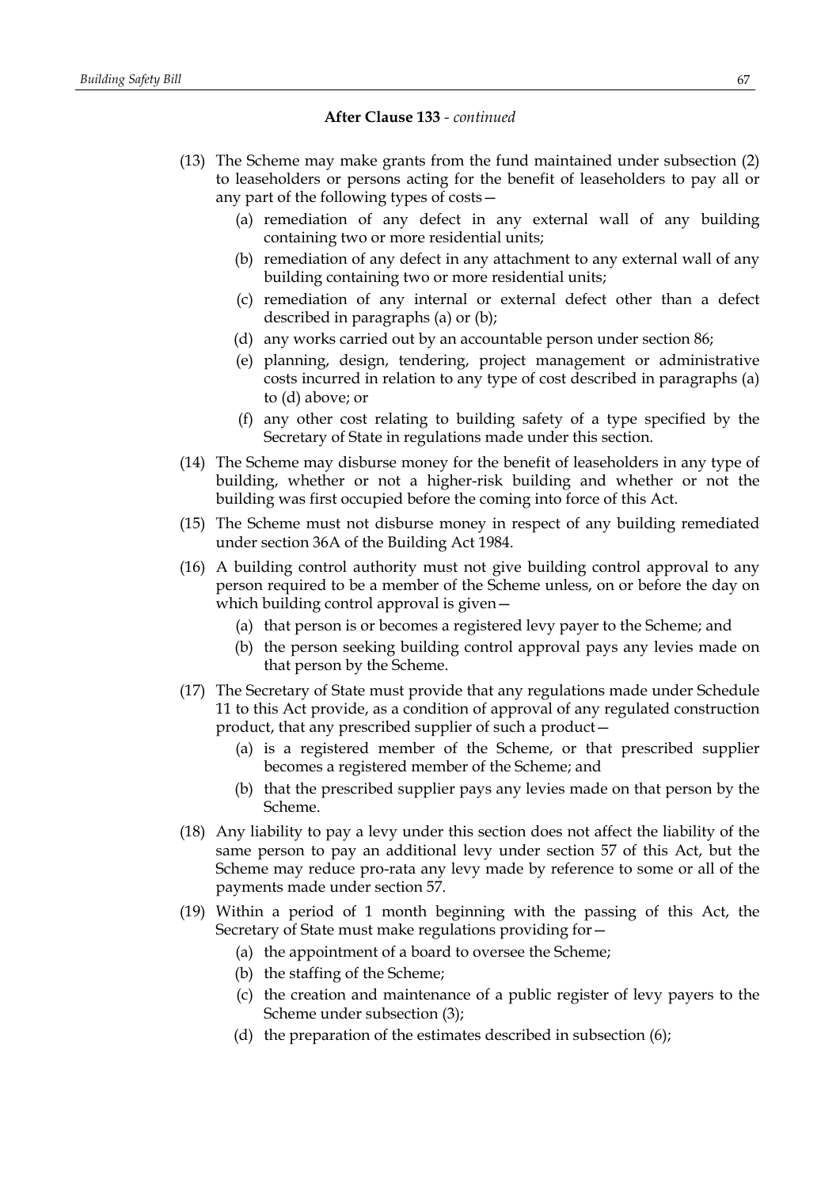**After Clause 133** - *continued*

(13) The Scheme may make grants from the fund maintained under subsection (2) to leaseholders or persons acting for the benefit of leaseholders to pay all or any part of the following types of costs—

(a) remediation of any defect in any external wall of any building containing two or more residential units;

(b) remediation of any defect in any attachment to any external wall of any building containing two or more residential units;

(c) remediation of any internal or external defect other than a defect described in paragraphs (a) or (b);

(d) any works carried out by an accountable person under section 86;

(e) planning, design, tendering, project management or administrative costs incurred in relation to any type of cost described in paragraphs (a) to (d) above; or

(f) any other cost relating to building safety of a type specified by the Secretary of State in regulations made under this section.

(14) The Scheme may disburse money for the benefit of leaseholders in any type of building, whether or not a higher-risk building and whether or not the building was first occupied before the coming into force of this Act.

(15) The Scheme must not disburse money in respect of any building remediated under section 36A of the Building Act 1984.

(16) A building control authority must not give building control approval to any person required to be a member of the Scheme unless, on or before the day on which building control approval is given—

(a) that person is or becomes a registered levy payer to the Scheme; and

(b) the person seeking building control approval pays any levies made on that person by the Scheme.

(17) The Secretary of State must provide that any regulations made under Schedule 11 to this Act provide, as a condition of approval of any regulated construction product, that any prescribed supplier of such a product—

(a) is a registered member of the Scheme, or that prescribed supplier becomes a registered member of the Scheme; and

(b) that the prescribed supplier pays any levies made on that person by the Scheme.

(18) Any liability to pay a levy under this section does not affect the liability of the same person to pay an additional levy under section 57 of this Act, but the Scheme may reduce pro-rata any levy made by reference to some or all of the payments made under section 57.

(19) Within a period of 1 month beginning with the passing of this Act, the Secretary of State must make regulations providing for—

(a) the appointment of a board to oversee the Scheme;

(b) the staffing of the Scheme;

(c) the creation and maintenance of a public register of levy payers to the Scheme under subsection (3);

(d) the preparation of the estimates described in subsection (6);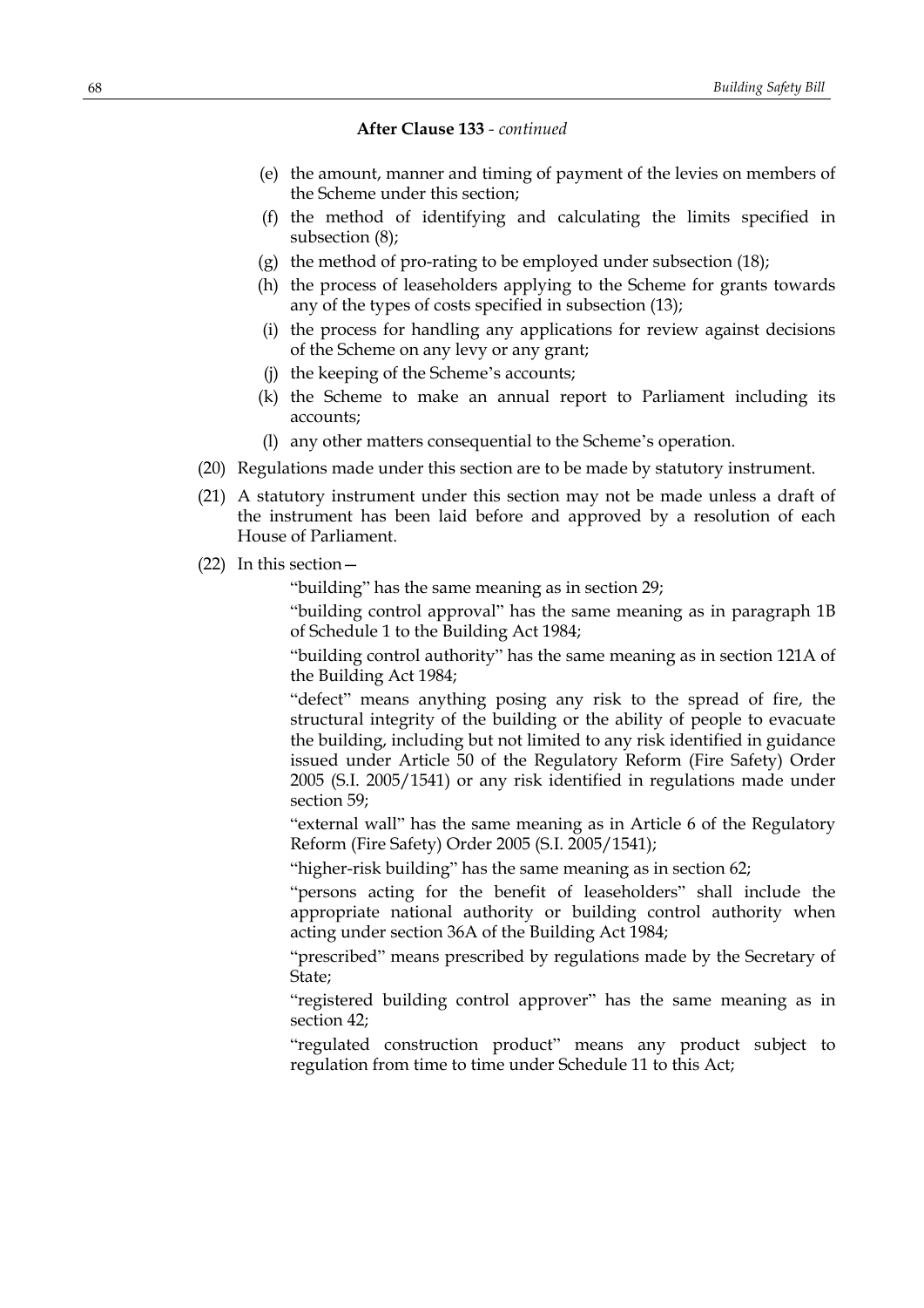**After Clause 133** - *continued*

(e) the amount, manner and timing of payment of the levies on members of the Scheme under this section;

(f) the method of identifying and calculating the limits specified in subsection (8);

(g) the method of pro-rating to be employed under subsection (18);

(h) the process of leaseholders applying to the Scheme for grants towards any of the types of costs specified in subsection (13);

(i) the process for handling any applications for review against decisions of the Scheme on any levy or any grant;

(j) the keeping of the Scheme's accounts;

(k) the Scheme to make an annual report to Parliament including its accounts;

(l) any other matters consequential to the Scheme's operation.

(20) Regulations made under this section are to be made by statutory instrument.

(21) A statutory instrument under this section may not be made unless a draft of the instrument has been laid before and approved by a resolution of each House of Parliament.

(22) In this section—

"building" has the same meaning as in section 29;

"building control approval" has the same meaning as in paragraph 1B of Schedule 1 to the Building Act 1984;

"building control authority" has the same meaning as in section 121A of the Building Act 1984;

"defect" means anything posing any risk to the spread of fire, the structural integrity of the building or the ability of people to evacuate the building, including but not limited to any risk identified in guidance issued under Article 50 of the Regulatory Reform (Fire Safety) Order 2005 (S.I. 2005/1541) or any risk identified in regulations made under section 59;

"external wall" has the same meaning as in Article 6 of the Regulatory Reform (Fire Safety) Order 2005 (S.I. 2005/1541);

"higher-risk building" has the same meaning as in section 62;

"persons acting for the benefit of leaseholders" shall include the appropriate national authority or building control authority when acting under section 36A of the Building Act 1984;

"prescribed" means prescribed by regulations made by the Secretary of State;

"registered building control approver" has the same meaning as in section 42;

"regulated construction product" means any product subject to regulation from time to time under Schedule 11 to this Act;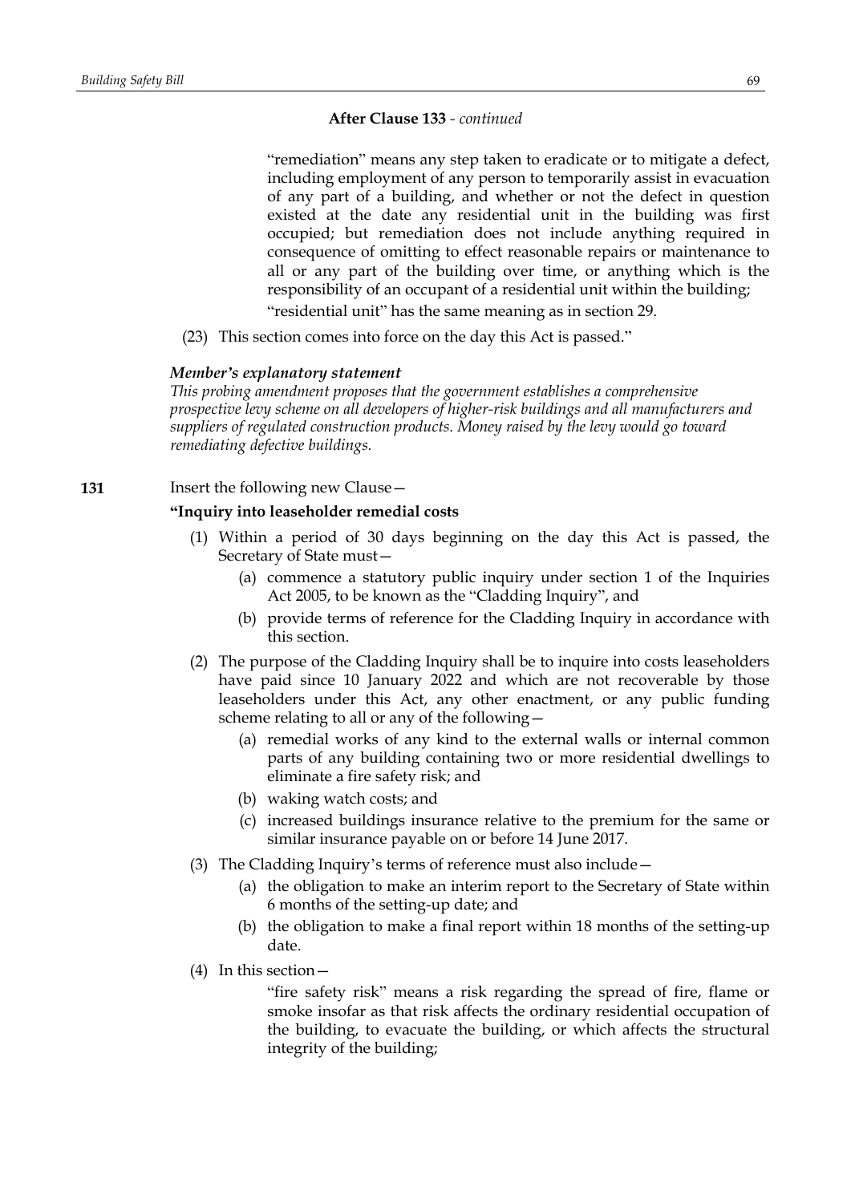**After Clause 133** - *continued*

"remediation" means any step taken to eradicate or to mitigate a defect, including employment of any person to temporarily assist in evacuation of any part of a building, and whether or not the defect in question existed at the date any residential unit in the building was first occupied; but remediation does not include anything required in consequence of omitting to effect reasonable repairs or maintenance to all or any part of the building over time, or anything which is the responsibility of an occupant of a residential unit within the building;

"residential unit" has the same meaning as in section 29.

(23) This section comes into force on the day this Act is passed."

***Member's explanatory statement***

*This probing amendment proposes that the government establishes a comprehensive prospective levy scheme on all developers of higher-risk buildings and all manufacturers and suppliers of regulated construction products. Money raised by the levy would go toward remediating defective buildings.*

**131** Insert the following new Clause—

**"Inquiry into leaseholder remedial costs**

(1) Within a period of 30 days beginning on the day this Act is passed, the Secretary of State must—

(a) commence a statutory public inquiry under section 1 of the Inquiries Act 2005, to be known as the "Cladding Inquiry", and

(b) provide terms of reference for the Cladding Inquiry in accordance with this section.

(2) The purpose of the Cladding Inquiry shall be to inquire into costs leaseholders have paid since 10 January 2022 and which are not recoverable by those leaseholders under this Act, any other enactment, or any public funding scheme relating to all or any of the following—

(a) remedial works of any kind to the external walls or internal common parts of any building containing two or more residential dwellings to eliminate a fire safety risk; and

(b) waking watch costs; and

(c) increased buildings insurance relative to the premium for the same or similar insurance payable on or before 14 June 2017.

(3) The Cladding Inquiry's terms of reference must also include—

(a) the obligation to make an interim report to the Secretary of State within 6 months of the setting-up date; and

(b) the obligation to make a final report within 18 months of the setting-up date.

(4) In this section—

"fire safety risk" means a risk regarding the spread of fire, flame or smoke insofar as that risk affects the ordinary residential occupation of the building, to evacuate the building, or which affects the structural integrity of the building;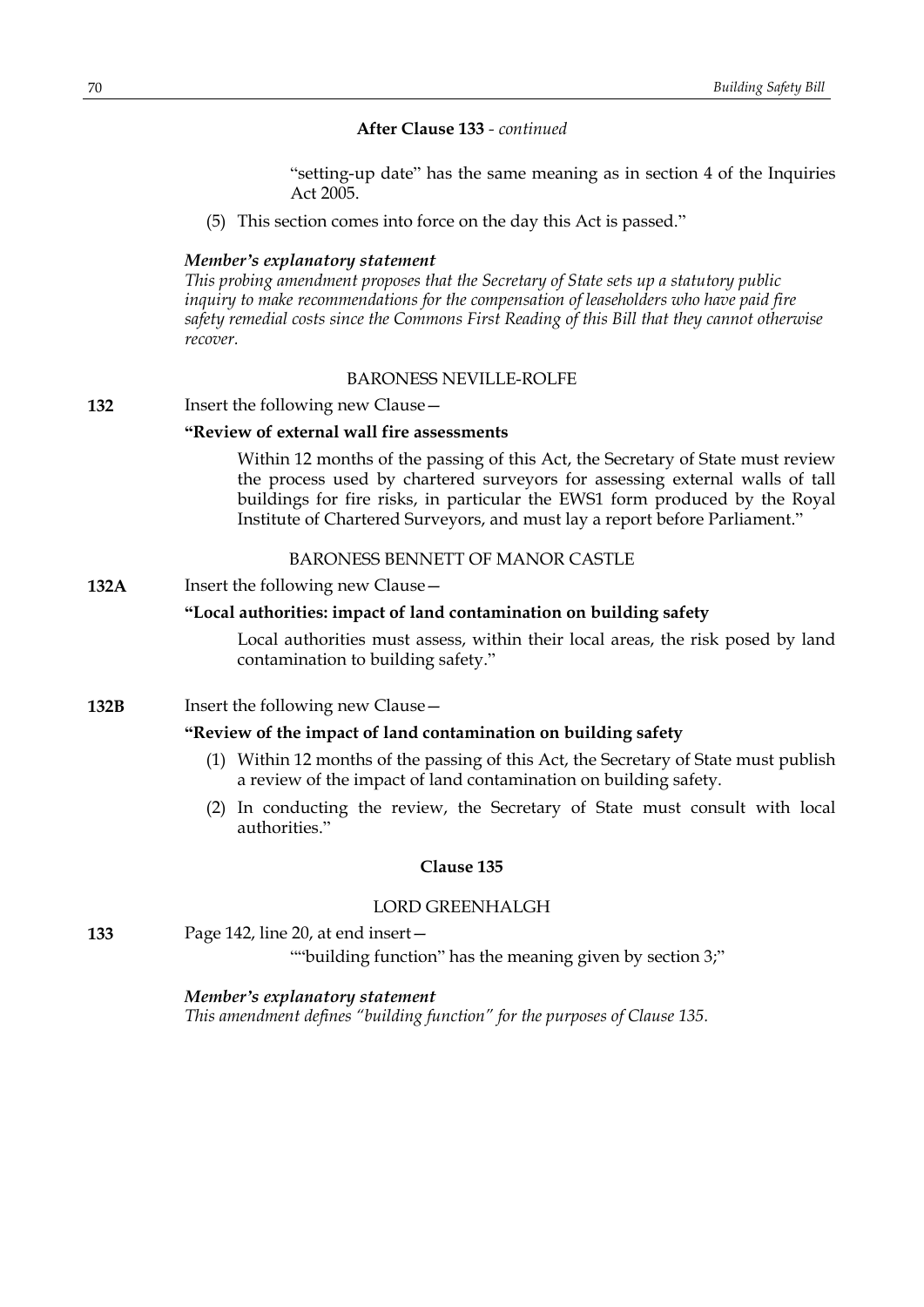**After Clause 133** - *continued*

"setting-up date" has the same meaning as in section 4 of the Inquiries Act 2005.

(5) This section comes into force on the day this Act is passed."

***Member's explanatory statement***

*This probing amendment proposes that the Secretary of State sets up a statutory public inquiry to make recommendations for the compensation of leaseholders who have paid fire safety remedial costs since the Commons First Reading of this Bill that they cannot otherwise recover.*

BARONESS NEVILLE-ROLFE

**132** Insert the following new Clause—

**"Review of external wall fire assessments**

Within 12 months of the passing of this Act, the Secretary of State must review the process used by chartered surveyors for assessing external walls of tall buildings for fire risks, in particular the EWS1 form produced by the Royal Institute of Chartered Surveyors, and must lay a report before Parliament."

BARONESS BENNETT OF MANOR CASTLE

**132A** Insert the following new Clause—

**"Local authorities: impact of land contamination on building safety**

Local authorities must assess, within their local areas, the risk posed by land contamination to building safety."

**132B** Insert the following new Clause—

**"Review of the impact of land contamination on building safety**

(1) Within 12 months of the passing of this Act, the Secretary of State must publish a review of the impact of land contamination on building safety.

(2) In conducting the review, the Secretary of State must consult with local authorities."

**Clause 135**

LORD GREENHALGH

**133** Page 142, line 20, at end insert—

""building function" has the meaning given by section 3;"

***Member's explanatory statement***

*This amendment defines "building function" for the purposes of Clause 135.*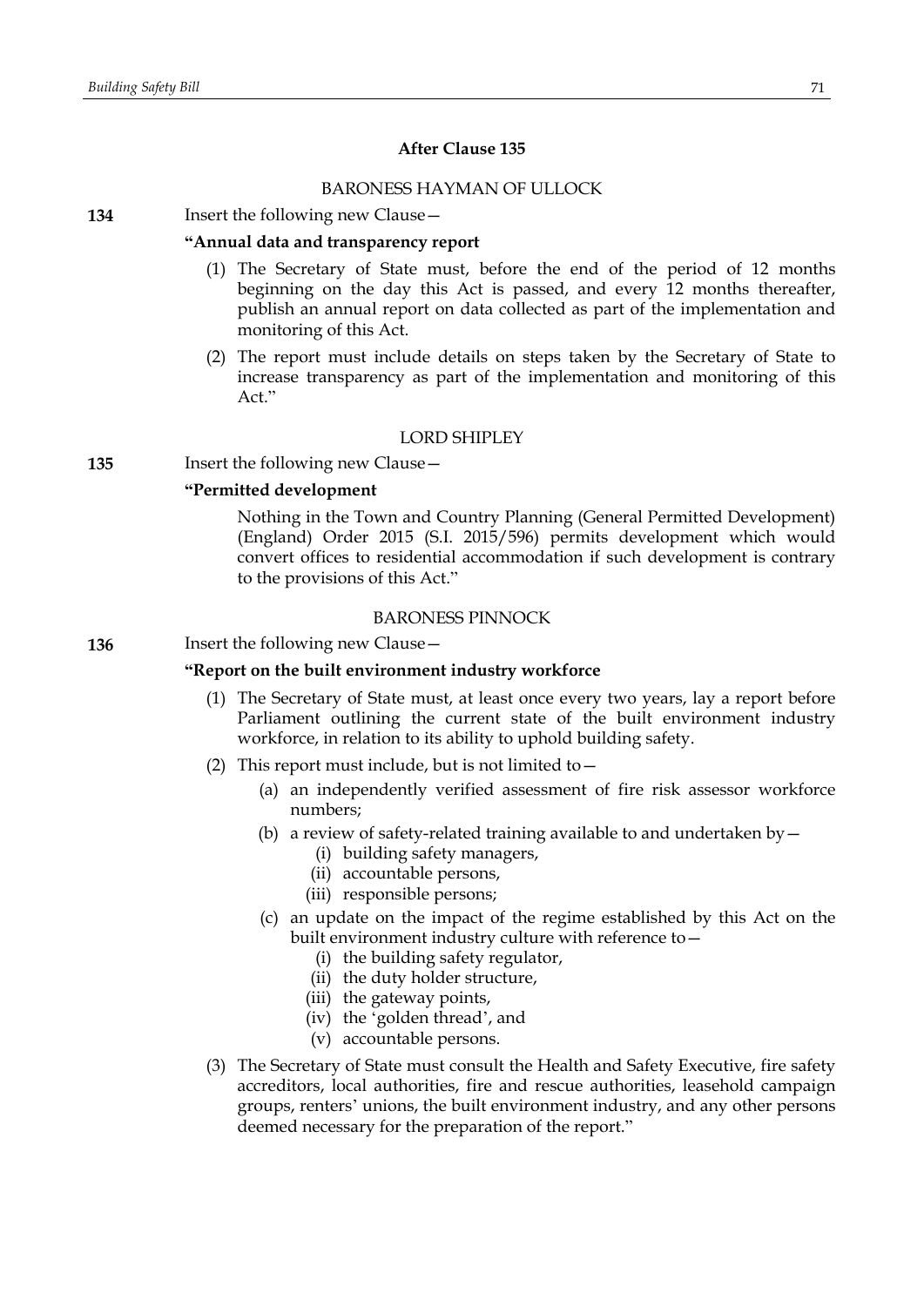## After Clause 135

BARONESS HAYMAN OF ULLOCK

**134** Insert the following new Clause—

**"Annual data and transparency report**

(1) The Secretary of State must, before the end of the period of 12 months beginning on the day this Act is passed, and every 12 months thereafter, publish an annual report on data collected as part of the implementation and monitoring of this Act.

(2) The report must include details on steps taken by the Secretary of State to increase transparency as part of the implementation and monitoring of this Act."

LORD SHIPLEY

**135** Insert the following new Clause—

**"Permitted development**

Nothing in the Town and Country Planning (General Permitted Development) (England) Order 2015 (S.I. 2015/596) permits development which would convert offices to residential accommodation if such development is contrary to the provisions of this Act."

BARONESS PINNOCK

**136** Insert the following new Clause—

**"Report on the built environment industry workforce**

(1) The Secretary of State must, at least once every two years, lay a report before Parliament outlining the current state of the built environment industry workforce, in relation to its ability to uphold building safety.

(2) This report must include, but is not limited to—

(a) an independently verified assessment of fire risk assessor workforce numbers;

(b) a review of safety-related training available to and undertaken by—

(i) building safety managers,

(ii) accountable persons,

(iii) responsible persons;

(c) an update on the impact of the regime established by this Act on the built environment industry culture with reference to—

(i) the building safety regulator,

(ii) the duty holder structure,

(iii) the gateway points,

(iv) the 'golden thread', and

(v) accountable persons.

(3) The Secretary of State must consult the Health and Safety Executive, fire safety accreditors, local authorities, fire and rescue authorities, leasehold campaign groups, renters' unions, the built environment industry, and any other persons deemed necessary for the preparation of the report."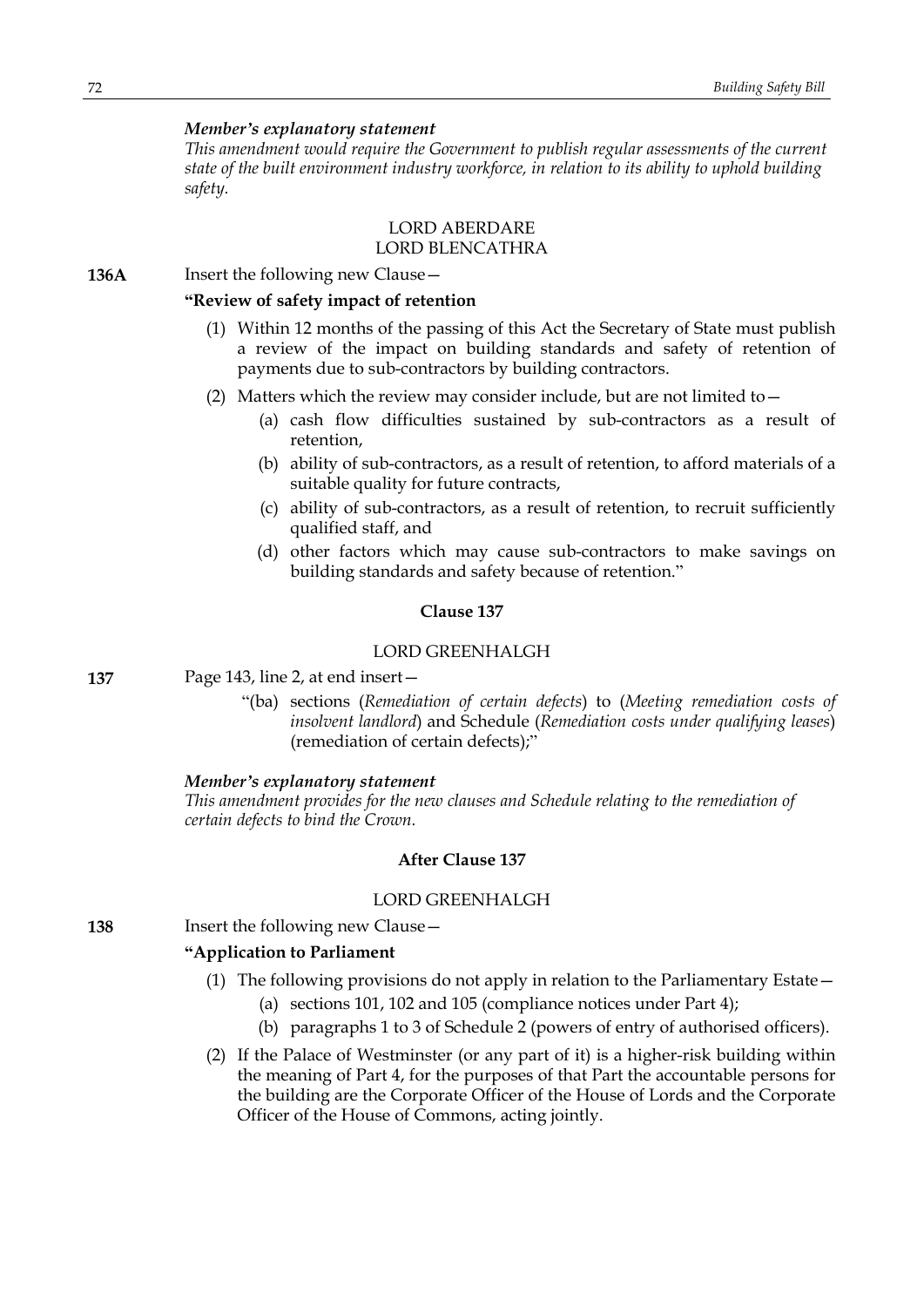*Member's explanatory statement*

*This amendment would require the Government to publish regular assessments of the current state of the built environment industry workforce, in relation to its ability to uphold building safety.*

LORD ABERDARE
LORD BLENCATHRA

**136A** Insert the following new Clause—

**"Review of safety impact of retention**

(1) Within 12 months of the passing of this Act the Secretary of State must publish a review of the impact on building standards and safety of retention of payments due to sub-contractors by building contractors.

(2) Matters which the review may consider include, but are not limited to—

(a) cash flow difficulties sustained by sub-contractors as a result of retention,

(b) ability of sub-contractors, as a result of retention, to afford materials of a suitable quality for future contracts,

(c) ability of sub-contractors, as a result of retention, to recruit sufficiently qualified staff, and

(d) other factors which may cause sub-contractors to make savings on building standards and safety because of retention."

**Clause 137**

LORD GREENHALGH

**137** Page 143, line 2, at end insert—

"(ba) sections (*Remediation of certain defects*) to (*Meeting remediation costs of insolvent landlord*) and Schedule (*Remediation costs under qualifying leases*) (remediation of certain defects);"

*Member's explanatory statement*

*This amendment provides for the new clauses and Schedule relating to the remediation of certain defects to bind the Crown.*

**After Clause 137**

LORD GREENHALGH

**138** Insert the following new Clause—

**"Application to Parliament**

(1) The following provisions do not apply in relation to the Parliamentary Estate—

(a) sections 101, 102 and 105 (compliance notices under Part 4);

(b) paragraphs 1 to 3 of Schedule 2 (powers of entry of authorised officers).

(2) If the Palace of Westminster (or any part of it) is a higher-risk building within the meaning of Part 4, for the purposes of that Part the accountable persons for the building are the Corporate Officer of the House of Lords and the Corporate Officer of the House of Commons, acting jointly.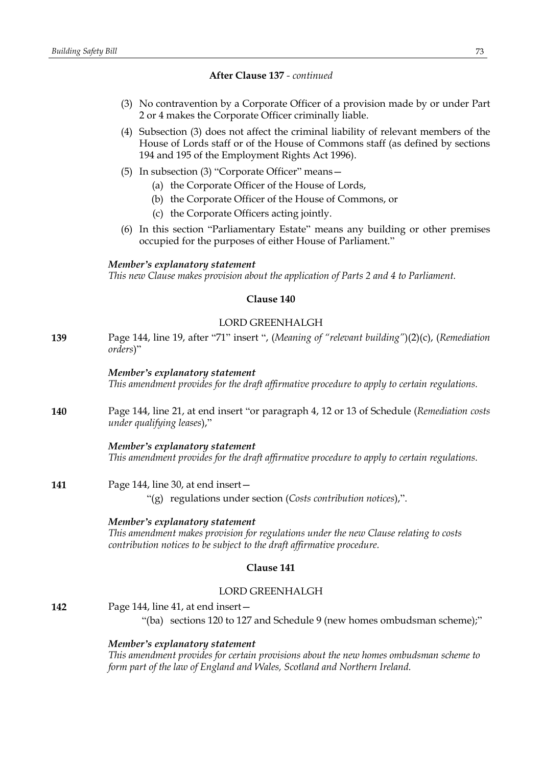**After Clause 137** - *continued*

(3) No contravention by a Corporate Officer of a provision made by or under Part 2 or 4 makes the Corporate Officer criminally liable.

(4) Subsection (3) does not affect the criminal liability of relevant members of the House of Lords staff or of the House of Commons staff (as defined by sections 194 and 195 of the Employment Rights Act 1996).

(5) In subsection (3) "Corporate Officer" means—

(a) the Corporate Officer of the House of Lords,

(b) the Corporate Officer of the House of Commons, or

(c) the Corporate Officers acting jointly.

(6) In this section "Parliamentary Estate" means any building or other premises occupied for the purposes of either House of Parliament."

***Member's explanatory statement***

*This new Clause makes provision about the application of Parts 2 and 4 to Parliament.*

**Clause 140**

LORD GREENHALGH

**139** Page 144, line 19, after "71" insert ", (*Meaning of "relevant building"*)(2)(c), (*Remediation orders*)"

***Member's explanatory statement***

*This amendment provides for the draft affirmative procedure to apply to certain regulations.*

**140** Page 144, line 21, at end insert "or paragraph 4, 12 or 13 of Schedule (*Remediation costs under qualifying leases*),"

***Member's explanatory statement***

*This amendment provides for the draft affirmative procedure to apply to certain regulations.*

**141** Page 144, line 30, at end insert—

"(g) regulations under section (*Costs contribution notices*),".

***Member's explanatory statement***

*This amendment makes provision for regulations under the new Clause relating to costs contribution notices to be subject to the draft affirmative procedure.*

**Clause 141**

LORD GREENHALGH

**142** Page 144, line 41, at end insert—

"(ba) sections 120 to 127 and Schedule 9 (new homes ombudsman scheme);"

***Member's explanatory statement***

*This amendment provides for certain provisions about the new homes ombudsman scheme to form part of the law of England and Wales, Scotland and Northern Ireland.*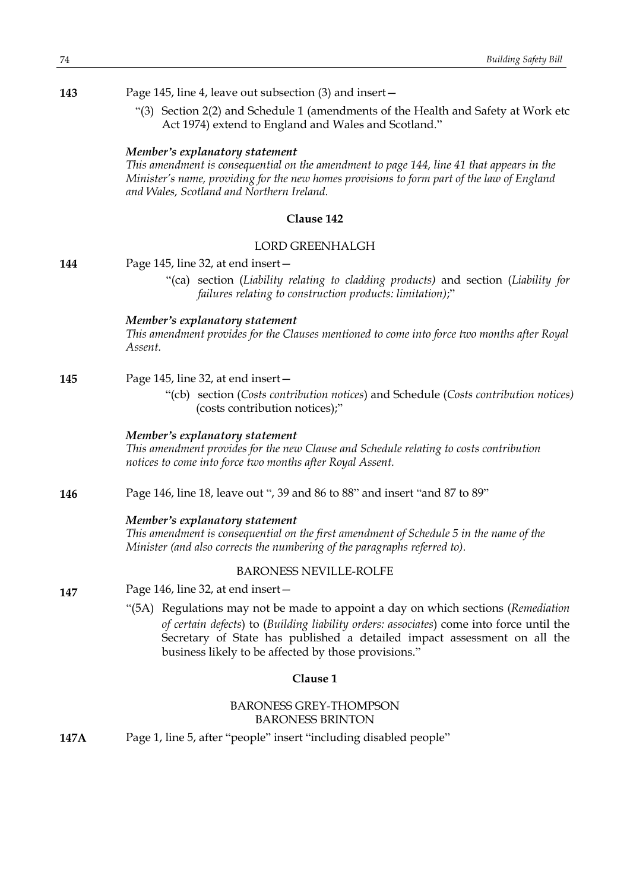**143** Page 145, line 4, leave out subsection (3) and insert—

"(3) Section 2(2) and Schedule 1 (amendments of the Health and Safety at Work etc Act 1974) extend to England and Wales and Scotland."

***Member's explanatory statement***

*This amendment is consequential on the amendment to page 144, line 41 that appears in the Minister's name, providing for the new homes provisions to form part of the law of England and Wales, Scotland and Northern Ireland.*

### Clause 142

LORD GREENHALGH

**144** Page 145, line 32, at end insert—

"(ca) section (*Liability relating to cladding products)* and section (*Liability for failures relating to construction products: limitation)*;"

***Member's explanatory statement***

*This amendment provides for the Clauses mentioned to come into force two months after Royal Assent.*

**145** Page 145, line 32, at end insert—

"(cb) section (*Costs contribution notices*) and Schedule (*Costs contribution notices)* (costs contribution notices);"

***Member's explanatory statement***

*This amendment provides for the new Clause and Schedule relating to costs contribution notices to come into force two months after Royal Assent.*

**146** Page 146, line 18, leave out ", 39 and 86 to 88" and insert "and 87 to 89"

***Member's explanatory statement***

*This amendment is consequential on the first amendment of Schedule 5 in the name of the Minister (and also corrects the numbering of the paragraphs referred to).*

BARONESS NEVILLE-ROLFE

**147** Page 146, line 32, at end insert—

"(5A) Regulations may not be made to appoint a day on which sections (*Remediation of certain defects*) to (*Building liability orders: associates*) come into force until the Secretary of State has published a detailed impact assessment on all the business likely to be affected by those provisions."

### Clause 1

BARONESS GREY-THOMPSON
BARONESS BRINTON

**147A** Page 1, line 5, after "people" insert "including disabled people"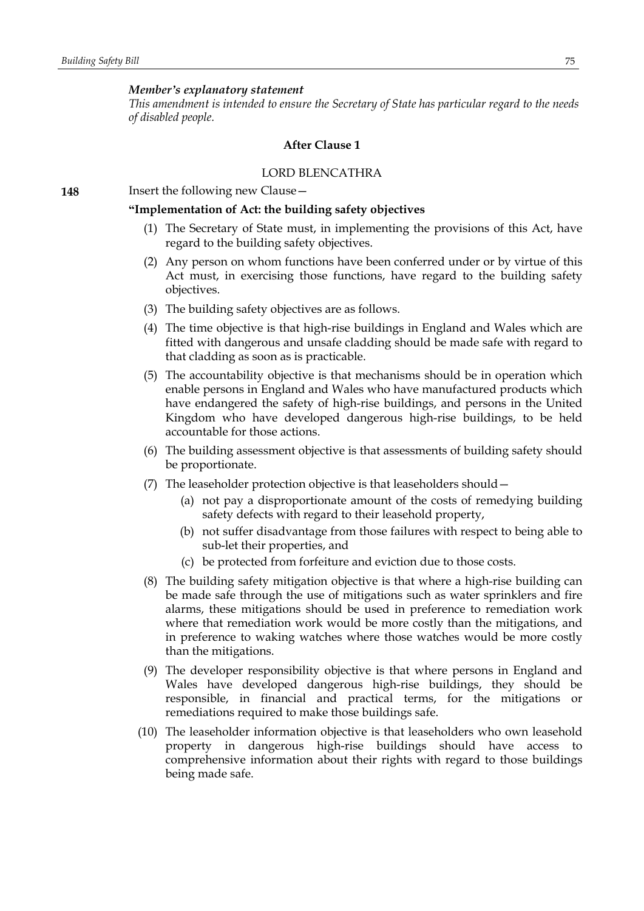*Member's explanatory statement*

*This amendment is intended to ensure the Secretary of State has particular regard to the needs of disabled people.*

**After Clause 1**

LORD BLENCATHRA

**148** Insert the following new Clause—

**"Implementation of Act: the building safety objectives**

(1) The Secretary of State must, in implementing the provisions of this Act, have regard to the building safety objectives.

(2) Any person on whom functions have been conferred under or by virtue of this Act must, in exercising those functions, have regard to the building safety objectives.

(3) The building safety objectives are as follows.

(4) The time objective is that high-rise buildings in England and Wales which are fitted with dangerous and unsafe cladding should be made safe with regard to that cladding as soon as is practicable.

(5) The accountability objective is that mechanisms should be in operation which enable persons in England and Wales who have manufactured products which have endangered the safety of high-rise buildings, and persons in the United Kingdom who have developed dangerous high-rise buildings, to be held accountable for those actions.

(6) The building assessment objective is that assessments of building safety should be proportionate.

(7) The leaseholder protection objective is that leaseholders should—

(a) not pay a disproportionate amount of the costs of remedying building safety defects with regard to their leasehold property,

(b) not suffer disadvantage from those failures with respect to being able to sub-let their properties, and

(c) be protected from forfeiture and eviction due to those costs.

(8) The building safety mitigation objective is that where a high-rise building can be made safe through the use of mitigations such as water sprinklers and fire alarms, these mitigations should be used in preference to remediation work where that remediation work would be more costly than the mitigations, and in preference to waking watches where those watches would be more costly than the mitigations.

(9) The developer responsibility objective is that where persons in England and Wales have developed dangerous high-rise buildings, they should be responsible, in financial and practical terms, for the mitigations or remediations required to make those buildings safe.

(10) The leaseholder information objective is that leaseholders who own leasehold property in dangerous high-rise buildings should have access to comprehensive information about their rights with regard to those buildings being made safe.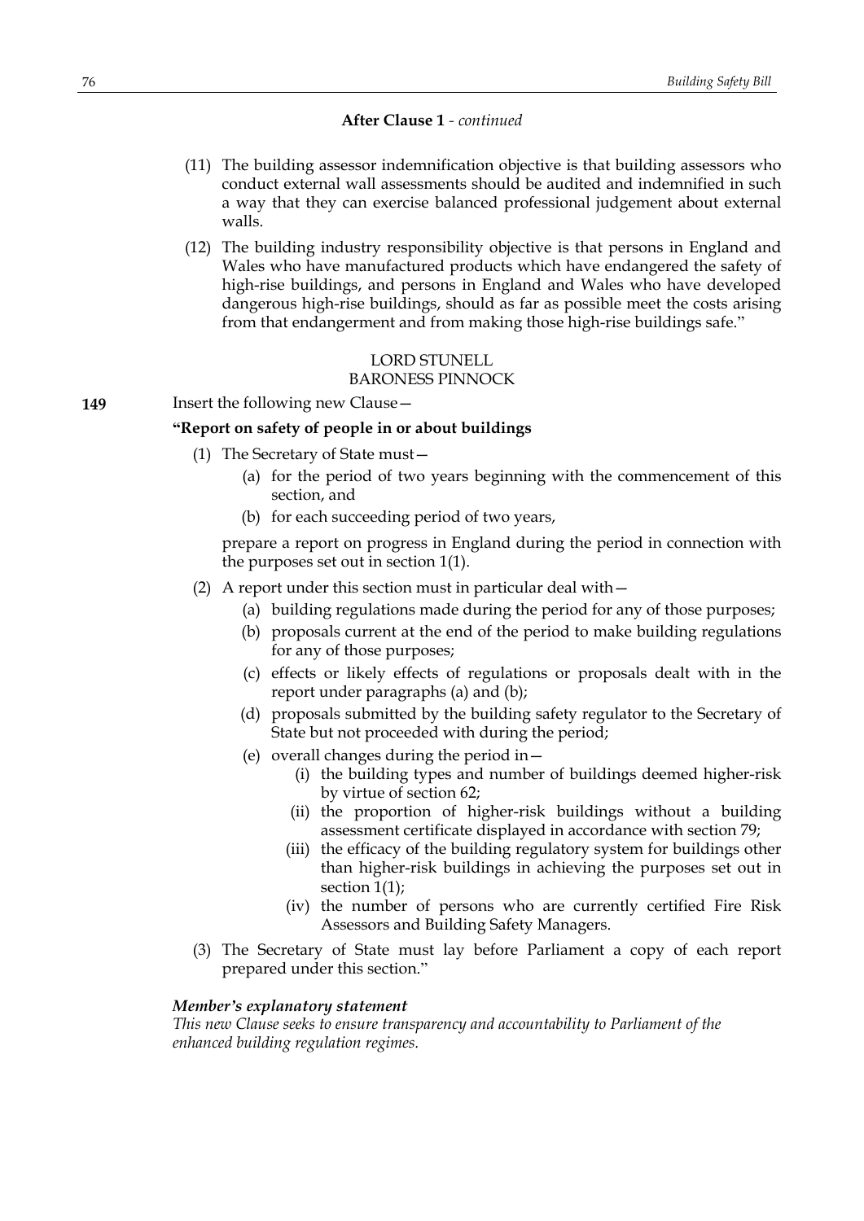**After Clause 1** - *continued*

(11) The building assessor indemnification objective is that building assessors who conduct external wall assessments should be audited and indemnified in such a way that they can exercise balanced professional judgement about external walls.

(12) The building industry responsibility objective is that persons in England and Wales who have manufactured products which have endangered the safety of high-rise buildings, and persons in England and Wales who have developed dangerous high-rise buildings, should as far as possible meet the costs arising from that endangerment and from making those high-rise buildings safe."

LORD STUNELL
BARONESS PINNOCK

**149** Insert the following new Clause—

**"Report on safety of people in or about buildings**

(1) The Secretary of State must—

(a) for the period of two years beginning with the commencement of this section, and

(b) for each succeeding period of two years,

prepare a report on progress in England during the period in connection with the purposes set out in section 1(1).

(2) A report under this section must in particular deal with—

(a) building regulations made during the period for any of those purposes;

(b) proposals current at the end of the period to make building regulations for any of those purposes;

(c) effects or likely effects of regulations or proposals dealt with in the report under paragraphs (a) and (b);

(d) proposals submitted by the building safety regulator to the Secretary of State but not proceeded with during the period;

(e) overall changes during the period in—

(i) the building types and number of buildings deemed higher-risk by virtue of section 62;

(ii) the proportion of higher-risk buildings without a building assessment certificate displayed in accordance with section 79;

(iii) the efficacy of the building regulatory system for buildings other than higher-risk buildings in achieving the purposes set out in section 1(1);

(iv) the number of persons who are currently certified Fire Risk Assessors and Building Safety Managers.

(3) The Secretary of State must lay before Parliament a copy of each report prepared under this section."

***Member's explanatory statement***

*This new Clause seeks to ensure transparency and accountability to Parliament of the enhanced building regulation regimes.*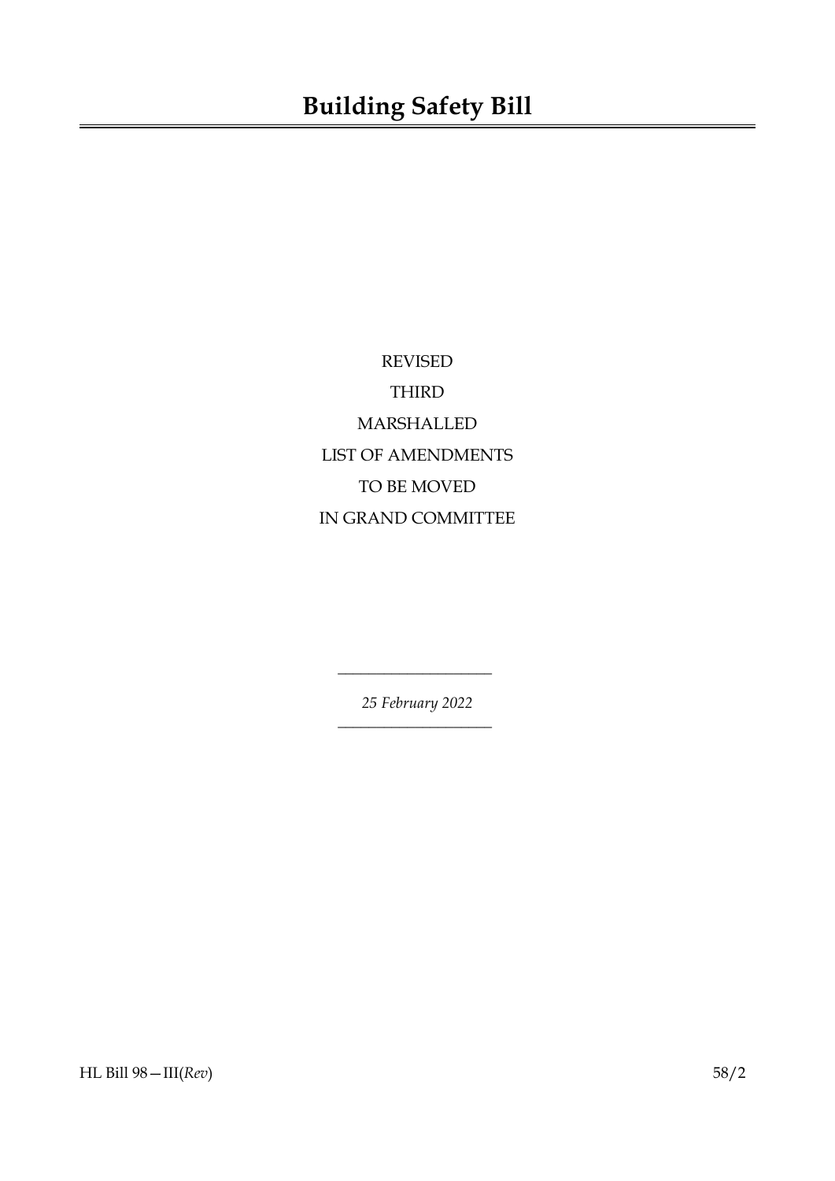# Building Safety Bill

REVISED

THIRD

MARSHALLED

LIST OF AMENDMENTS

TO BE MOVED

IN GRAND COMMITTEE

---

*25 February 2022*

---

HL Bill 98—III(*Rev*) 58/2